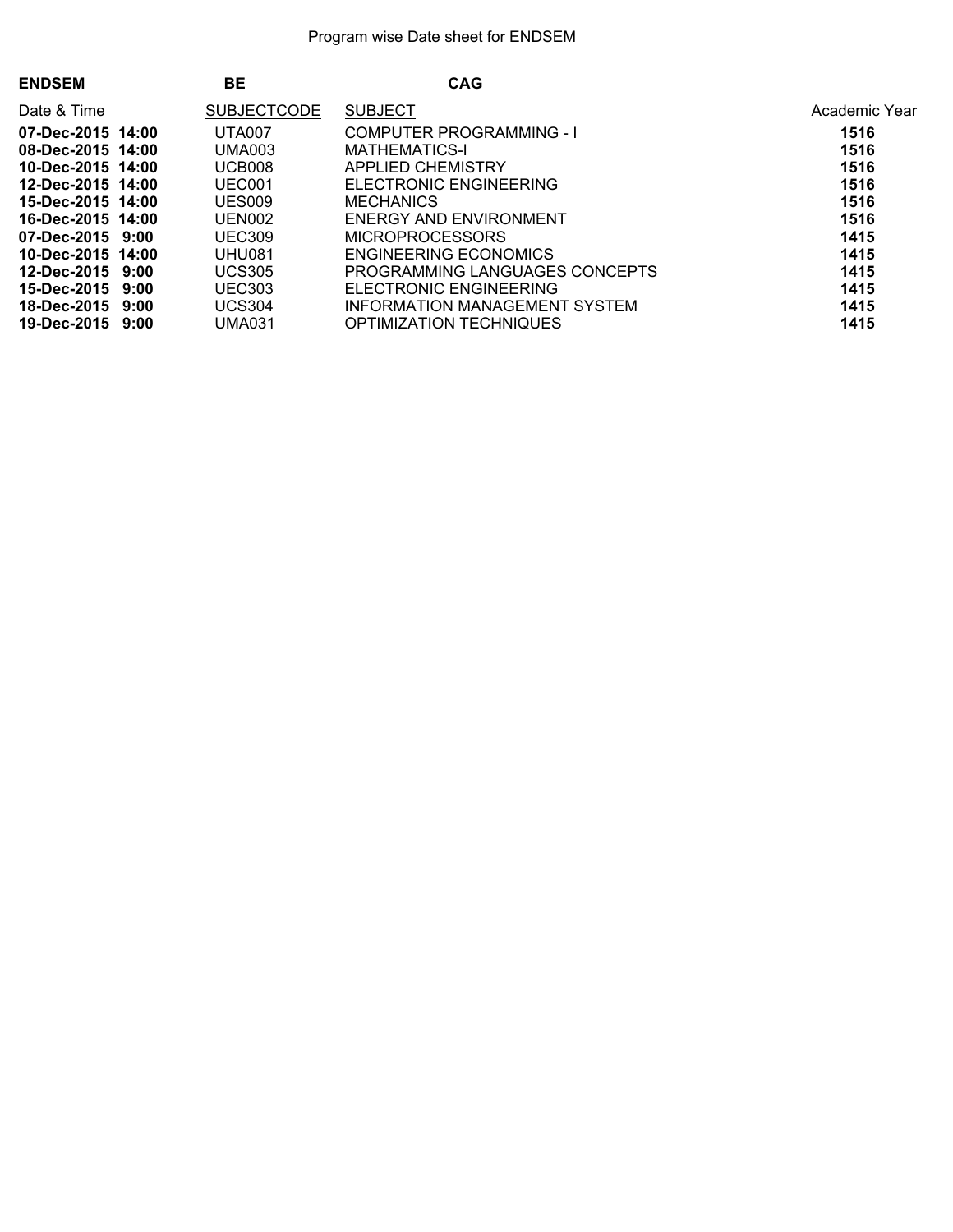Program wise Date sheet for ENDSEM

**ENDSEM** **BE** **CAG**

| Date & Time | SUBJECTCODE | SUBJECT | Academic Year |
|---|---|---|---|
| **07-Dec-2015 14:00** | UTA007 | COMPUTER PROGRAMMING - I | **1516** |
| **08-Dec-2015 14:00** | UMA003 | MATHEMATICS-I | **1516** |
| **10-Dec-2015 14:00** | UCB008 | APPLIED CHEMISTRY | **1516** |
| **12-Dec-2015 14:00** | UEC001 | ELECTRONIC ENGINEERING | **1516** |
| **15-Dec-2015 14:00** | UES009 | MECHANICS | **1516** |
| **16-Dec-2015 14:00** | UEN002 | ENERGY AND ENVIRONMENT | **1516** |
| **07-Dec-2015 9:00** | UEC309 | MICROPROCESSORS | **1415** |
| **10-Dec-2015 14:00** | UHU081 | ENGINEERING ECONOMICS | **1415** |
| **12-Dec-2015 9:00** | UCS305 | PROGRAMMING LANGUAGES CONCEPTS | **1415** |
| **15-Dec-2015 9:00** | UEC303 | ELECTRONIC ENGINEERING | **1415** |
| **18-Dec-2015 9:00** | UCS304 | INFORMATION MANAGEMENT SYSTEM | **1415** |
| **19-Dec-2015 9:00** | UMA031 | OPTIMIZATION TECHNIQUES | **1415** |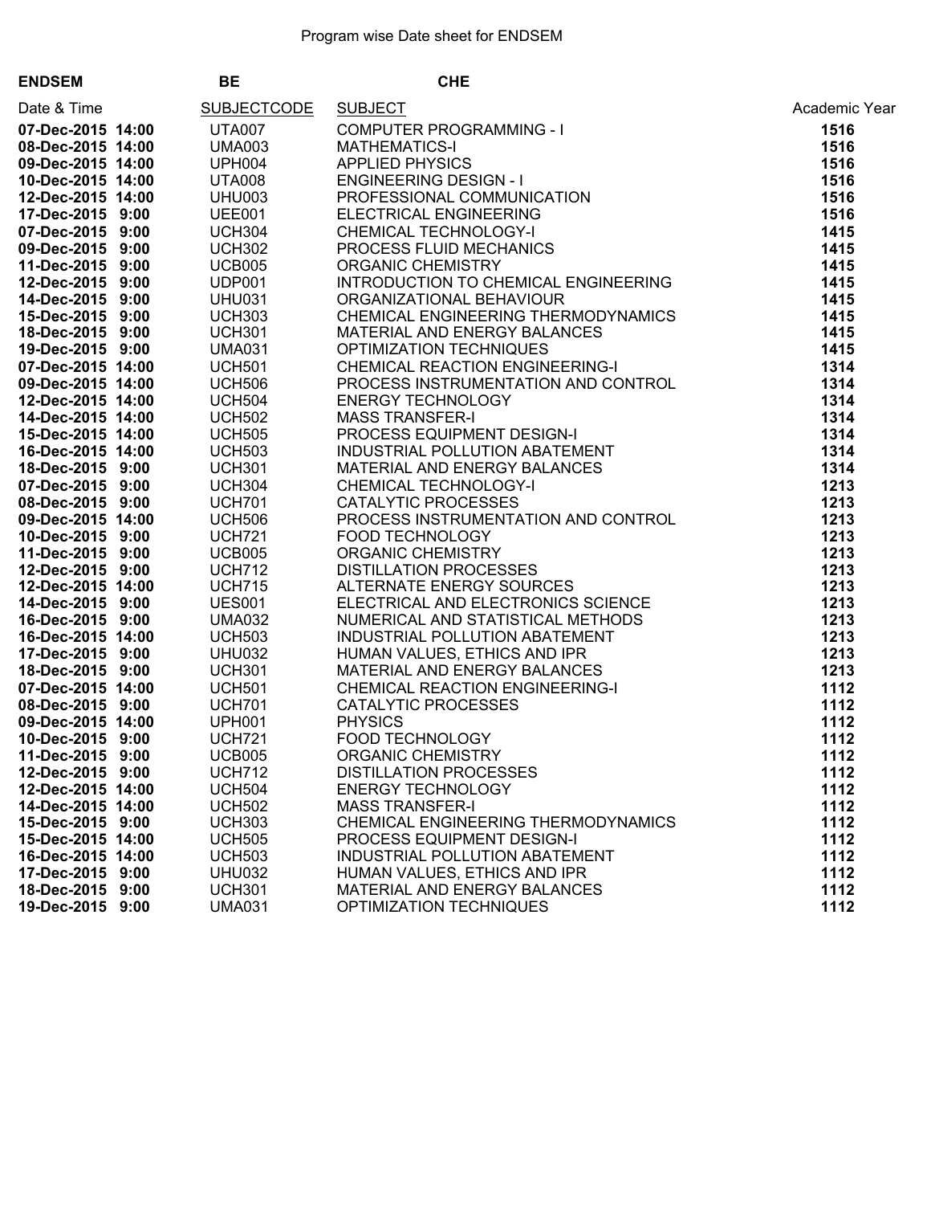Program wise Date sheet for ENDSEM

**ENDSEM** **BE** **CHE**

| Date & Time | SUBJECTCODE | SUBJECT | Academic Year |
|---|---|---|---|
| **07-Dec-2015 14:00** | UTA007 | COMPUTER PROGRAMMING - I | **1516** |
| **08-Dec-2015 14:00** | UMA003 | MATHEMATICS-I | **1516** |
| **09-Dec-2015 14:00** | UPH004 | APPLIED PHYSICS | **1516** |
| **10-Dec-2015 14:00** | UTA008 | ENGINEERING DESIGN - I | **1516** |
| **12-Dec-2015 14:00** | UHU003 | PROFESSIONAL COMMUNICATION | **1516** |
| **17-Dec-2015 9:00** | UEE001 | ELECTRICAL ENGINEERING | **1516** |
| **07-Dec-2015 9:00** | UCH304 | CHEMICAL TECHNOLOGY-I | **1415** |
| **09-Dec-2015 9:00** | UCH302 | PROCESS FLUID MECHANICS | **1415** |
| **11-Dec-2015 9:00** | UCB005 | ORGANIC CHEMISTRY | **1415** |
| **12-Dec-2015 9:00** | UDP001 | INTRODUCTION TO CHEMICAL ENGINEERING | **1415** |
| **14-Dec-2015 9:00** | UHU031 | ORGANIZATIONAL BEHAVIOUR | **1415** |
| **15-Dec-2015 9:00** | UCH303 | CHEMICAL ENGINEERING THERMODYNAMICS | **1415** |
| **18-Dec-2015 9:00** | UCH301 | MATERIAL AND ENERGY BALANCES | **1415** |
| **19-Dec-2015 9:00** | UMA031 | OPTIMIZATION TECHNIQUES | **1415** |
| **07-Dec-2015 14:00** | UCH501 | CHEMICAL REACTION ENGINEERING-I | **1314** |
| **09-Dec-2015 14:00** | UCH506 | PROCESS INSTRUMENTATION AND CONTROL | **1314** |
| **12-Dec-2015 14:00** | UCH504 | ENERGY TECHNOLOGY | **1314** |
| **14-Dec-2015 14:00** | UCH502 | MASS TRANSFER-I | **1314** |
| **15-Dec-2015 14:00** | UCH505 | PROCESS EQUIPMENT DESIGN-I | **1314** |
| **16-Dec-2015 14:00** | UCH503 | INDUSTRIAL POLLUTION ABATEMENT | **1314** |
| **18-Dec-2015 9:00** | UCH301 | MATERIAL AND ENERGY BALANCES | **1314** |
| **07-Dec-2015 9:00** | UCH304 | CHEMICAL TECHNOLOGY-I | **1213** |
| **08-Dec-2015 9:00** | UCH701 | CATALYTIC PROCESSES | **1213** |
| **09-Dec-2015 14:00** | UCH506 | PROCESS INSTRUMENTATION AND CONTROL | **1213** |
| **10-Dec-2015 9:00** | UCH721 | FOOD TECHNOLOGY | **1213** |
| **11-Dec-2015 9:00** | UCB005 | ORGANIC CHEMISTRY | **1213** |
| **12-Dec-2015 9:00** | UCH712 | DISTILLATION PROCESSES | **1213** |
| **12-Dec-2015 14:00** | UCH715 | ALTERNATE ENERGY SOURCES | **1213** |
| **14-Dec-2015 9:00** | UES001 | ELECTRICAL AND ELECTRONICS SCIENCE | **1213** |
| **16-Dec-2015 9:00** | UMA032 | NUMERICAL AND STATISTICAL METHODS | **1213** |
| **16-Dec-2015 14:00** | UCH503 | INDUSTRIAL POLLUTION ABATEMENT | **1213** |
| **17-Dec-2015 9:00** | UHU032 | HUMAN VALUES, ETHICS AND IPR | **1213** |
| **18-Dec-2015 9:00** | UCH301 | MATERIAL AND ENERGY BALANCES | **1213** |
| **07-Dec-2015 14:00** | UCH501 | CHEMICAL REACTION ENGINEERING-I | **1112** |
| **08-Dec-2015 9:00** | UCH701 | CATALYTIC PROCESSES | **1112** |
| **09-Dec-2015 14:00** | UPH001 | PHYSICS | **1112** |
| **10-Dec-2015 9:00** | UCH721 | FOOD TECHNOLOGY | **1112** |
| **11-Dec-2015 9:00** | UCB005 | ORGANIC CHEMISTRY | **1112** |
| **12-Dec-2015 9:00** | UCH712 | DISTILLATION PROCESSES | **1112** |
| **12-Dec-2015 14:00** | UCH504 | ENERGY TECHNOLOGY | **1112** |
| **14-Dec-2015 14:00** | UCH502 | MASS TRANSFER-I | **1112** |
| **15-Dec-2015 9:00** | UCH303 | CHEMICAL ENGINEERING THERMODYNAMICS | **1112** |
| **15-Dec-2015 14:00** | UCH505 | PROCESS EQUIPMENT DESIGN-I | **1112** |
| **16-Dec-2015 14:00** | UCH503 | INDUSTRIAL POLLUTION ABATEMENT | **1112** |
| **17-Dec-2015 9:00** | UHU032 | HUMAN VALUES, ETHICS AND IPR | **1112** |
| **18-Dec-2015 9:00** | UCH301 | MATERIAL AND ENERGY BALANCES | **1112** |
| **19-Dec-2015 9:00** | UMA031 | OPTIMIZATION TECHNIQUES | **1112** |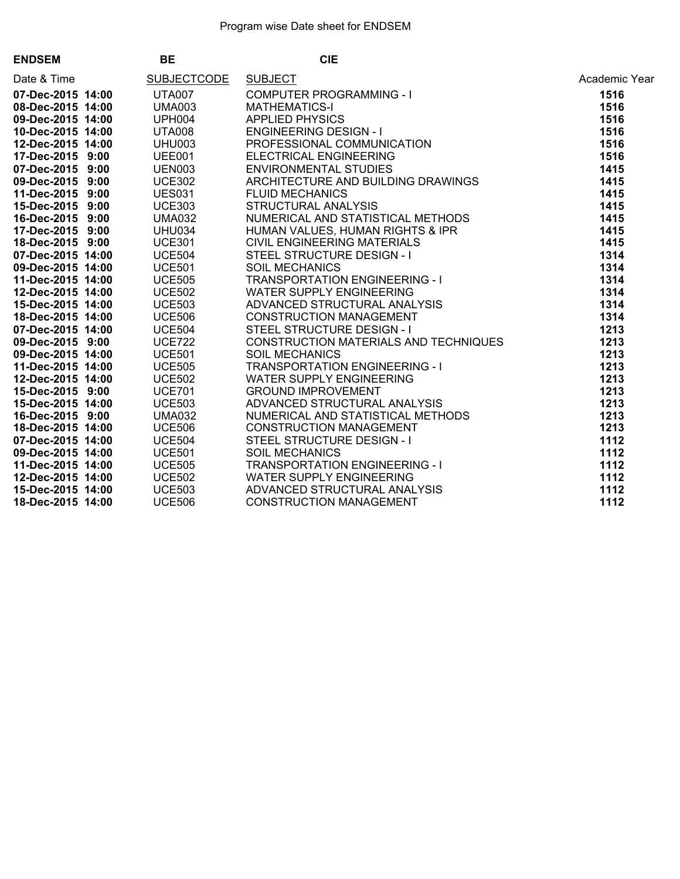Program wise Date sheet for ENDSEM

**ENDSEM** **BE** **CIE**

| Date & Time | SUBJECTCODE | SUBJECT | Academic Year |
|---|---|---|---|
| **07-Dec-2015 14:00** | UTA007 | COMPUTER PROGRAMMING - I | **1516** |
| **08-Dec-2015 14:00** | UMA003 | MATHEMATICS-I | **1516** |
| **09-Dec-2015 14:00** | UPH004 | APPLIED PHYSICS | **1516** |
| **10-Dec-2015 14:00** | UTA008 | ENGINEERING DESIGN - I | **1516** |
| **12-Dec-2015 14:00** | UHU003 | PROFESSIONAL COMMUNICATION | **1516** |
| **17-Dec-2015 9:00** | UEE001 | ELECTRICAL ENGINEERING | **1516** |
| **07-Dec-2015 9:00** | UEN003 | ENVIRONMENTAL STUDIES | **1415** |
| **09-Dec-2015 9:00** | UCE302 | ARCHITECTURE AND BUILDING DRAWINGS | **1415** |
| **11-Dec-2015 9:00** | UES031 | FLUID MECHANICS | **1415** |
| **15-Dec-2015 9:00** | UCE303 | STRUCTURAL ANALYSIS | **1415** |
| **16-Dec-2015 9:00** | UMA032 | NUMERICAL AND STATISTICAL METHODS | **1415** |
| **17-Dec-2015 9:00** | UHU034 | HUMAN VALUES, HUMAN RIGHTS & IPR | **1415** |
| **18-Dec-2015 9:00** | UCE301 | CIVIL ENGINEERING MATERIALS | **1415** |
| **07-Dec-2015 14:00** | UCE504 | STEEL STRUCTURE DESIGN - I | **1314** |
| **09-Dec-2015 14:00** | UCE501 | SOIL MECHANICS | **1314** |
| **11-Dec-2015 14:00** | UCE505 | TRANSPORTATION ENGINEERING - I | **1314** |
| **12-Dec-2015 14:00** | UCE502 | WATER SUPPLY ENGINEERING | **1314** |
| **15-Dec-2015 14:00** | UCE503 | ADVANCED STRUCTURAL ANALYSIS | **1314** |
| **18-Dec-2015 14:00** | UCE506 | CONSTRUCTION MANAGEMENT | **1314** |
| **07-Dec-2015 14:00** | UCE504 | STEEL STRUCTURE DESIGN - I | **1213** |
| **09-Dec-2015 9:00** | UCE722 | CONSTRUCTION MATERIALS AND TECHNIQUES | **1213** |
| **09-Dec-2015 14:00** | UCE501 | SOIL MECHANICS | **1213** |
| **11-Dec-2015 14:00** | UCE505 | TRANSPORTATION ENGINEERING - I | **1213** |
| **12-Dec-2015 14:00** | UCE502 | WATER SUPPLY ENGINEERING | **1213** |
| **15-Dec-2015 9:00** | UCE701 | GROUND IMPROVEMENT | **1213** |
| **15-Dec-2015 14:00** | UCE503 | ADVANCED STRUCTURAL ANALYSIS | **1213** |
| **16-Dec-2015 9:00** | UMA032 | NUMERICAL AND STATISTICAL METHODS | **1213** |
| **18-Dec-2015 14:00** | UCE506 | CONSTRUCTION MANAGEMENT | **1213** |
| **07-Dec-2015 14:00** | UCE504 | STEEL STRUCTURE DESIGN - I | **1112** |
| **09-Dec-2015 14:00** | UCE501 | SOIL MECHANICS | **1112** |
| **11-Dec-2015 14:00** | UCE505 | TRANSPORTATION ENGINEERING - I | **1112** |
| **12-Dec-2015 14:00** | UCE502 | WATER SUPPLY ENGINEERING | **1112** |
| **15-Dec-2015 14:00** | UCE503 | ADVANCED STRUCTURAL ANALYSIS | **1112** |
| **18-Dec-2015 14:00** | UCE506 | CONSTRUCTION MANAGEMENT | **1112** |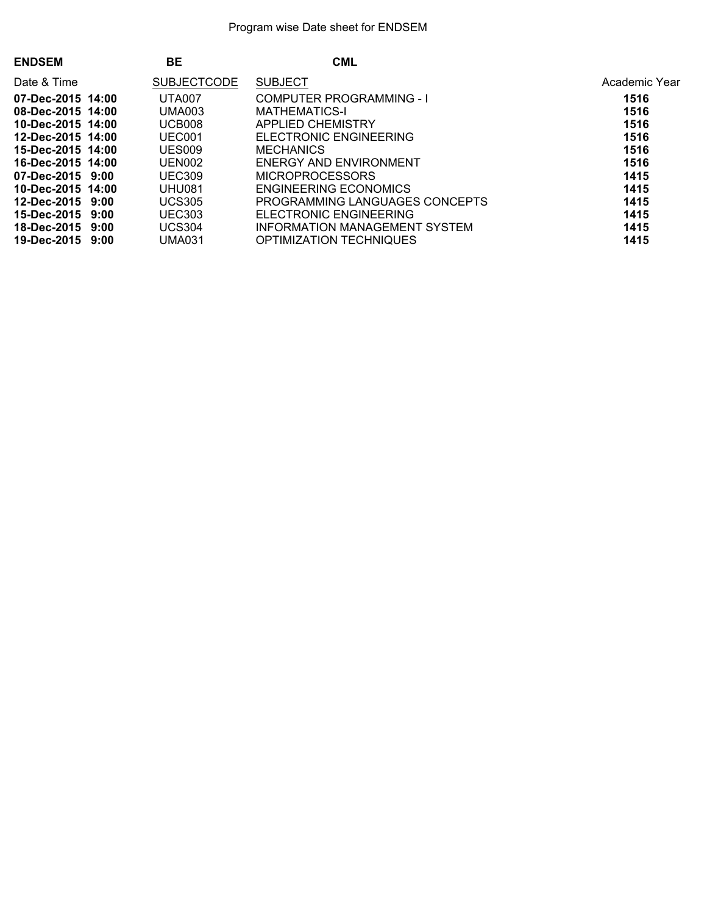Program wise Date sheet for ENDSEM

**ENDSEM** **BE** **CML**

| Date & Time | SUBJECTCODE | SUBJECT | Academic Year |
|---|---|---|---|
| **07-Dec-2015 14:00** | UTA007 | COMPUTER PROGRAMMING - I | **1516** |
| **08-Dec-2015 14:00** | UMA003 | MATHEMATICS-I | **1516** |
| **10-Dec-2015 14:00** | UCB008 | APPLIED CHEMISTRY | **1516** |
| **12-Dec-2015 14:00** | UEC001 | ELECTRONIC ENGINEERING | **1516** |
| **15-Dec-2015 14:00** | UES009 | MECHANICS | **1516** |
| **16-Dec-2015 14:00** | UEN002 | ENERGY AND ENVIRONMENT | **1516** |
| **07-Dec-2015 9:00** | UEC309 | MICROPROCESSORS | **1415** |
| **10-Dec-2015 14:00** | UHU081 | ENGINEERING ECONOMICS | **1415** |
| **12-Dec-2015 9:00** | UCS305 | PROGRAMMING LANGUAGES CONCEPTS | **1415** |
| **15-Dec-2015 9:00** | UEC303 | ELECTRONIC ENGINEERING | **1415** |
| **18-Dec-2015 9:00** | UCS304 | INFORMATION MANAGEMENT SYSTEM | **1415** |
| **19-Dec-2015 9:00** | UMA031 | OPTIMIZATION TECHNIQUES | **1415** |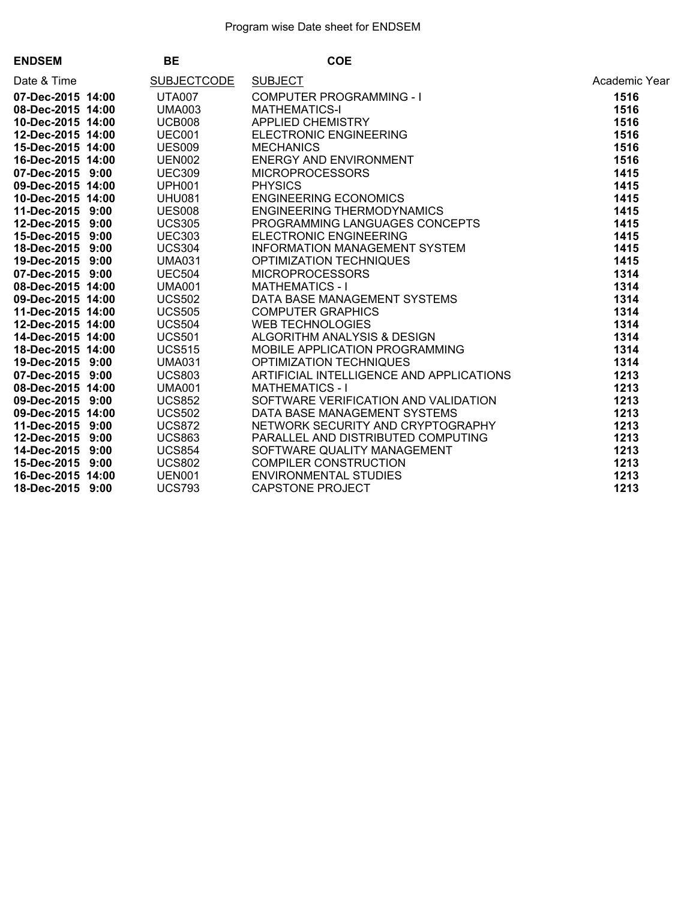Program wise Date sheet for ENDSEM

**ENDSEM** **BE** **COE**

| Date & Time | SUBJECTCODE | SUBJECT | Academic Year |
| --- | --- | --- | --- |
| **07-Dec-2015 14:00** | UTA007 | COMPUTER PROGRAMMING - I | **1516** |
| **08-Dec-2015 14:00** | UMA003 | MATHEMATICS-I | **1516** |
| **10-Dec-2015 14:00** | UCB008 | APPLIED CHEMISTRY | **1516** |
| **12-Dec-2015 14:00** | UEC001 | ELECTRONIC ENGINEERING | **1516** |
| **15-Dec-2015 14:00** | UES009 | MECHANICS | **1516** |
| **16-Dec-2015 14:00** | UEN002 | ENERGY AND ENVIRONMENT | **1516** |
| **07-Dec-2015 9:00** | UEC309 | MICROPROCESSORS | **1415** |
| **09-Dec-2015 14:00** | UPH001 | PHYSICS | **1415** |
| **10-Dec-2015 14:00** | UHU081 | ENGINEERING ECONOMICS | **1415** |
| **11-Dec-2015 9:00** | UES008 | ENGINEERING THERMODYNAMICS | **1415** |
| **12-Dec-2015 9:00** | UCS305 | PROGRAMMING LANGUAGES CONCEPTS | **1415** |
| **15-Dec-2015 9:00** | UEC303 | ELECTRONIC ENGINEERING | **1415** |
| **18-Dec-2015 9:00** | UCS304 | INFORMATION MANAGEMENT SYSTEM | **1415** |
| **19-Dec-2015 9:00** | UMA031 | OPTIMIZATION TECHNIQUES | **1415** |
| **07-Dec-2015 9:00** | UEC504 | MICROPROCESSORS | **1314** |
| **08-Dec-2015 14:00** | UMA001 | MATHEMATICS - I | **1314** |
| **09-Dec-2015 14:00** | UCS502 | DATA BASE MANAGEMENT SYSTEMS | **1314** |
| **11-Dec-2015 14:00** | UCS505 | COMPUTER GRAPHICS | **1314** |
| **12-Dec-2015 14:00** | UCS504 | WEB TECHNOLOGIES | **1314** |
| **14-Dec-2015 14:00** | UCS501 | ALGORITHM ANALYSIS & DESIGN | **1314** |
| **18-Dec-2015 14:00** | UCS515 | MOBILE APPLICATION PROGRAMMING | **1314** |
| **19-Dec-2015 9:00** | UMA031 | OPTIMIZATION TECHNIQUES | **1314** |
| **07-Dec-2015 9:00** | UCS803 | ARTIFICIAL INTELLIGENCE AND APPLICATIONS | **1213** |
| **08-Dec-2015 14:00** | UMA001 | MATHEMATICS - I | **1213** |
| **09-Dec-2015 9:00** | UCS852 | SOFTWARE VERIFICATION AND VALIDATION | **1213** |
| **09-Dec-2015 14:00** | UCS502 | DATA BASE MANAGEMENT SYSTEMS | **1213** |
| **11-Dec-2015 9:00** | UCS872 | NETWORK SECURITY AND CRYPTOGRAPHY | **1213** |
| **12-Dec-2015 9:00** | UCS863 | PARALLEL AND DISTRIBUTED COMPUTING | **1213** |
| **14-Dec-2015 9:00** | UCS854 | SOFTWARE QUALITY MANAGEMENT | **1213** |
| **15-Dec-2015 9:00** | UCS802 | COMPILER CONSTRUCTION | **1213** |
| **16-Dec-2015 14:00** | UEN001 | ENVIRONMENTAL STUDIES | **1213** |
| **18-Dec-2015 9:00** | UCS793 | CAPSTONE PROJECT | **1213** |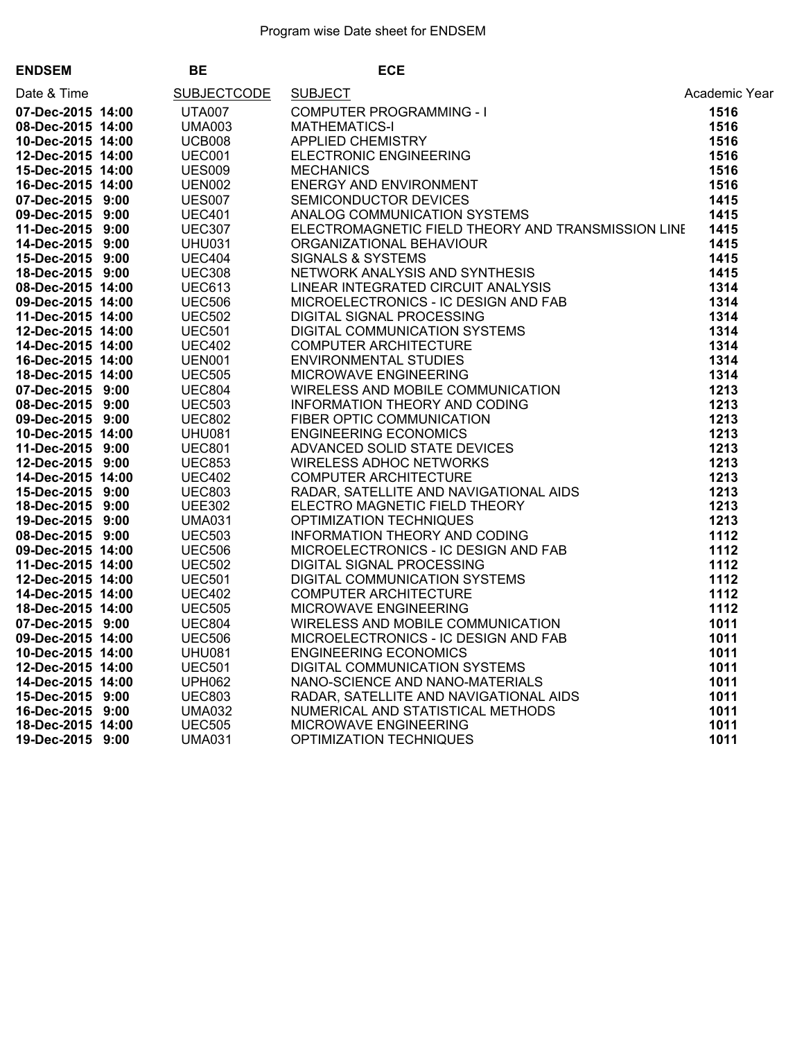Program wise Date sheet for ENDSEM

**ENDSEM** **BE** **ECE**

| Date & Time | SUBJECTCODE | SUBJECT | Academic Year |
|---|---|---|---|
| **07-Dec-2015 14:00** | UTA007 | COMPUTER PROGRAMMING - I | **1516** |
| **08-Dec-2015 14:00** | UMA003 | MATHEMATICS-I | **1516** |
| **10-Dec-2015 14:00** | UCB008 | APPLIED CHEMISTRY | **1516** |
| **12-Dec-2015 14:00** | UEC001 | ELECTRONIC ENGINEERING | **1516** |
| **15-Dec-2015 14:00** | UES009 | MECHANICS | **1516** |
| **16-Dec-2015 14:00** | UEN002 | ENERGY AND ENVIRONMENT | **1516** |
| **07-Dec-2015 9:00** | UES007 | SEMICONDUCTOR DEVICES | **1415** |
| **09-Dec-2015 9:00** | UEC401 | ANALOG COMMUNICATION SYSTEMS | **1415** |
| **11-Dec-2015 9:00** | UEC307 | ELECTROMAGNETIC FIELD THEORY AND TRANSMISSION LINE | **1415** |
| **14-Dec-2015 9:00** | UHU031 | ORGANIZATIONAL BEHAVIOUR | **1415** |
| **15-Dec-2015 9:00** | UEC404 | SIGNALS & SYSTEMS | **1415** |
| **18-Dec-2015 9:00** | UEC308 | NETWORK ANALYSIS AND SYNTHESIS | **1415** |
| **08-Dec-2015 14:00** | UEC613 | LINEAR INTEGRATED CIRCUIT ANALYSIS | **1314** |
| **09-Dec-2015 14:00** | UEC506 | MICROELECTRONICS - IC DESIGN AND FAB | **1314** |
| **11-Dec-2015 14:00** | UEC502 | DIGITAL SIGNAL PROCESSING | **1314** |
| **12-Dec-2015 14:00** | UEC501 | DIGITAL COMMUNICATION SYSTEMS | **1314** |
| **14-Dec-2015 14:00** | UEC402 | COMPUTER ARCHITECTURE | **1314** |
| **16-Dec-2015 14:00** | UEN001 | ENVIRONMENTAL STUDIES | **1314** |
| **18-Dec-2015 14:00** | UEC505 | MICROWAVE ENGINEERING | **1314** |
| **07-Dec-2015 9:00** | UEC804 | WIRELESS AND MOBILE COMMUNICATION | **1213** |
| **08-Dec-2015 9:00** | UEC503 | INFORMATION THEORY AND CODING | **1213** |
| **09-Dec-2015 9:00** | UEC802 | FIBER OPTIC COMMUNICATION | **1213** |
| **10-Dec-2015 14:00** | UHU081 | ENGINEERING ECONOMICS | **1213** |
| **11-Dec-2015 9:00** | UEC801 | ADVANCED SOLID STATE DEVICES | **1213** |
| **12-Dec-2015 9:00** | UEC853 | WIRELESS ADHOC NETWORKS | **1213** |
| **14-Dec-2015 14:00** | UEC402 | COMPUTER ARCHITECTURE | **1213** |
| **15-Dec-2015 9:00** | UEC803 | RADAR, SATELLITE AND NAVIGATIONAL AIDS | **1213** |
| **18-Dec-2015 9:00** | UEE302 | ELECTRO MAGNETIC FIELD THEORY | **1213** |
| **19-Dec-2015 9:00** | UMA031 | OPTIMIZATION TECHNIQUES | **1213** |
| **08-Dec-2015 9:00** | UEC503 | INFORMATION THEORY AND CODING | **1112** |
| **09-Dec-2015 14:00** | UEC506 | MICROELECTRONICS - IC DESIGN AND FAB | **1112** |
| **11-Dec-2015 14:00** | UEC502 | DIGITAL SIGNAL PROCESSING | **1112** |
| **12-Dec-2015 14:00** | UEC501 | DIGITAL COMMUNICATION SYSTEMS | **1112** |
| **14-Dec-2015 14:00** | UEC402 | COMPUTER ARCHITECTURE | **1112** |
| **18-Dec-2015 14:00** | UEC505 | MICROWAVE ENGINEERING | **1112** |
| **07-Dec-2015 9:00** | UEC804 | WIRELESS AND MOBILE COMMUNICATION | **1011** |
| **09-Dec-2015 14:00** | UEC506 | MICROELECTRONICS - IC DESIGN AND FAB | **1011** |
| **10-Dec-2015 14:00** | UHU081 | ENGINEERING ECONOMICS | **1011** |
| **12-Dec-2015 14:00** | UEC501 | DIGITAL COMMUNICATION SYSTEMS | **1011** |
| **14-Dec-2015 14:00** | UPH062 | NANO-SCIENCE AND NANO-MATERIALS | **1011** |
| **15-Dec-2015 9:00** | UEC803 | RADAR, SATELLITE AND NAVIGATIONAL AIDS | **1011** |
| **16-Dec-2015 9:00** | UMA032 | NUMERICAL AND STATISTICAL METHODS | **1011** |
| **18-Dec-2015 14:00** | UEC505 | MICROWAVE ENGINEERING | **1011** |
| **19-Dec-2015 9:00** | UMA031 | OPTIMIZATION TECHNIQUES | **1011** |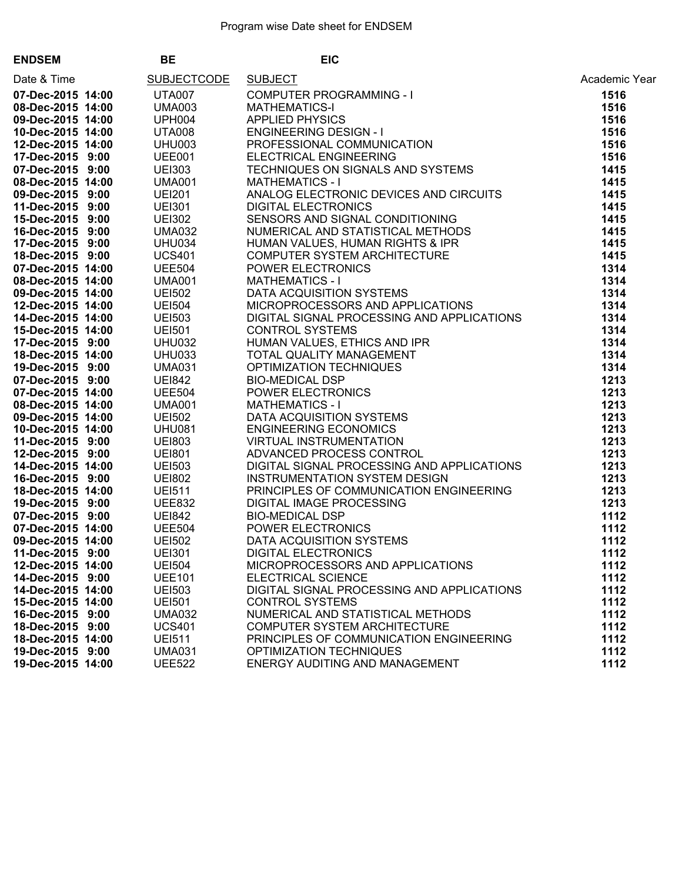Program wise Date sheet for ENDSEM

**ENDSEM** **BE** **EIC**

| Date & Time | SUBJECTCODE | SUBJECT | Academic Year |
|---|---|---|---|
| **07-Dec-2015 14:00** | UTA007 | COMPUTER PROGRAMMING - I | **1516** |
| **08-Dec-2015 14:00** | UMA003 | MATHEMATICS-I | **1516** |
| **09-Dec-2015 14:00** | UPH004 | APPLIED PHYSICS | **1516** |
| **10-Dec-2015 14:00** | UTA008 | ENGINEERING DESIGN - I | **1516** |
| **12-Dec-2015 14:00** | UHU003 | PROFESSIONAL COMMUNICATION | **1516** |
| **17-Dec-2015 9:00** | UEE001 | ELECTRICAL ENGINEERING | **1516** |
| **07-Dec-2015 9:00** | UEI303 | TECHNIQUES ON SIGNALS AND SYSTEMS | **1415** |
| **08-Dec-2015 14:00** | UMA001 | MATHEMATICS - I | **1415** |
| **09-Dec-2015 9:00** | UEI201 | ANALOG ELECTRONIC DEVICES AND CIRCUITS | **1415** |
| **11-Dec-2015 9:00** | UEI301 | DIGITAL ELECTRONICS | **1415** |
| **15-Dec-2015 9:00** | UEI302 | SENSORS AND SIGNAL CONDITIONING | **1415** |
| **16-Dec-2015 9:00** | UMA032 | NUMERICAL AND STATISTICAL METHODS | **1415** |
| **17-Dec-2015 9:00** | UHU034 | HUMAN VALUES, HUMAN RIGHTS & IPR | **1415** |
| **18-Dec-2015 9:00** | UCS401 | COMPUTER SYSTEM ARCHITECTURE | **1415** |
| **07-Dec-2015 14:00** | UEE504 | POWER ELECTRONICS | **1314** |
| **08-Dec-2015 14:00** | UMA001 | MATHEMATICS - I | **1314** |
| **09-Dec-2015 14:00** | UEI502 | DATA ACQUISITION SYSTEMS | **1314** |
| **12-Dec-2015 14:00** | UEI504 | MICROPROCESSORS AND APPLICATIONS | **1314** |
| **14-Dec-2015 14:00** | UEI503 | DIGITAL SIGNAL PROCESSING AND APPLICATIONS | **1314** |
| **15-Dec-2015 14:00** | UEI501 | CONTROL SYSTEMS | **1314** |
| **17-Dec-2015 9:00** | UHU032 | HUMAN VALUES, ETHICS AND IPR | **1314** |
| **18-Dec-2015 14:00** | UHU033 | TOTAL QUALITY MANAGEMENT | **1314** |
| **19-Dec-2015 9:00** | UMA031 | OPTIMIZATION TECHNIQUES | **1314** |
| **07-Dec-2015 9:00** | UEI842 | BIO-MEDICAL DSP | **1213** |
| **07-Dec-2015 14:00** | UEE504 | POWER ELECTRONICS | **1213** |
| **08-Dec-2015 14:00** | UMA001 | MATHEMATICS - I | **1213** |
| **09-Dec-2015 14:00** | UEI502 | DATA ACQUISITION SYSTEMS | **1213** |
| **10-Dec-2015 14:00** | UHU081 | ENGINEERING ECONOMICS | **1213** |
| **11-Dec-2015 9:00** | UEI803 | VIRTUAL INSTRUMENTATION | **1213** |
| **12-Dec-2015 9:00** | UEI801 | ADVANCED PROCESS CONTROL | **1213** |
| **14-Dec-2015 14:00** | UEI503 | DIGITAL SIGNAL PROCESSING AND APPLICATIONS | **1213** |
| **16-Dec-2015 9:00** | UEI802 | INSTRUMENTATION SYSTEM DESIGN | **1213** |
| **18-Dec-2015 14:00** | UEI511 | PRINCIPLES OF COMMUNICATION ENGINEERING | **1213** |
| **19-Dec-2015 9:00** | UEE832 | DIGITAL IMAGE PROCESSING | **1213** |
| **07-Dec-2015 9:00** | UEI842 | BIO-MEDICAL DSP | **1112** |
| **07-Dec-2015 14:00** | UEE504 | POWER ELECTRONICS | **1112** |
| **09-Dec-2015 14:00** | UEI502 | DATA ACQUISITION SYSTEMS | **1112** |
| **11-Dec-2015 9:00** | UEI301 | DIGITAL ELECTRONICS | **1112** |
| **12-Dec-2015 14:00** | UEI504 | MICROPROCESSORS AND APPLICATIONS | **1112** |
| **14-Dec-2015 9:00** | UEE101 | ELECTRICAL SCIENCE | **1112** |
| **14-Dec-2015 14:00** | UEI503 | DIGITAL SIGNAL PROCESSING AND APPLICATIONS | **1112** |
| **15-Dec-2015 14:00** | UEI501 | CONTROL SYSTEMS | **1112** |
| **16-Dec-2015 9:00** | UMA032 | NUMERICAL AND STATISTICAL METHODS | **1112** |
| **18-Dec-2015 9:00** | UCS401 | COMPUTER SYSTEM ARCHITECTURE | **1112** |
| **18-Dec-2015 14:00** | UEI511 | PRINCIPLES OF COMMUNICATION ENGINEERING | **1112** |
| **19-Dec-2015 9:00** | UMA031 | OPTIMIZATION TECHNIQUES | **1112** |
| **19-Dec-2015 14:00** | UEE522 | ENERGY AUDITING AND MANAGEMENT | **1112** |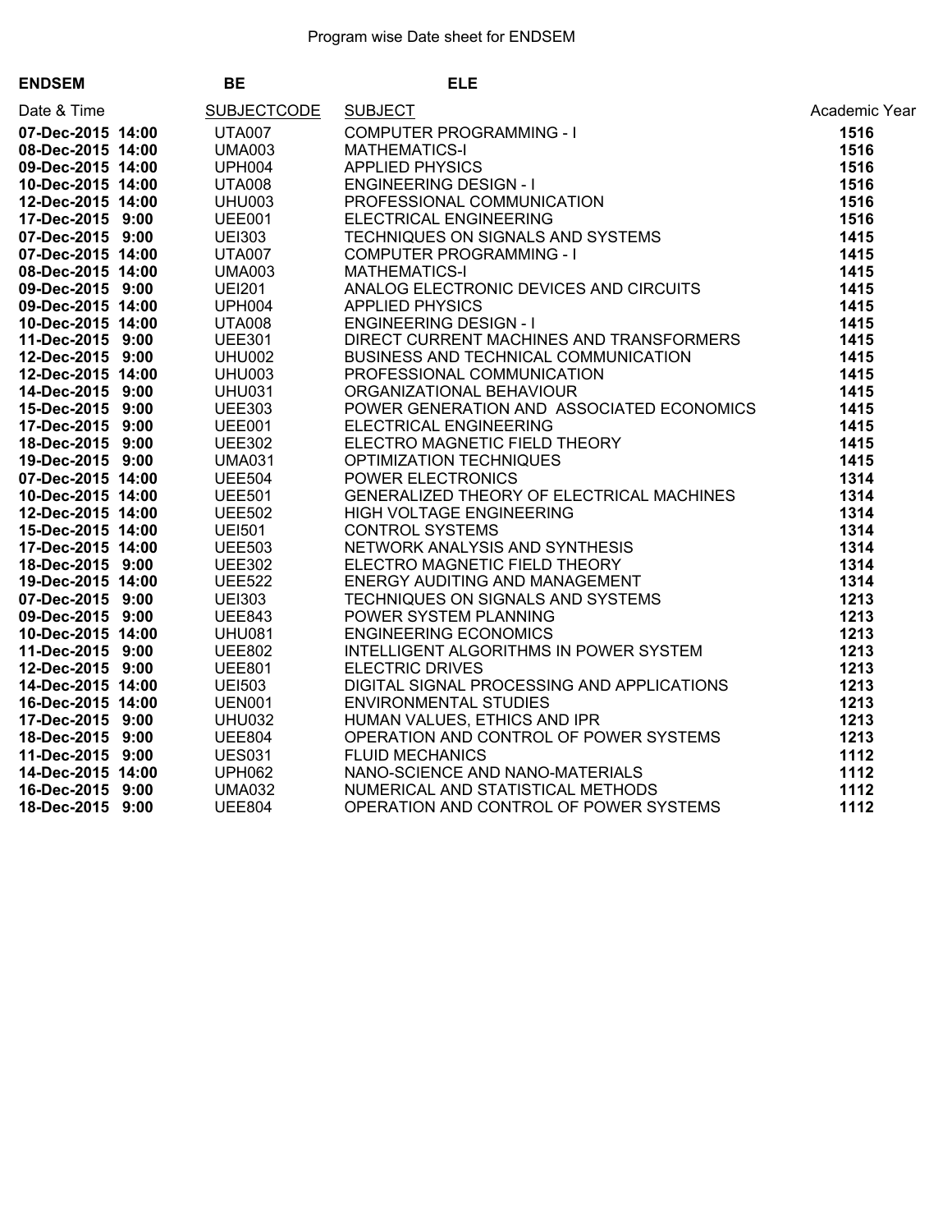Program wise Date sheet for ENDSEM

**ENDSEM** **BE** **ELE**

| Date & Time | SUBJECTCODE | SUBJECT | Academic Year |
|---|---|---|---|
| **07-Dec-2015 14:00** | UTA007 | COMPUTER PROGRAMMING - I | **1516** |
| **08-Dec-2015 14:00** | UMA003 | MATHEMATICS-I | **1516** |
| **09-Dec-2015 14:00** | UPH004 | APPLIED PHYSICS | **1516** |
| **10-Dec-2015 14:00** | UTA008 | ENGINEERING DESIGN - I | **1516** |
| **12-Dec-2015 14:00** | UHU003 | PROFESSIONAL COMMUNICATION | **1516** |
| **17-Dec-2015 9:00** | UEE001 | ELECTRICAL ENGINEERING | **1516** |
| **07-Dec-2015 9:00** | UEI303 | TECHNIQUES ON SIGNALS AND SYSTEMS | **1415** |
| **07-Dec-2015 14:00** | UTA007 | COMPUTER PROGRAMMING - I | **1415** |
| **08-Dec-2015 14:00** | UMA003 | MATHEMATICS-I | **1415** |
| **09-Dec-2015 9:00** | UEI201 | ANALOG ELECTRONIC DEVICES AND CIRCUITS | **1415** |
| **09-Dec-2015 14:00** | UPH004 | APPLIED PHYSICS | **1415** |
| **10-Dec-2015 14:00** | UTA008 | ENGINEERING DESIGN - I | **1415** |
| **11-Dec-2015 9:00** | UEE301 | DIRECT CURRENT MACHINES AND TRANSFORMERS | **1415** |
| **12-Dec-2015 9:00** | UHU002 | BUSINESS AND TECHNICAL COMMUNICATION | **1415** |
| **12-Dec-2015 14:00** | UHU003 | PROFESSIONAL COMMUNICATION | **1415** |
| **14-Dec-2015 9:00** | UHU031 | ORGANIZATIONAL BEHAVIOUR | **1415** |
| **15-Dec-2015 9:00** | UEE303 | POWER GENERATION AND ASSOCIATED ECONOMICS | **1415** |
| **17-Dec-2015 9:00** | UEE001 | ELECTRICAL ENGINEERING | **1415** |
| **18-Dec-2015 9:00** | UEE302 | ELECTRO MAGNETIC FIELD THEORY | **1415** |
| **19-Dec-2015 9:00** | UMA031 | OPTIMIZATION TECHNIQUES | **1415** |
| **07-Dec-2015 14:00** | UEE504 | POWER ELECTRONICS | **1314** |
| **10-Dec-2015 14:00** | UEE501 | GENERALIZED THEORY OF ELECTRICAL MACHINES | **1314** |
| **12-Dec-2015 14:00** | UEE502 | HIGH VOLTAGE ENGINEERING | **1314** |
| **15-Dec-2015 14:00** | UEI501 | CONTROL SYSTEMS | **1314** |
| **17-Dec-2015 14:00** | UEE503 | NETWORK ANALYSIS AND SYNTHESIS | **1314** |
| **18-Dec-2015 9:00** | UEE302 | ELECTRO MAGNETIC FIELD THEORY | **1314** |
| **19-Dec-2015 14:00** | UEE522 | ENERGY AUDITING AND MANAGEMENT | **1314** |
| **07-Dec-2015 9:00** | UEI303 | TECHNIQUES ON SIGNALS AND SYSTEMS | **1213** |
| **09-Dec-2015 9:00** | UEE843 | POWER SYSTEM PLANNING | **1213** |
| **10-Dec-2015 14:00** | UHU081 | ENGINEERING ECONOMICS | **1213** |
| **11-Dec-2015 9:00** | UEE802 | INTELLIGENT ALGORITHMS IN POWER SYSTEM | **1213** |
| **12-Dec-2015 9:00** | UEE801 | ELECTRIC DRIVES | **1213** |
| **14-Dec-2015 14:00** | UEI503 | DIGITAL SIGNAL PROCESSING AND APPLICATIONS | **1213** |
| **16-Dec-2015 14:00** | UEN001 | ENVIRONMENTAL STUDIES | **1213** |
| **17-Dec-2015 9:00** | UHU032 | HUMAN VALUES, ETHICS AND IPR | **1213** |
| **18-Dec-2015 9:00** | UEE804 | OPERATION AND CONTROL OF POWER SYSTEMS | **1213** |
| **11-Dec-2015 9:00** | UES031 | FLUID MECHANICS | **1112** |
| **14-Dec-2015 14:00** | UPH062 | NANO-SCIENCE AND NANO-MATERIALS | **1112** |
| **16-Dec-2015 9:00** | UMA032 | NUMERICAL AND STATISTICAL METHODS | **1112** |
| **18-Dec-2015 9:00** | UEE804 | OPERATION AND CONTROL OF POWER SYSTEMS | **1112** |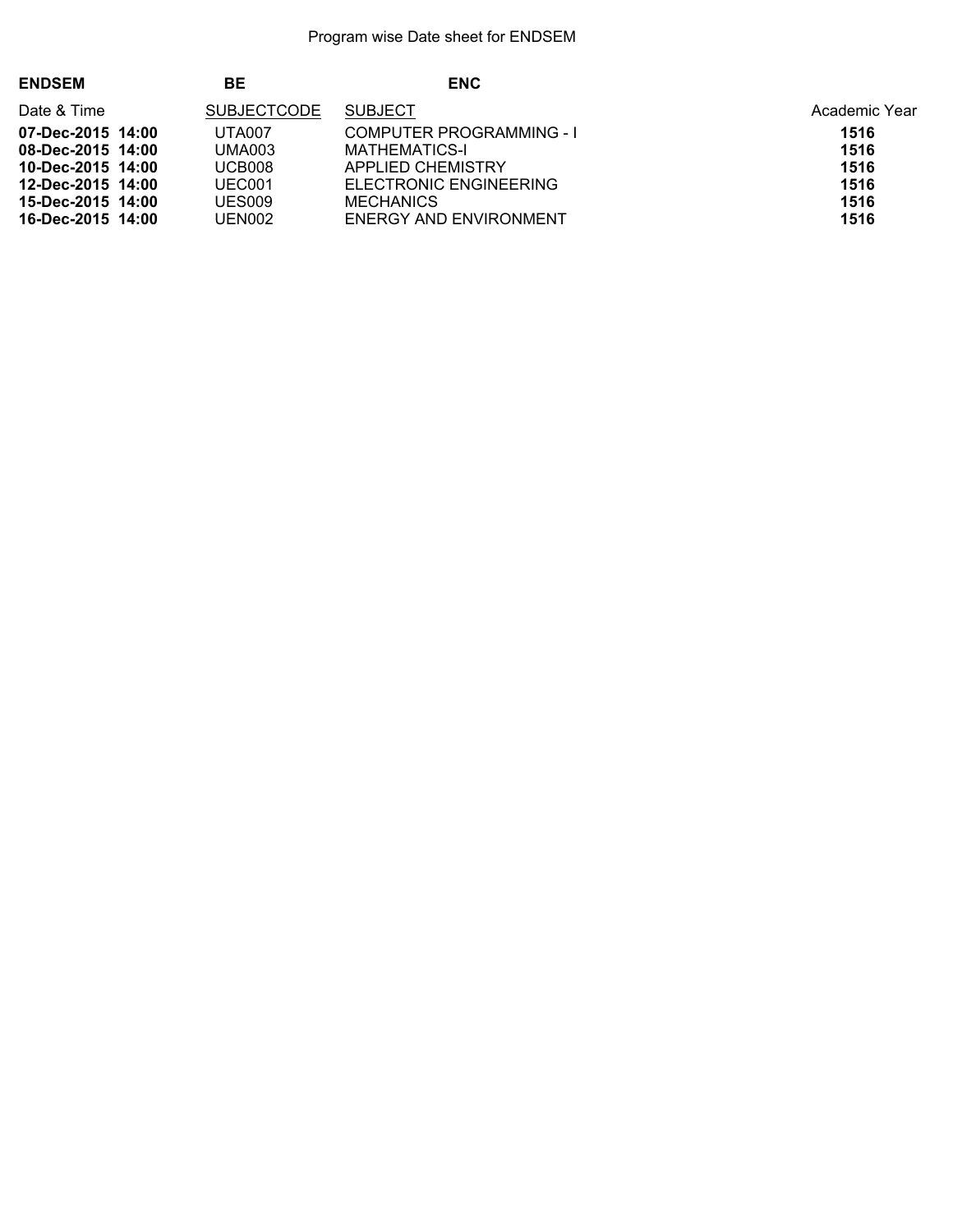Program wise Date sheet for ENDSEM

**ENDSEM** **BE** **ENC**

| Date & Time | SUBJECTCODE | SUBJECT | Academic Year |
|---|---|---|---|
| **07-Dec-2015 14:00** | UTA007 | COMPUTER PROGRAMMING - I | **1516** |
| **08-Dec-2015 14:00** | UMA003 | MATHEMATICS-I | **1516** |
| **10-Dec-2015 14:00** | UCB008 | APPLIED CHEMISTRY | **1516** |
| **12-Dec-2015 14:00** | UEC001 | ELECTRONIC ENGINEERING | **1516** |
| **15-Dec-2015 14:00** | UES009 | MECHANICS | **1516** |
| **16-Dec-2015 14:00** | UEN002 | ENERGY AND ENVIRONMENT | **1516** |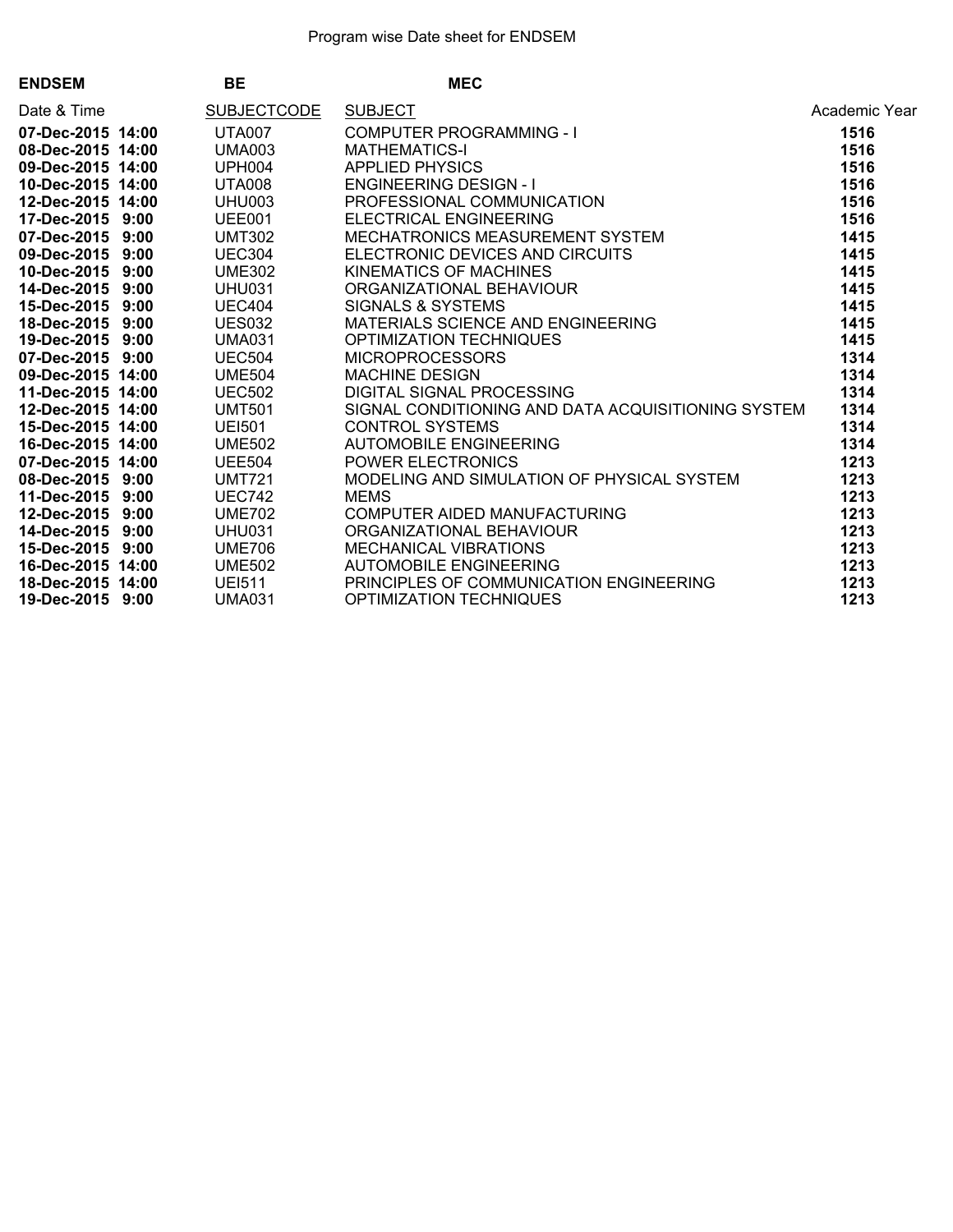Program wise Date sheet for ENDSEM

**ENDSEM** **BE** **MEC**

| Date & Time | SUBJECTCODE | SUBJECT | Academic Year |
|---|---|---|---|
| **07-Dec-2015 14:00** | UTA007 | COMPUTER PROGRAMMING - I | **1516** |
| **08-Dec-2015 14:00** | UMA003 | MATHEMATICS-I | **1516** |
| **09-Dec-2015 14:00** | UPH004 | APPLIED PHYSICS | **1516** |
| **10-Dec-2015 14:00** | UTA008 | ENGINEERING DESIGN - I | **1516** |
| **12-Dec-2015 14:00** | UHU003 | PROFESSIONAL COMMUNICATION | **1516** |
| **17-Dec-2015 9:00** | UEE001 | ELECTRICAL ENGINEERING | **1516** |
| **07-Dec-2015 9:00** | UMT302 | MECHATRONICS MEASUREMENT SYSTEM | **1415** |
| **09-Dec-2015 9:00** | UEC304 | ELECTRONIC DEVICES AND CIRCUITS | **1415** |
| **10-Dec-2015 9:00** | UME302 | KINEMATICS OF MACHINES | **1415** |
| **14-Dec-2015 9:00** | UHU031 | ORGANIZATIONAL BEHAVIOUR | **1415** |
| **15-Dec-2015 9:00** | UEC404 | SIGNALS & SYSTEMS | **1415** |
| **18-Dec-2015 9:00** | UES032 | MATERIALS SCIENCE AND ENGINEERING | **1415** |
| **19-Dec-2015 9:00** | UMA031 | OPTIMIZATION TECHNIQUES | **1415** |
| **07-Dec-2015 9:00** | UEC504 | MICROPROCESSORS | **1314** |
| **09-Dec-2015 14:00** | UME504 | MACHINE DESIGN | **1314** |
| **11-Dec-2015 14:00** | UEC502 | DIGITAL SIGNAL PROCESSING | **1314** |
| **12-Dec-2015 14:00** | UMT501 | SIGNAL CONDITIONING AND DATA ACQUISITIONING SYSTEM | **1314** |
| **15-Dec-2015 14:00** | UEI501 | CONTROL SYSTEMS | **1314** |
| **16-Dec-2015 14:00** | UME502 | AUTOMOBILE ENGINEERING | **1314** |
| **07-Dec-2015 14:00** | UEE504 | POWER ELECTRONICS | **1213** |
| **08-Dec-2015 9:00** | UMT721 | MODELING AND SIMULATION OF PHYSICAL SYSTEM | **1213** |
| **11-Dec-2015 9:00** | UEC742 | MEMS | **1213** |
| **12-Dec-2015 9:00** | UME702 | COMPUTER AIDED MANUFACTURING | **1213** |
| **14-Dec-2015 9:00** | UHU031 | ORGANIZATIONAL BEHAVIOUR | **1213** |
| **15-Dec-2015 9:00** | UME706 | MECHANICAL VIBRATIONS | **1213** |
| **16-Dec-2015 14:00** | UME502 | AUTOMOBILE ENGINEERING | **1213** |
| **18-Dec-2015 14:00** | UEI511 | PRINCIPLES OF COMMUNICATION ENGINEERING | **1213** |
| **19-Dec-2015 9:00** | UMA031 | OPTIMIZATION TECHNIQUES | **1213** |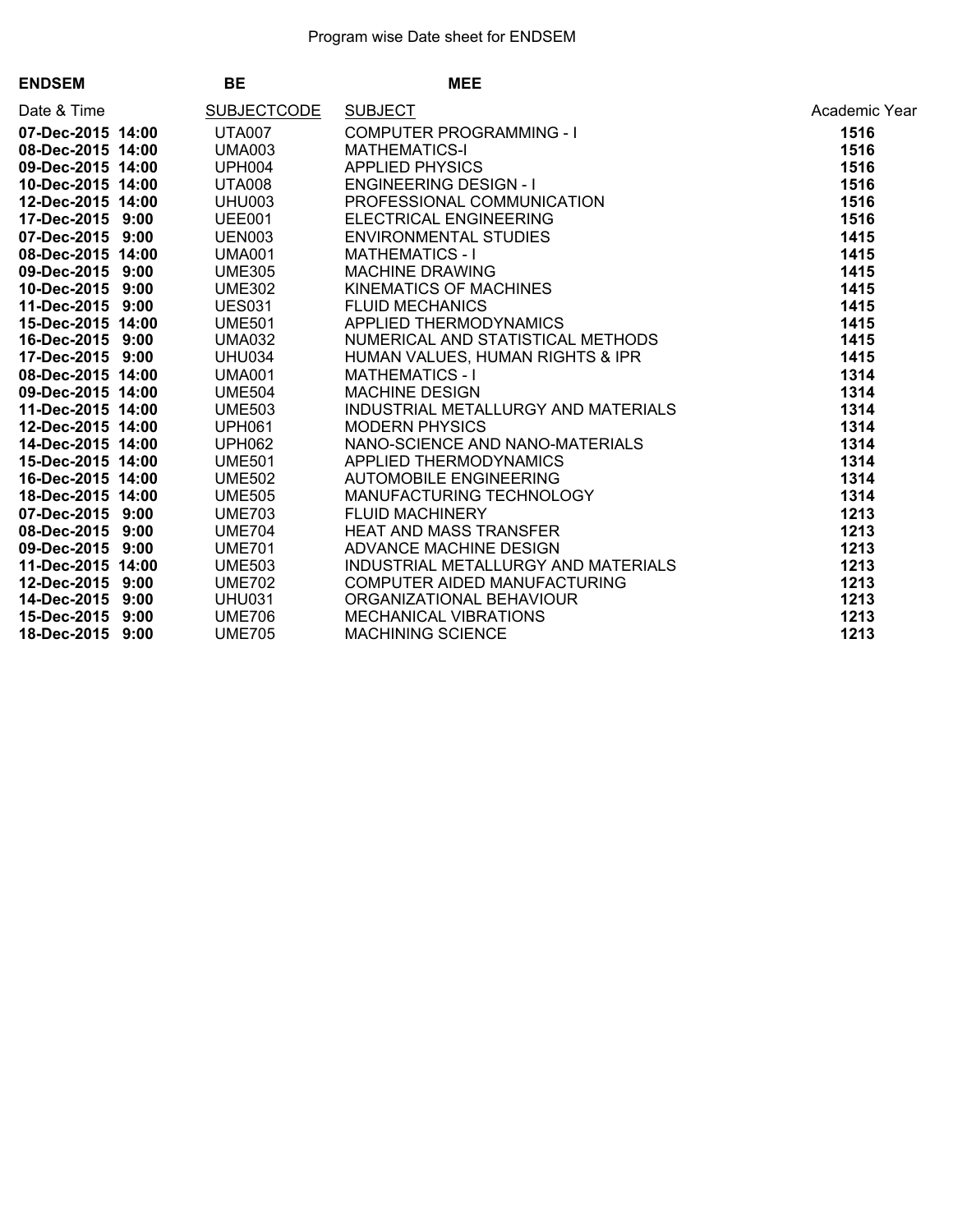Program wise Date sheet for ENDSEM

**ENDSEM** **BE** **MEE**

| Date & Time | SUBJECTCODE | SUBJECT | Academic Year |
|---|---|---|---|
| **07-Dec-2015 14:00** | UTA007 | COMPUTER PROGRAMMING - I | **1516** |
| **08-Dec-2015 14:00** | UMA003 | MATHEMATICS-I | **1516** |
| **09-Dec-2015 14:00** | UPH004 | APPLIED PHYSICS | **1516** |
| **10-Dec-2015 14:00** | UTA008 | ENGINEERING DESIGN - I | **1516** |
| **12-Dec-2015 14:00** | UHU003 | PROFESSIONAL COMMUNICATION | **1516** |
| **17-Dec-2015 9:00** | UEE001 | ELECTRICAL ENGINEERING | **1516** |
| **07-Dec-2015 9:00** | UEN003 | ENVIRONMENTAL STUDIES | **1415** |
| **08-Dec-2015 14:00** | UMA001 | MATHEMATICS - I | **1415** |
| **09-Dec-2015 9:00** | UME305 | MACHINE DRAWING | **1415** |
| **10-Dec-2015 9:00** | UME302 | KINEMATICS OF MACHINES | **1415** |
| **11-Dec-2015 9:00** | UES031 | FLUID MECHANICS | **1415** |
| **15-Dec-2015 14:00** | UME501 | APPLIED THERMODYNAMICS | **1415** |
| **16-Dec-2015 9:00** | UMA032 | NUMERICAL AND STATISTICAL METHODS | **1415** |
| **17-Dec-2015 9:00** | UHU034 | HUMAN VALUES, HUMAN RIGHTS & IPR | **1415** |
| **08-Dec-2015 14:00** | UMA001 | MATHEMATICS - I | **1314** |
| **09-Dec-2015 14:00** | UME504 | MACHINE DESIGN | **1314** |
| **11-Dec-2015 14:00** | UME503 | INDUSTRIAL METALLURGY AND MATERIALS | **1314** |
| **12-Dec-2015 14:00** | UPH061 | MODERN PHYSICS | **1314** |
| **14-Dec-2015 14:00** | UPH062 | NANO-SCIENCE AND NANO-MATERIALS | **1314** |
| **15-Dec-2015 14:00** | UME501 | APPLIED THERMODYNAMICS | **1314** |
| **16-Dec-2015 14:00** | UME502 | AUTOMOBILE ENGINEERING | **1314** |
| **18-Dec-2015 14:00** | UME505 | MANUFACTURING TECHNOLOGY | **1314** |
| **07-Dec-2015 9:00** | UME703 | FLUID MACHINERY | **1213** |
| **08-Dec-2015 9:00** | UME704 | HEAT AND MASS TRANSFER | **1213** |
| **09-Dec-2015 9:00** | UME701 | ADVANCE MACHINE DESIGN | **1213** |
| **11-Dec-2015 14:00** | UME503 | INDUSTRIAL METALLURGY AND MATERIALS | **1213** |
| **12-Dec-2015 9:00** | UME702 | COMPUTER AIDED MANUFACTURING | **1213** |
| **14-Dec-2015 9:00** | UHU031 | ORGANIZATIONAL BEHAVIOUR | **1213** |
| **15-Dec-2015 9:00** | UME706 | MECHANICAL VIBRATIONS | **1213** |
| **18-Dec-2015 9:00** | UME705 | MACHINING SCIENCE | **1213** |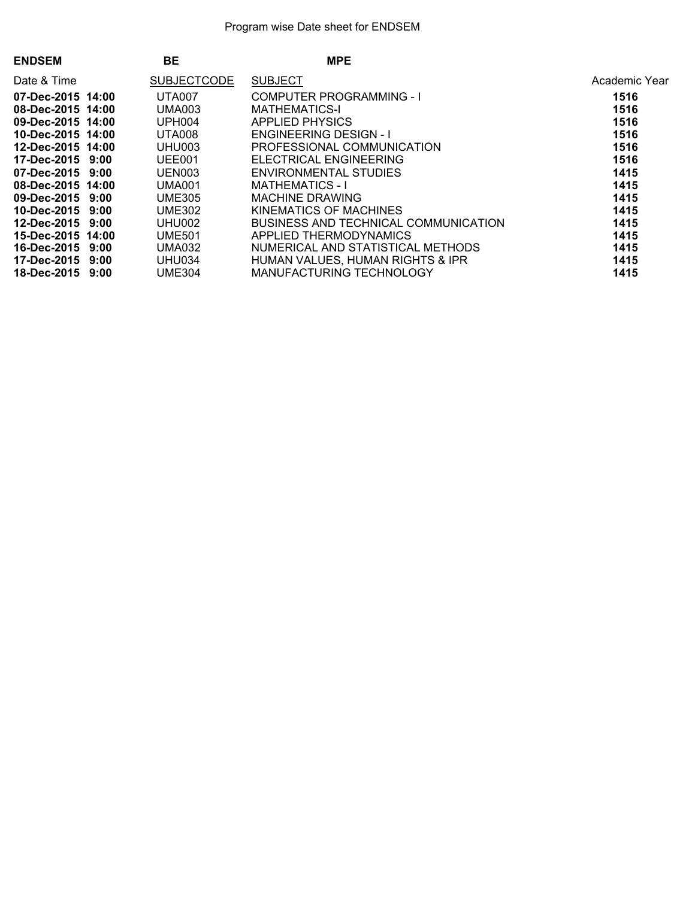Program wise Date sheet for ENDSEM

**ENDSEM** **BE** **MPE**

| Date & Time | SUBJECTCODE | SUBJECT | Academic Year |
|---|---|---|---|
| **07-Dec-2015 14:00** | UTA007 | COMPUTER PROGRAMMING - I | **1516** |
| **08-Dec-2015 14:00** | UMA003 | MATHEMATICS-I | **1516** |
| **09-Dec-2015 14:00** | UPH004 | APPLIED PHYSICS | **1516** |
| **10-Dec-2015 14:00** | UTA008 | ENGINEERING DESIGN - I | **1516** |
| **12-Dec-2015 14:00** | UHU003 | PROFESSIONAL COMMUNICATION | **1516** |
| **17-Dec-2015 9:00** | UEE001 | ELECTRICAL ENGINEERING | **1516** |
| **07-Dec-2015 9:00** | UEN003 | ENVIRONMENTAL STUDIES | **1415** |
| **08-Dec-2015 14:00** | UMA001 | MATHEMATICS - I | **1415** |
| **09-Dec-2015 9:00** | UME305 | MACHINE DRAWING | **1415** |
| **10-Dec-2015 9:00** | UME302 | KINEMATICS OF MACHINES | **1415** |
| **12-Dec-2015 9:00** | UHU002 | BUSINESS AND TECHNICAL COMMUNICATION | **1415** |
| **15-Dec-2015 14:00** | UME501 | APPLIED THERMODYNAMICS | **1415** |
| **16-Dec-2015 9:00** | UMA032 | NUMERICAL AND STATISTICAL METHODS | **1415** |
| **17-Dec-2015 9:00** | UHU034 | HUMAN VALUES, HUMAN RIGHTS & IPR | **1415** |
| **18-Dec-2015 9:00** | UME304 | MANUFACTURING TECHNOLOGY | **1415** |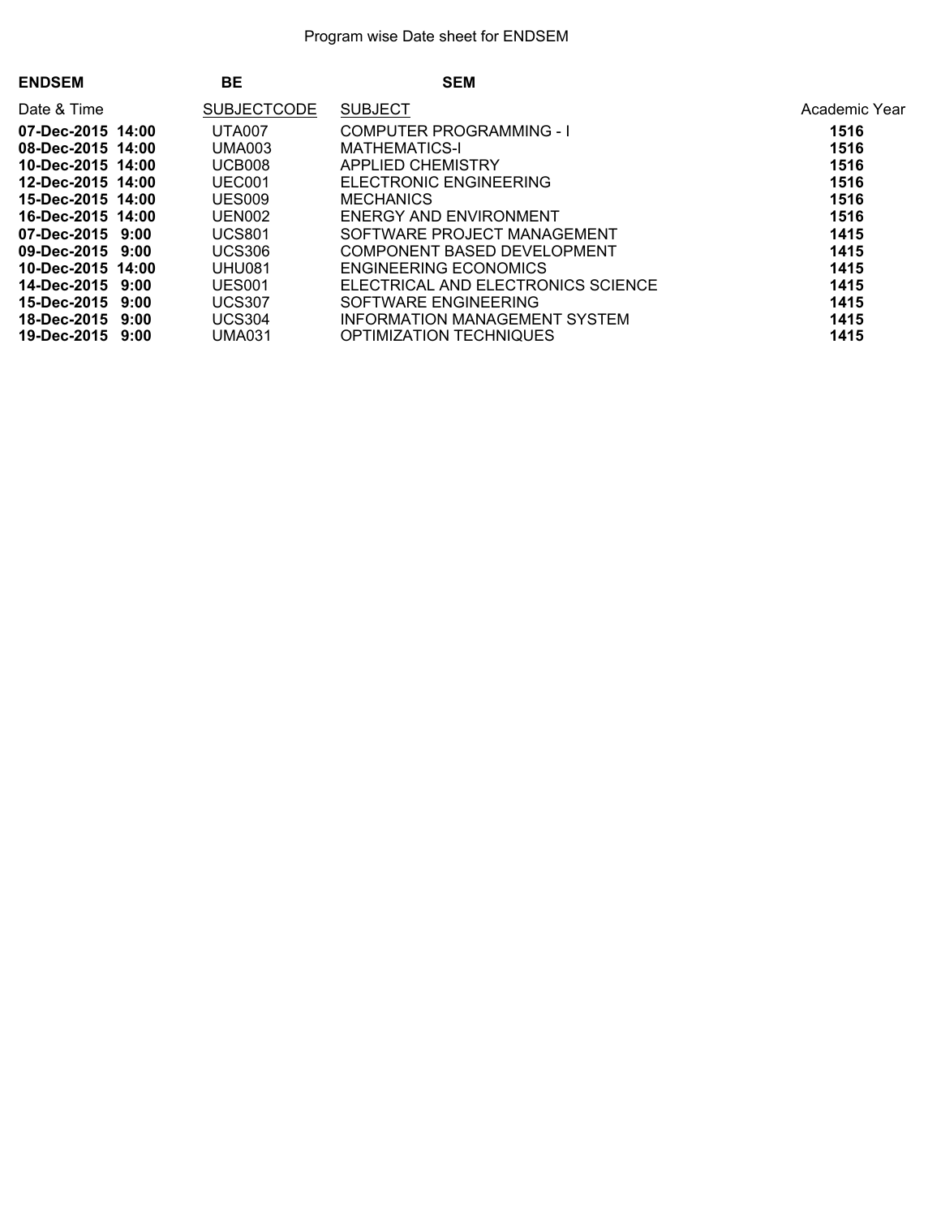Program wise Date sheet for ENDSEM

**ENDSEM** **BE** **SEM**

| Date & Time | SUBJECTCODE | SUBJECT | Academic Year |
|---|---|---|---|
| **07-Dec-2015 14:00** | UTA007 | COMPUTER PROGRAMMING - I | **1516** |
| **08-Dec-2015 14:00** | UMA003 | MATHEMATICS-I | **1516** |
| **10-Dec-2015 14:00** | UCB008 | APPLIED CHEMISTRY | **1516** |
| **12-Dec-2015 14:00** | UEC001 | ELECTRONIC ENGINEERING | **1516** |
| **15-Dec-2015 14:00** | UES009 | MECHANICS | **1516** |
| **16-Dec-2015 14:00** | UEN002 | ENERGY AND ENVIRONMENT | **1516** |
| **07-Dec-2015 9:00** | UCS801 | SOFTWARE PROJECT MANAGEMENT | **1415** |
| **09-Dec-2015 9:00** | UCS306 | COMPONENT BASED DEVELOPMENT | **1415** |
| **10-Dec-2015 14:00** | UHU081 | ENGINEERING ECONOMICS | **1415** |
| **14-Dec-2015 9:00** | UES001 | ELECTRICAL AND ELECTRONICS SCIENCE | **1415** |
| **15-Dec-2015 9:00** | UCS307 | SOFTWARE ENGINEERING | **1415** |
| **18-Dec-2015 9:00** | UCS304 | INFORMATION MANAGEMENT SYSTEM | **1415** |
| **19-Dec-2015 9:00** | UMA031 | OPTIMIZATION TECHNIQUES | **1415** |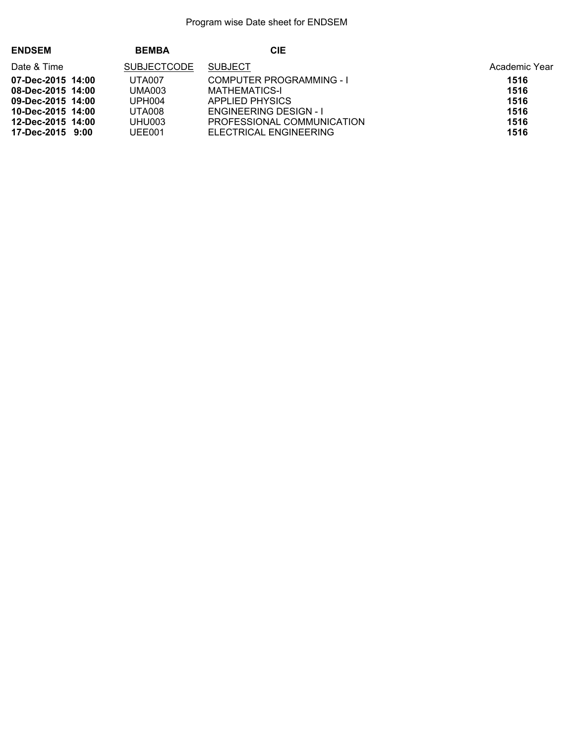Program wise Date sheet for ENDSEM

**ENDSEM** **BEMBA** **CIE**

| Date & Time | SUBJECTCODE | SUBJECT | Academic Year |
|---|---|---|---|
| **07-Dec-2015 14:00** | UTA007 | COMPUTER PROGRAMMING - I | **1516** |
| **08-Dec-2015 14:00** | UMA003 | MATHEMATICS-I | **1516** |
| **09-Dec-2015 14:00** | UPH004 | APPLIED PHYSICS | **1516** |
| **10-Dec-2015 14:00** | UTA008 | ENGINEERING DESIGN - I | **1516** |
| **12-Dec-2015 14:00** | UHU003 | PROFESSIONAL COMMUNICATION | **1516** |
| **17-Dec-2015 9:00** | UEE001 | ELECTRICAL ENGINEERING | **1516** |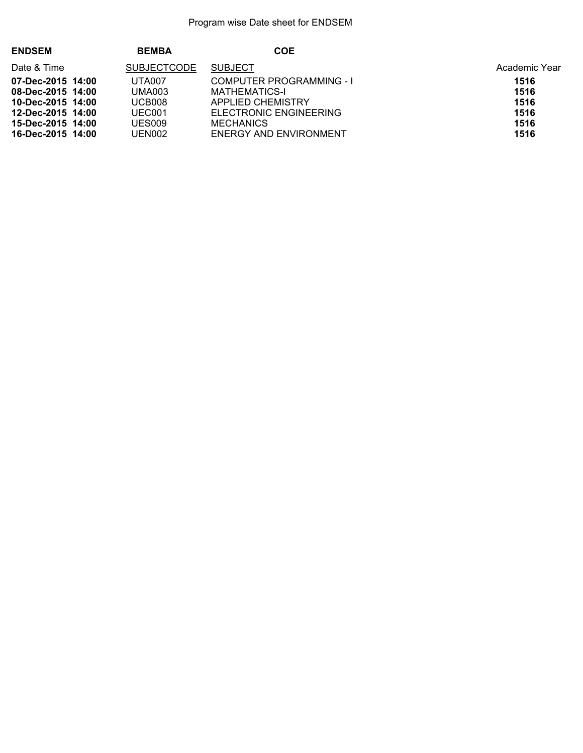Program wise Date sheet for ENDSEM

**ENDSEM** **BEMBA** **COE**

| Date & Time | SUBJECTCODE | SUBJECT | Academic Year |
|---|---|---|---|
| **07-Dec-2015 14:00** | UTA007 | COMPUTER PROGRAMMING - I | **1516** |
| **08-Dec-2015 14:00** | UMA003 | MATHEMATICS-I | **1516** |
| **10-Dec-2015 14:00** | UCB008 | APPLIED CHEMISTRY | **1516** |
| **12-Dec-2015 14:00** | UEC001 | ELECTRONIC ENGINEERING | **1516** |
| **15-Dec-2015 14:00** | UES009 | MECHANICS | **1516** |
| **16-Dec-2015 14:00** | UEN002 | ENERGY AND ENVIRONMENT | **1516** |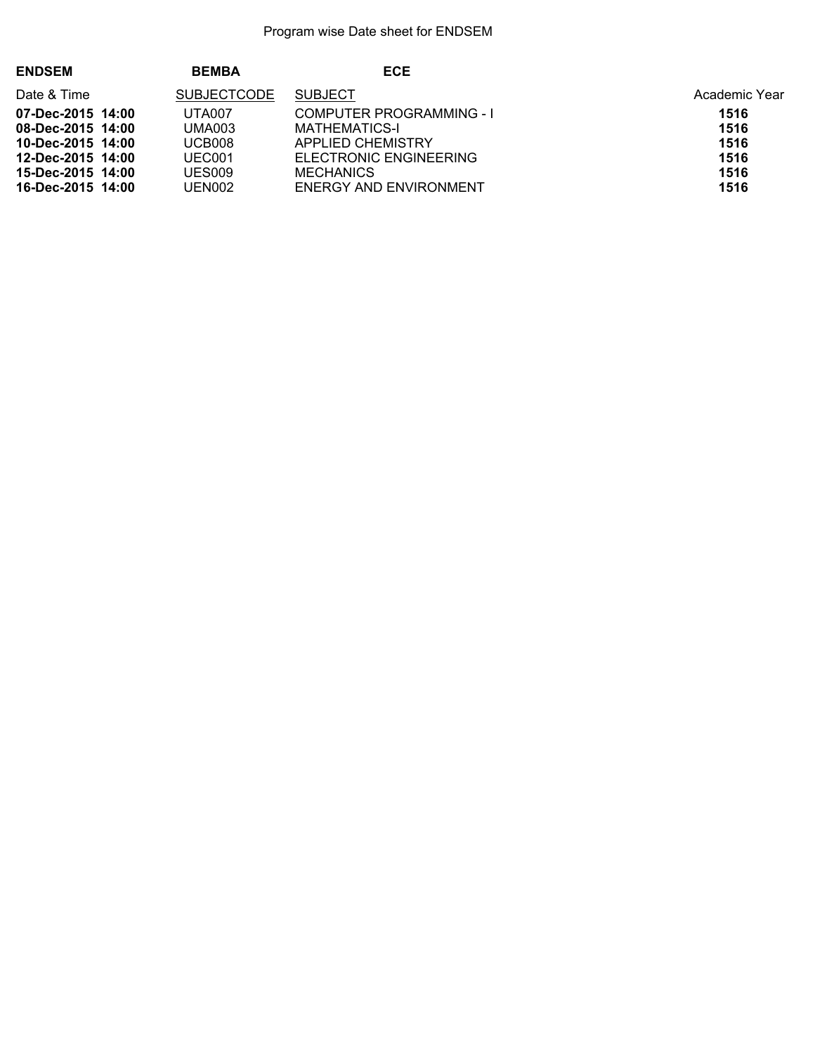Program wise Date sheet for ENDSEM

**ENDSEM** **BEMBA** **ECE**

| Date & Time | SUBJECTCODE | SUBJECT | Academic Year |
|---|---|---|---|
| **07-Dec-2015 14:00** | UTA007 | COMPUTER PROGRAMMING - I | **1516** |
| **08-Dec-2015 14:00** | UMA003 | MATHEMATICS-I | **1516** |
| **10-Dec-2015 14:00** | UCB008 | APPLIED CHEMISTRY | **1516** |
| **12-Dec-2015 14:00** | UEC001 | ELECTRONIC ENGINEERING | **1516** |
| **15-Dec-2015 14:00** | UES009 | MECHANICS | **1516** |
| **16-Dec-2015 14:00** | UEN002 | ENERGY AND ENVIRONMENT | **1516** |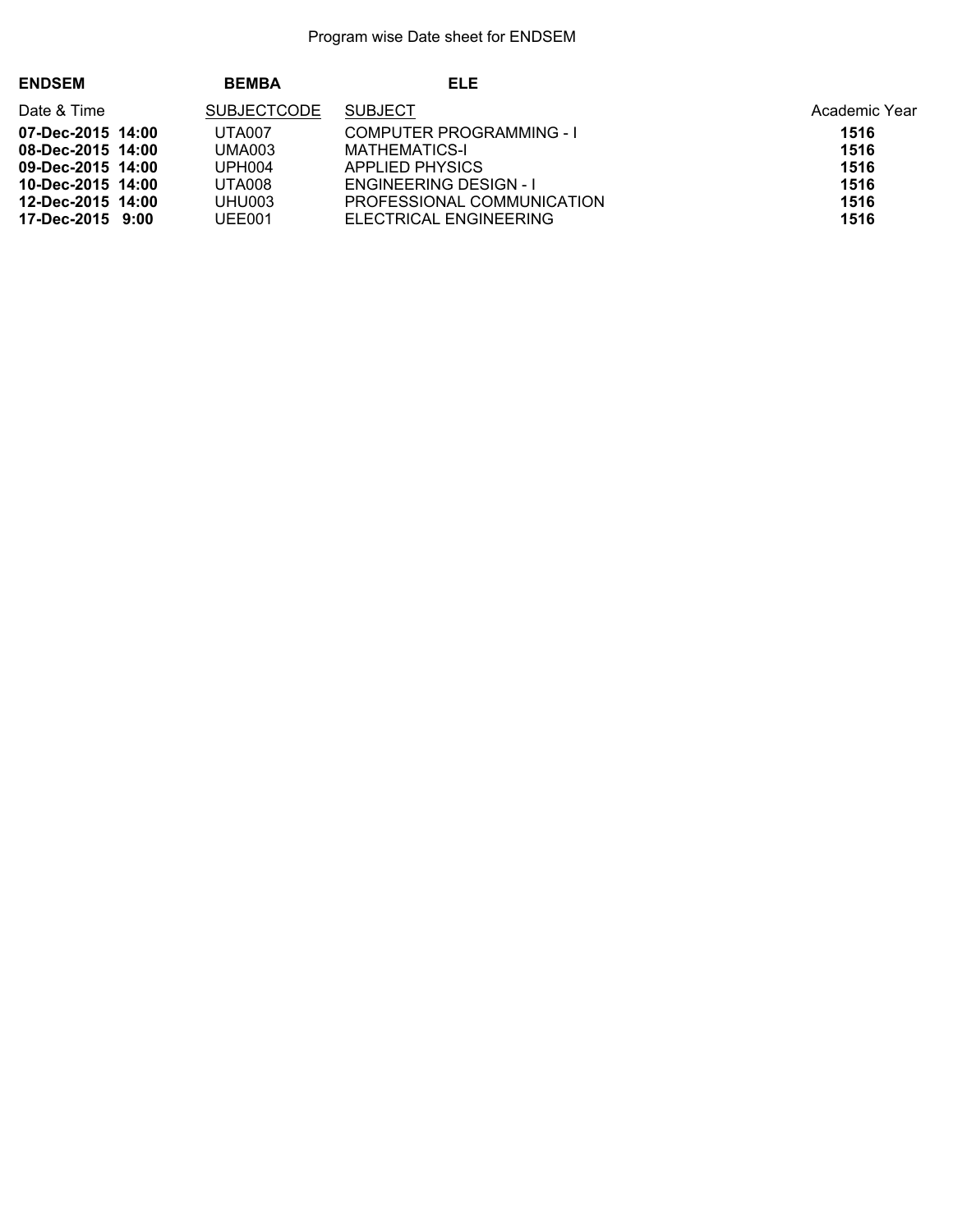Program wise Date sheet for ENDSEM

**ENDSEM** **BEMBA** **ELE**

| Date & Time | SUBJECTCODE | SUBJECT | Academic Year |
|---|---|---|---|
| **07-Dec-2015 14:00** | UTA007 | COMPUTER PROGRAMMING - I | **1516** |
| **08-Dec-2015 14:00** | UMA003 | MATHEMATICS-I | **1516** |
| **09-Dec-2015 14:00** | UPH004 | APPLIED PHYSICS | **1516** |
| **10-Dec-2015 14:00** | UTA008 | ENGINEERING DESIGN - I | **1516** |
| **12-Dec-2015 14:00** | UHU003 | PROFESSIONAL COMMUNICATION | **1516** |
| **17-Dec-2015 9:00** | UEE001 | ELECTRICAL ENGINEERING | **1516** |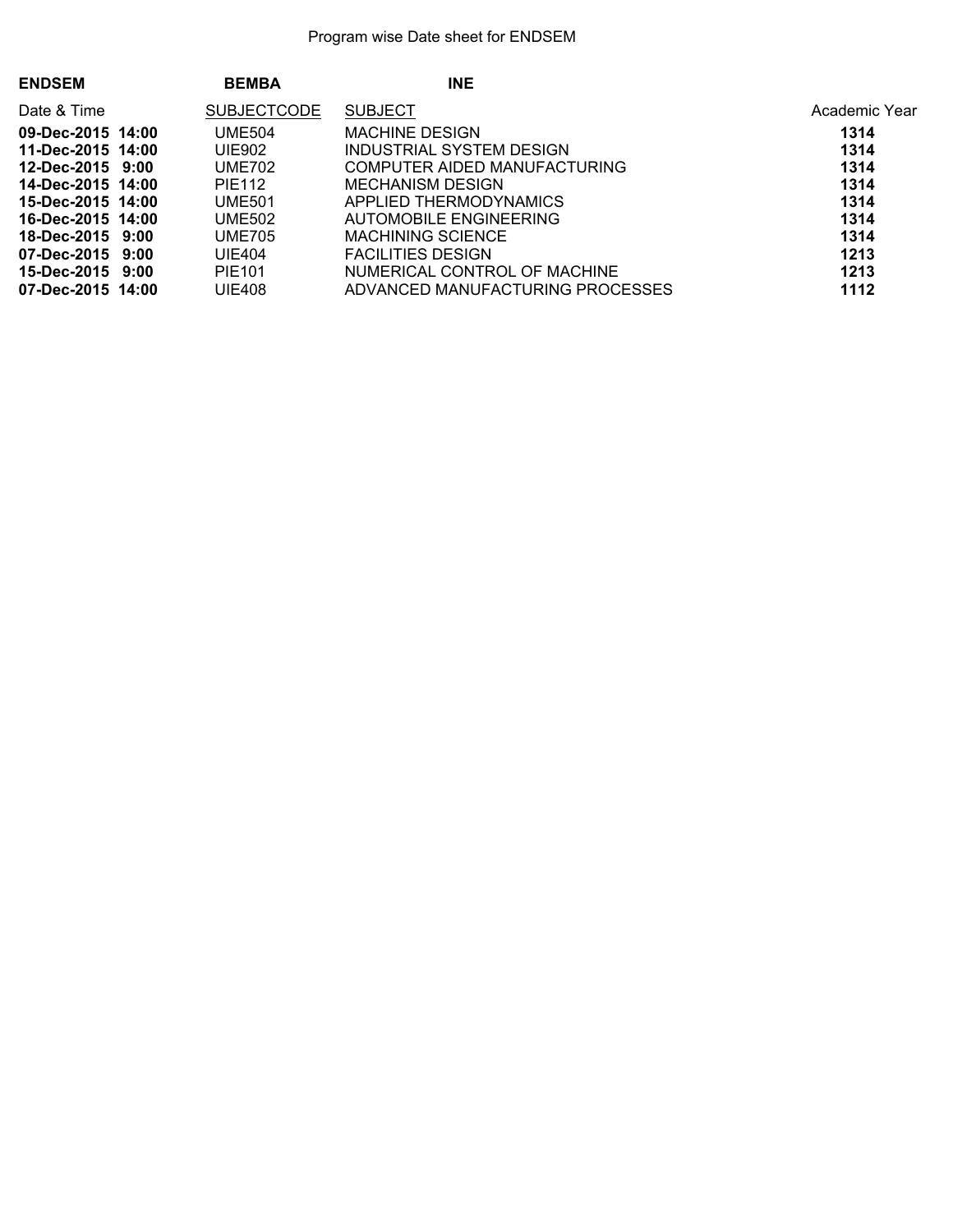Program wise Date sheet for ENDSEM

**ENDSEM** **BEMBA** **INE**

| Date & Time | SUBJECTCODE | SUBJECT | Academic Year |
|---|---|---|---|
| **09-Dec-2015 14:00** | UME504 | MACHINE DESIGN | **1314** |
| **11-Dec-2015 14:00** | UIE902 | INDUSTRIAL SYSTEM DESIGN | **1314** |
| **12-Dec-2015 9:00** | UME702 | COMPUTER AIDED MANUFACTURING | **1314** |
| **14-Dec-2015 14:00** | PIE112 | MECHANISM DESIGN | **1314** |
| **15-Dec-2015 14:00** | UME501 | APPLIED THERMODYNAMICS | **1314** |
| **16-Dec-2015 14:00** | UME502 | AUTOMOBILE ENGINEERING | **1314** |
| **18-Dec-2015 9:00** | UME705 | MACHINING SCIENCE | **1314** |
| **07-Dec-2015 9:00** | UIE404 | FACILITIES DESIGN | **1213** |
| **15-Dec-2015 9:00** | PIE101 | NUMERICAL CONTROL OF MACHINE | **1213** |
| **07-Dec-2015 14:00** | UIE408 | ADVANCED MANUFACTURING PROCESSES | **1112** |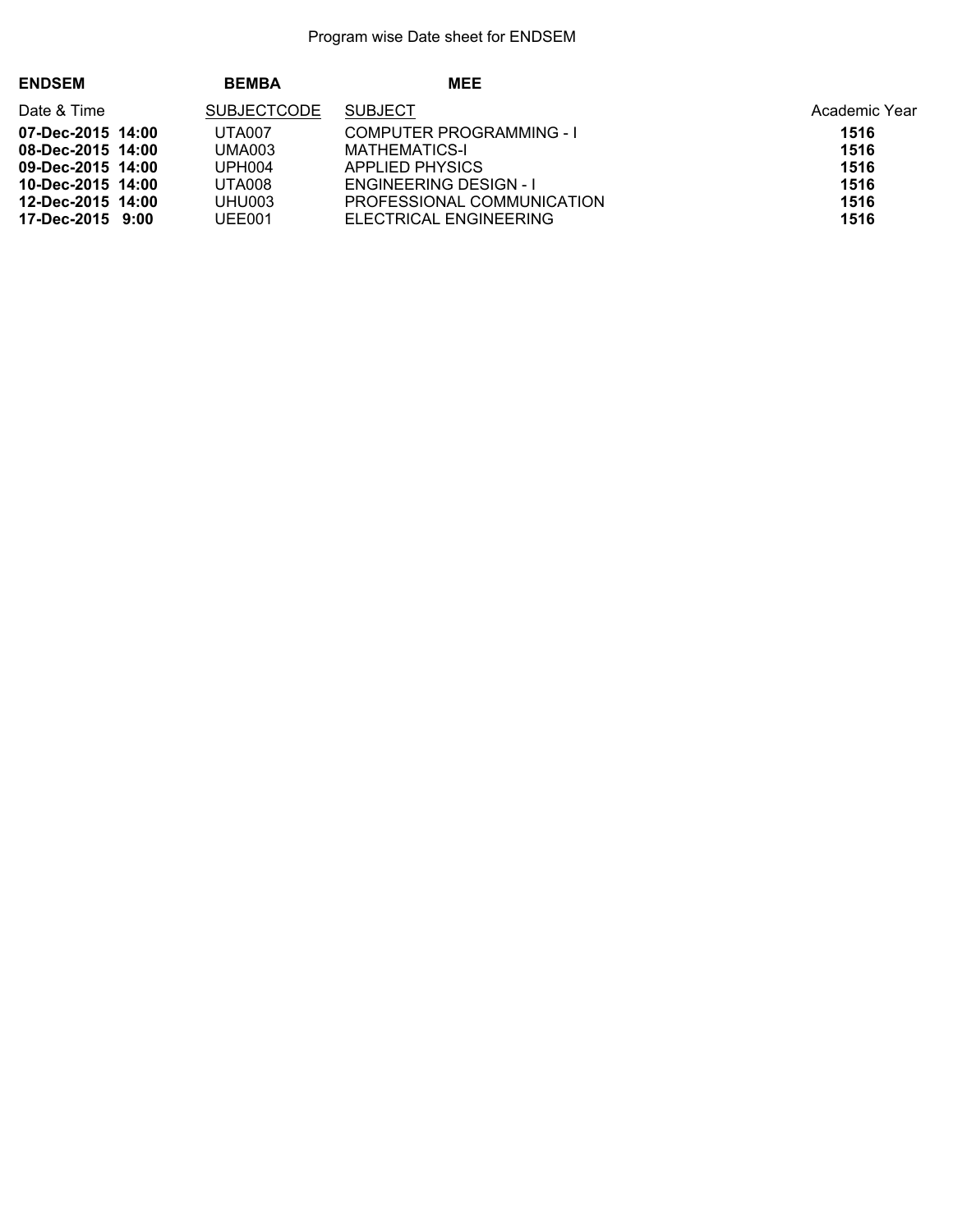Program wise Date sheet for ENDSEM

**ENDSEM** **BEMBA** **MEE**

| Date & Time | SUBJECTCODE | SUBJECT | Academic Year |
|---|---|---|---|
| **07-Dec-2015 14:00** | UTA007 | COMPUTER PROGRAMMING - I | **1516** |
| **08-Dec-2015 14:00** | UMA003 | MATHEMATICS-I | **1516** |
| **09-Dec-2015 14:00** | UPH004 | APPLIED PHYSICS | **1516** |
| **10-Dec-2015 14:00** | UTA008 | ENGINEERING DESIGN - I | **1516** |
| **12-Dec-2015 14:00** | UHU003 | PROFESSIONAL COMMUNICATION | **1516** |
| **17-Dec-2015 9:00** | UEE001 | ELECTRICAL ENGINEERING | **1516** |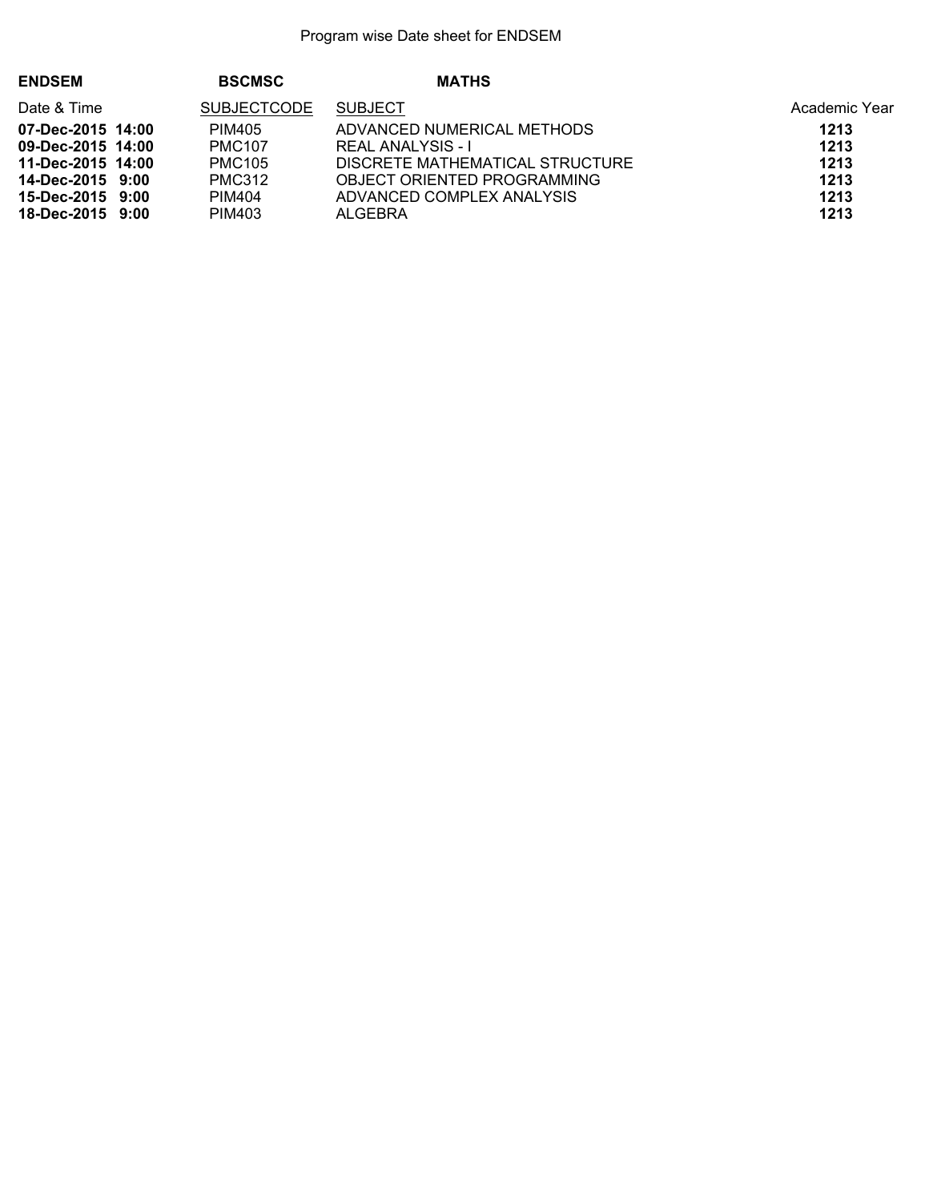Program wise Date sheet for ENDSEM

**ENDSEM** **BSCMSC** **MATHS**

| Date & Time | SUBJECTCODE | SUBJECT | Academic Year |
|---|---|---|---|
| **07-Dec-2015 14:00** | PIM405 | ADVANCED NUMERICAL METHODS | **1213** |
| **09-Dec-2015 14:00** | PMC107 | REAL ANALYSIS - I | **1213** |
| **11-Dec-2015 14:00** | PMC105 | DISCRETE MATHEMATICAL STRUCTURE | **1213** |
| **14-Dec-2015 9:00** | PMC312 | OBJECT ORIENTED PROGRAMMING | **1213** |
| **15-Dec-2015 9:00** | PIM404 | ADVANCED COMPLEX ANALYSIS | **1213** |
| **18-Dec-2015 9:00** | PIM403 | ALGEBRA | **1213** |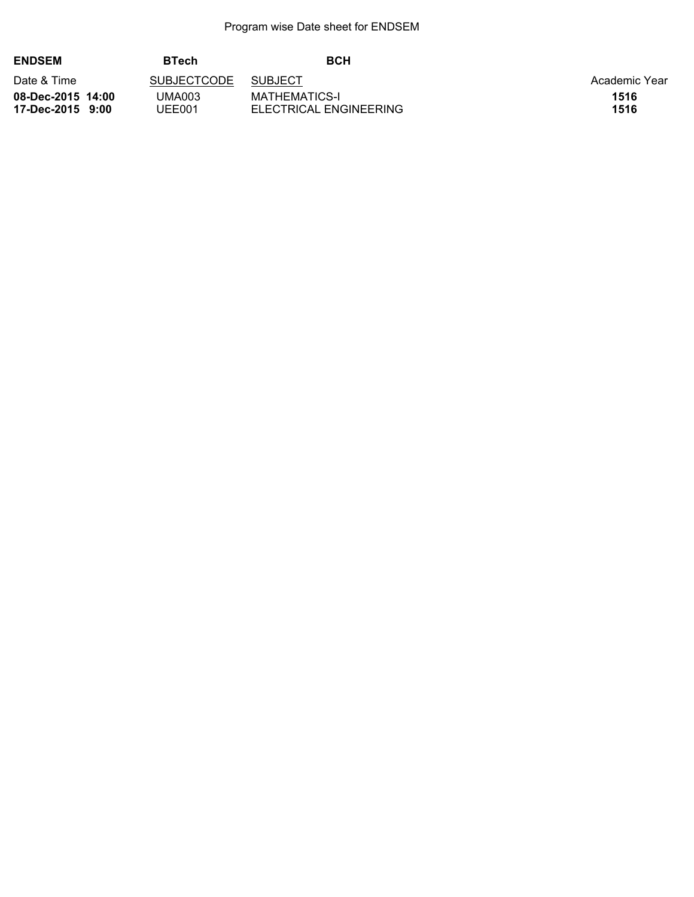Program wise Date sheet for ENDSEM

**ENDSEM** **BTech** **BCH**

| Date & Time | SUBJECTCODE | SUBJECT | Academic Year |
| --- | --- | --- | --- |
| **08-Dec-2015 14:00** | UMA003 | MATHEMATICS-I | **1516** |
| **17-Dec-2015 9:00** | UEE001 | ELECTRICAL ENGINEERING | **1516** |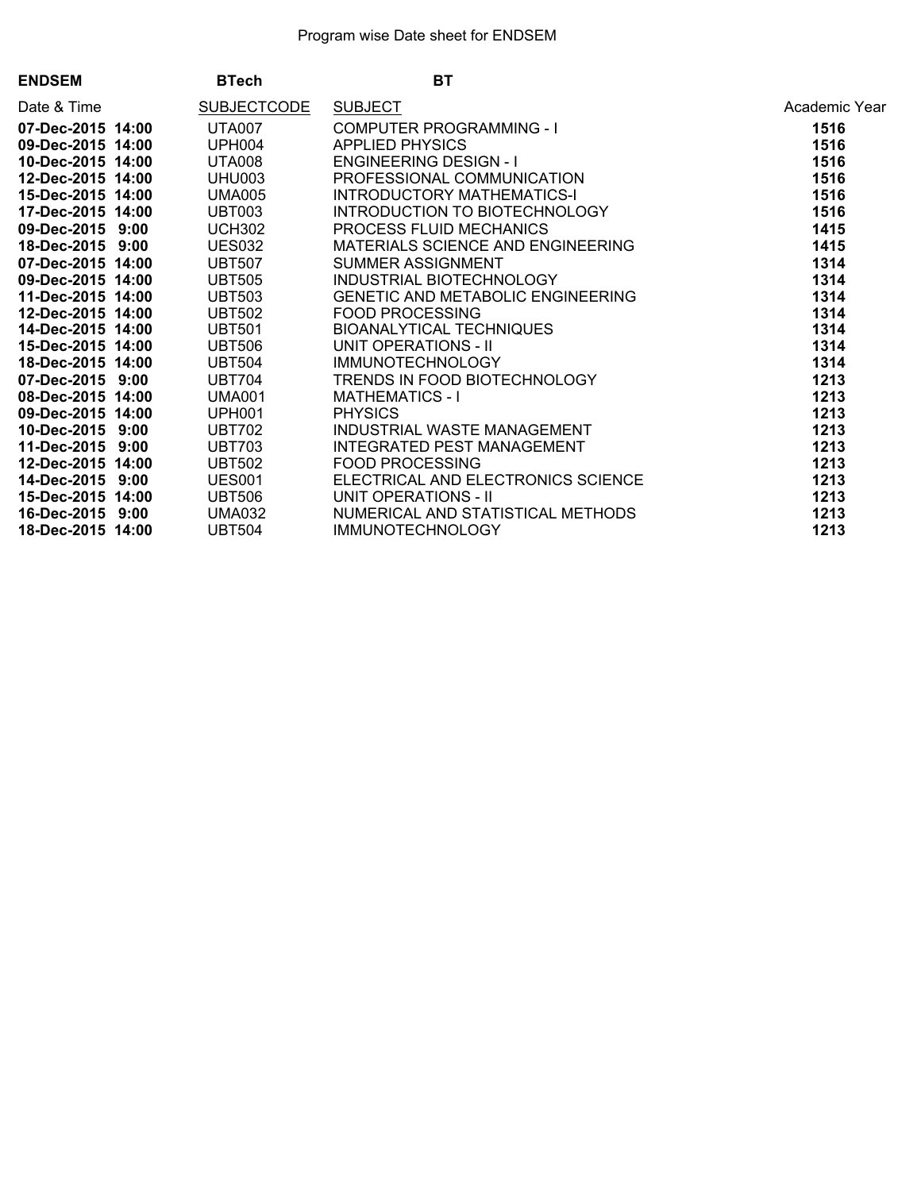Program wise Date sheet for ENDSEM

**ENDSEM** **BTech** **BT**

| Date & Time | SUBJECTCODE | SUBJECT | Academic Year |
|---|---|---|---|
| **07-Dec-2015 14:00** | UTA007 | COMPUTER PROGRAMMING - I | **1516** |
| **09-Dec-2015 14:00** | UPH004 | APPLIED PHYSICS | **1516** |
| **10-Dec-2015 14:00** | UTA008 | ENGINEERING DESIGN - I | **1516** |
| **12-Dec-2015 14:00** | UHU003 | PROFESSIONAL COMMUNICATION | **1516** |
| **15-Dec-2015 14:00** | UMA005 | INTRODUCTORY MATHEMATICS-I | **1516** |
| **17-Dec-2015 14:00** | UBT003 | INTRODUCTION TO BIOTECHNOLOGY | **1516** |
| **09-Dec-2015 9:00** | UCH302 | PROCESS FLUID MECHANICS | **1415** |
| **18-Dec-2015 9:00** | UES032 | MATERIALS SCIENCE AND ENGINEERING | **1415** |
| **07-Dec-2015 14:00** | UBT507 | SUMMER ASSIGNMENT | **1314** |
| **09-Dec-2015 14:00** | UBT505 | INDUSTRIAL BIOTECHNOLOGY | **1314** |
| **11-Dec-2015 14:00** | UBT503 | GENETIC AND METABOLIC ENGINEERING | **1314** |
| **12-Dec-2015 14:00** | UBT502 | FOOD PROCESSING | **1314** |
| **14-Dec-2015 14:00** | UBT501 | BIOANALYTICAL TECHNIQUES | **1314** |
| **15-Dec-2015 14:00** | UBT506 | UNIT OPERATIONS - II | **1314** |
| **18-Dec-2015 14:00** | UBT504 | IMMUNOTECHNOLOGY | **1314** |
| **07-Dec-2015 9:00** | UBT704 | TRENDS IN FOOD BIOTECHNOLOGY | **1213** |
| **08-Dec-2015 14:00** | UMA001 | MATHEMATICS - I | **1213** |
| **09-Dec-2015 14:00** | UPH001 | PHYSICS | **1213** |
| **10-Dec-2015 9:00** | UBT702 | INDUSTRIAL WASTE MANAGEMENT | **1213** |
| **11-Dec-2015 9:00** | UBT703 | INTEGRATED PEST MANAGEMENT | **1213** |
| **12-Dec-2015 14:00** | UBT502 | FOOD PROCESSING | **1213** |
| **14-Dec-2015 9:00** | UES001 | ELECTRICAL AND ELECTRONICS SCIENCE | **1213** |
| **15-Dec-2015 14:00** | UBT506 | UNIT OPERATIONS - II | **1213** |
| **16-Dec-2015 9:00** | UMA032 | NUMERICAL AND STATISTICAL METHODS | **1213** |
| **18-Dec-2015 14:00** | UBT504 | IMMUNOTECHNOLOGY | **1213** |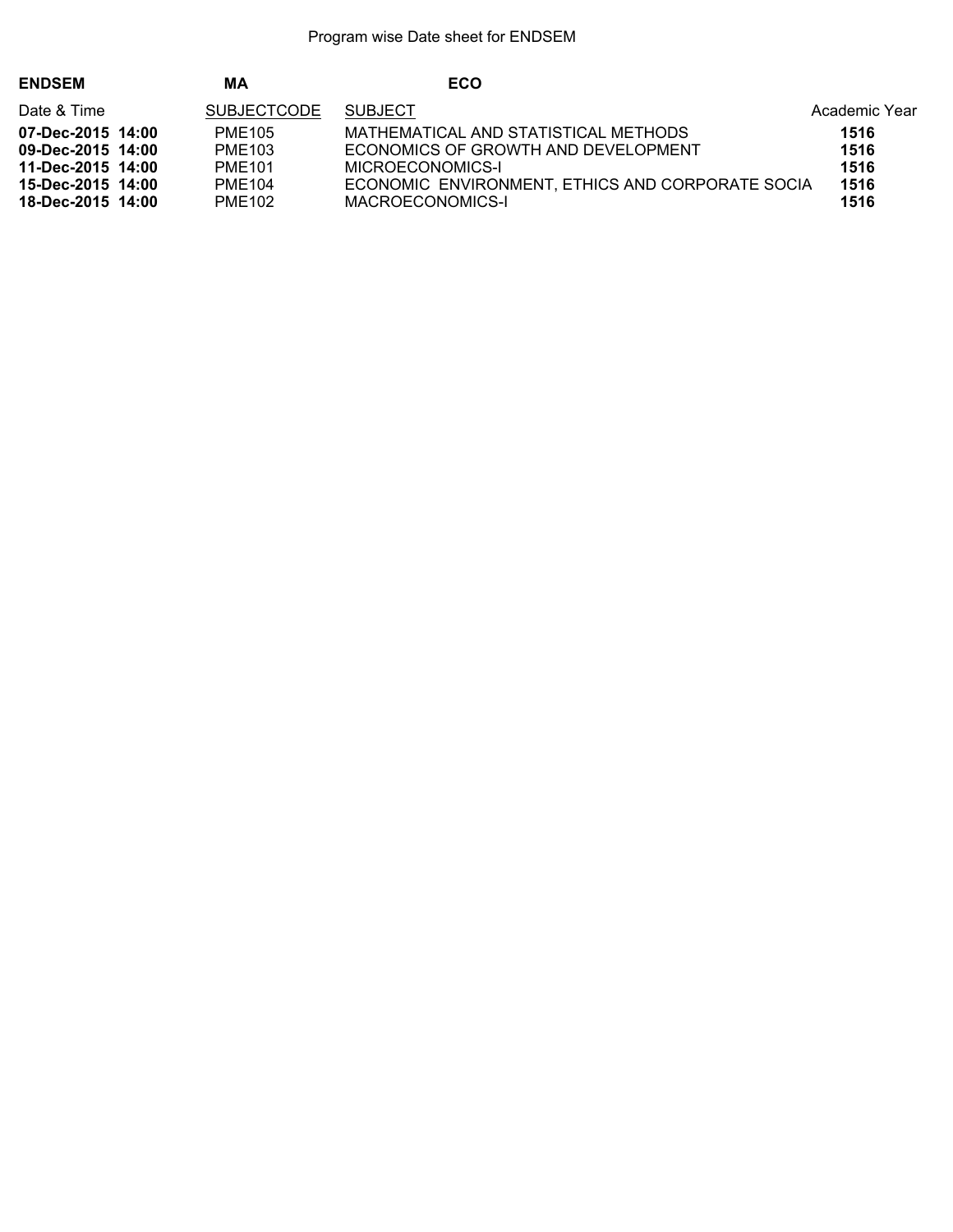Program wise Date sheet for ENDSEM

**ENDSEM** **MA** **ECO**

| Date & Time | SUBJECTCODE | SUBJECT | Academic Year |
|---|---|---|---|
| **07-Dec-2015 14:00** | PME105 | MATHEMATICAL AND STATISTICAL METHODS | **1516** |
| **09-Dec-2015 14:00** | PME103 | ECONOMICS OF GROWTH AND DEVELOPMENT | **1516** |
| **11-Dec-2015 14:00** | PME101 | MICROECONOMICS-I | **1516** |
| **15-Dec-2015 14:00** | PME104 | ECONOMIC ENVIRONMENT, ETHICS AND CORPORATE SOCIA | **1516** |
| **18-Dec-2015 14:00** | PME102 | MACROECONOMICS-I | **1516** |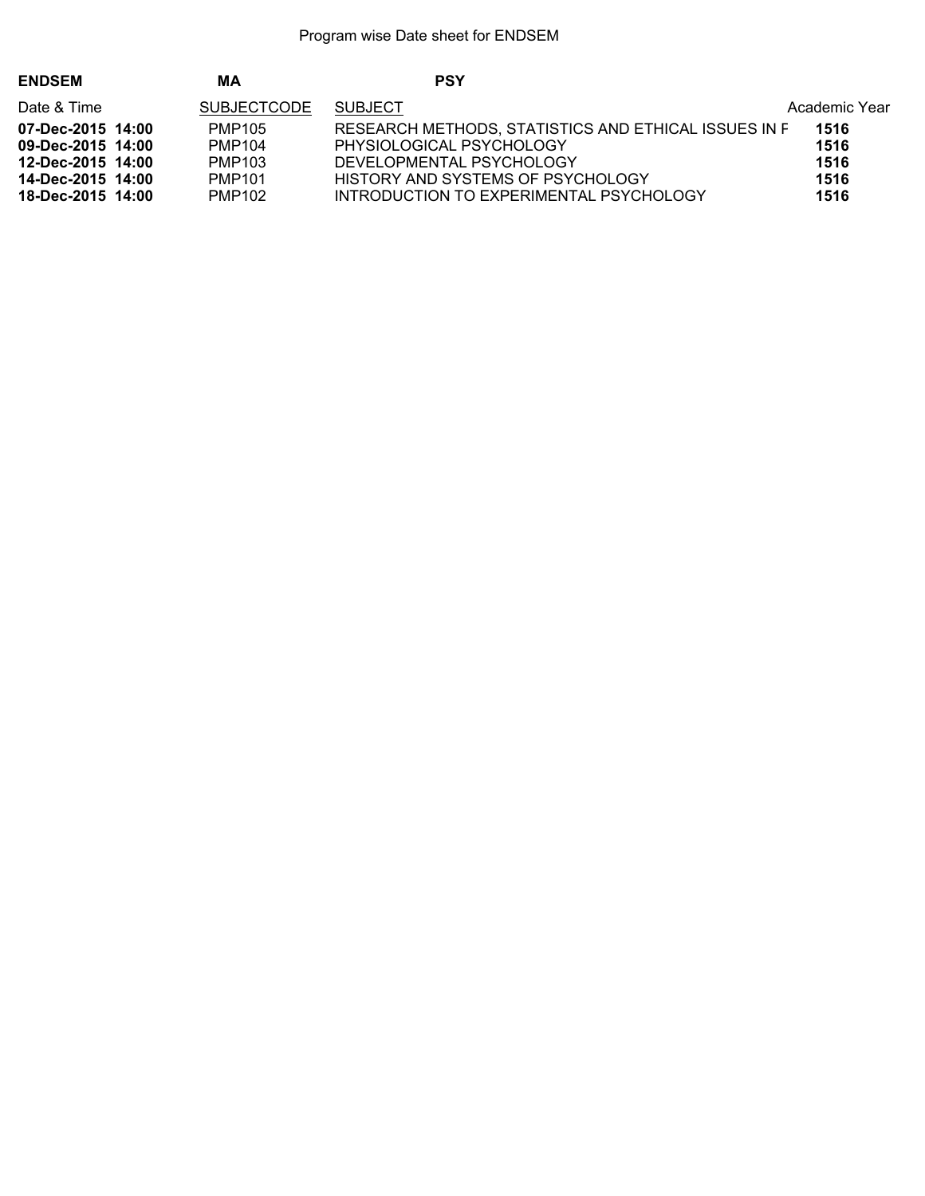Program wise Date sheet for ENDSEM

**ENDSEM** **MA** **PSY**

| Date & Time | SUBJECTCODE | SUBJECT | Academic Year |
|---|---|---|---|
| **07-Dec-2015 14:00** | PMP105 | RESEARCH METHODS, STATISTICS AND ETHICAL ISSUES IN F | **1516** |
| **09-Dec-2015 14:00** | PMP104 | PHYSIOLOGICAL PSYCHOLOGY | **1516** |
| **12-Dec-2015 14:00** | PMP103 | DEVELOPMENTAL PSYCHOLOGY | **1516** |
| **14-Dec-2015 14:00** | PMP101 | HISTORY AND SYSTEMS OF PSYCHOLOGY | **1516** |
| **18-Dec-2015 14:00** | PMP102 | INTRODUCTION TO EXPERIMENTAL PSYCHOLOGY | **1516** |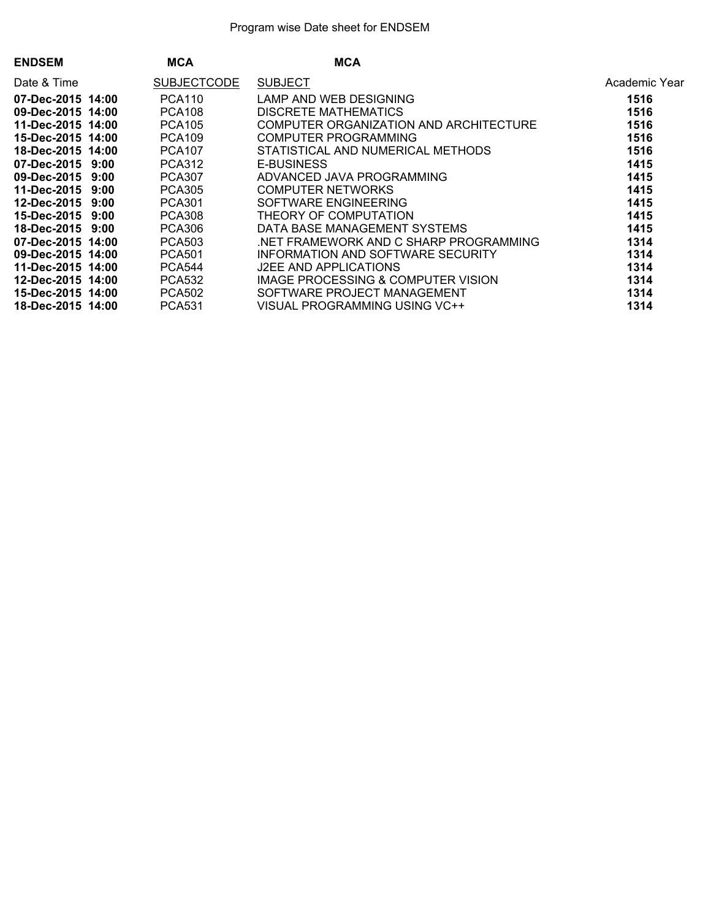Program wise Date sheet for ENDSEM

| **ENDSEM** | **MCA** | **MCA** | |
|---|---|---|---|
| Date & Time | SUBJECTCODE | SUBJECT | Academic Year |
| **07-Dec-2015 14:00** | PCA110 | LAMP AND WEB DESIGNING | **1516** |
| **09-Dec-2015 14:00** | PCA108 | DISCRETE MATHEMATICS | **1516** |
| **11-Dec-2015 14:00** | PCA105 | COMPUTER ORGANIZATION AND ARCHITECTURE | **1516** |
| **15-Dec-2015 14:00** | PCA109 | COMPUTER PROGRAMMING | **1516** |
| **18-Dec-2015 14:00** | PCA107 | STATISTICAL AND NUMERICAL METHODS | **1516** |
| **07-Dec-2015 9:00** | PCA312 | E-BUSINESS | **1415** |
| **09-Dec-2015 9:00** | PCA307 | ADVANCED JAVA PROGRAMMING | **1415** |
| **11-Dec-2015 9:00** | PCA305 | COMPUTER NETWORKS | **1415** |
| **12-Dec-2015 9:00** | PCA301 | SOFTWARE ENGINEERING | **1415** |
| **15-Dec-2015 9:00** | PCA308 | THEORY OF COMPUTATION | **1415** |
| **18-Dec-2015 9:00** | PCA306 | DATA BASE MANAGEMENT SYSTEMS | **1415** |
| **07-Dec-2015 14:00** | PCA503 | .NET FRAMEWORK AND C SHARP PROGRAMMING | **1314** |
| **09-Dec-2015 14:00** | PCA501 | INFORMATION AND SOFTWARE SECURITY | **1314** |
| **11-Dec-2015 14:00** | PCA544 | J2EE AND APPLICATIONS | **1314** |
| **12-Dec-2015 14:00** | PCA532 | IMAGE PROCESSING & COMPUTER VISION | **1314** |
| **15-Dec-2015 14:00** | PCA502 | SOFTWARE PROJECT MANAGEMENT | **1314** |
| **18-Dec-2015 14:00** | PCA531 | VISUAL PROGRAMMING USING VC++ | **1314** |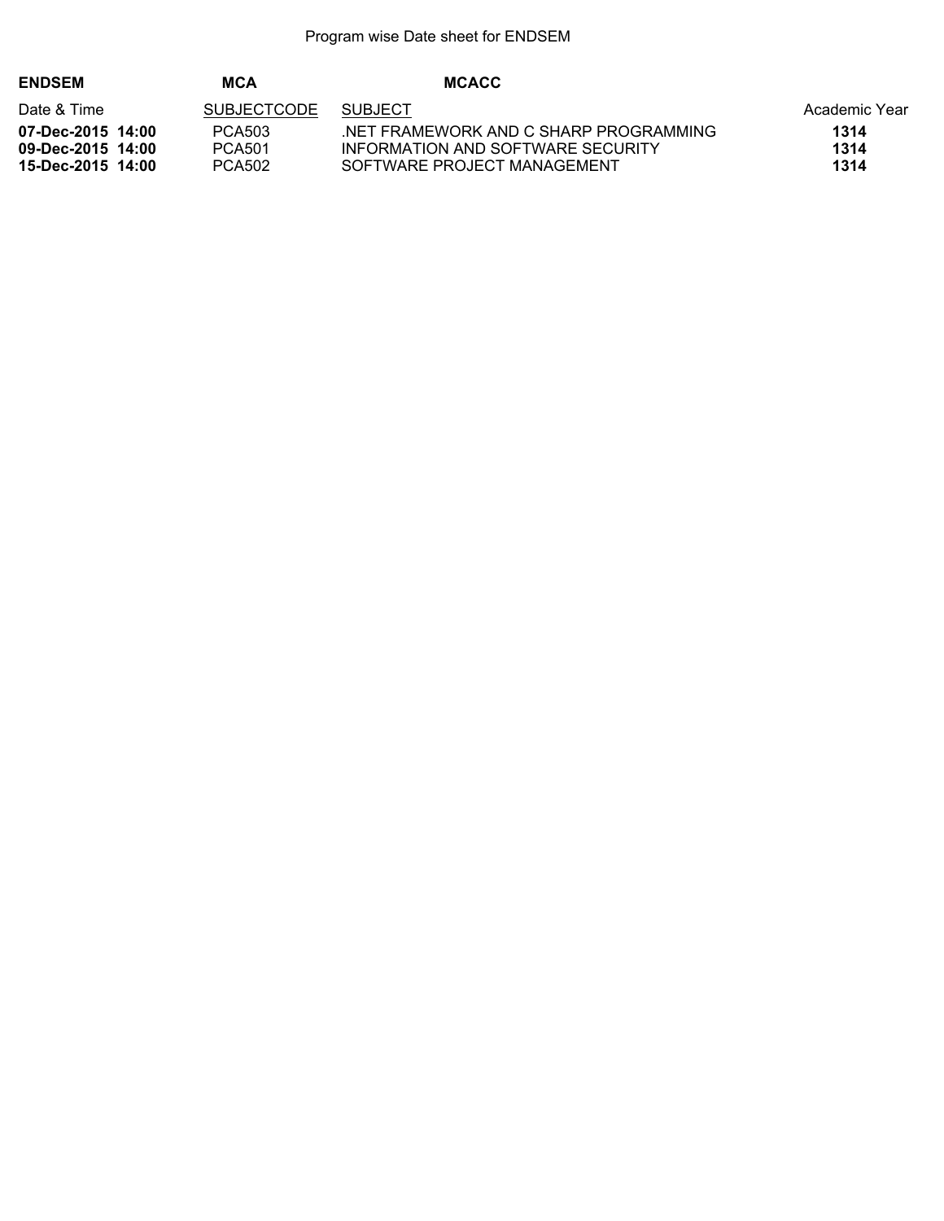Program wise Date sheet for ENDSEM

**ENDSEM** **MCA** **MCACC**

| Date & Time | SUBJECTCODE | SUBJECT | Academic Year |
|---|---|---|---|
| **07-Dec-2015 14:00** | PCA503 | .NET FRAMEWORK AND C SHARP PROGRAMMING | **1314** |
| **09-Dec-2015 14:00** | PCA501 | INFORMATION AND SOFTWARE SECURITY | **1314** |
| **15-Dec-2015 14:00** | PCA502 | SOFTWARE PROJECT MANAGEMENT | **1314** |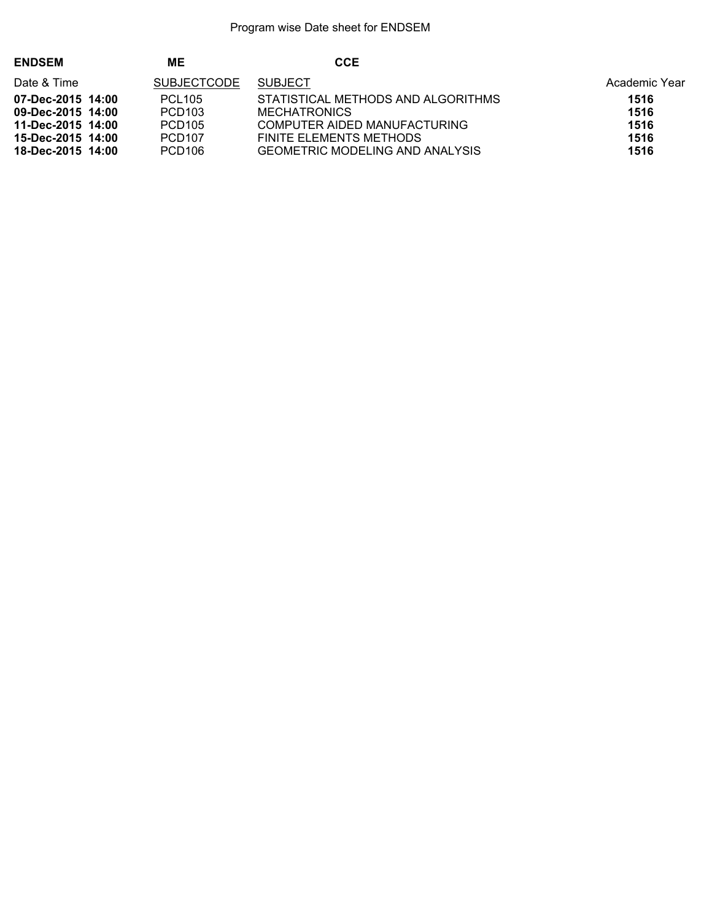Program wise Date sheet for ENDSEM

**ENDSEM** **ME** **CCE**

| Date & Time | SUBJECTCODE | SUBJECT | Academic Year |
|---|---|---|---|
| **07-Dec-2015 14:00** | PCL105 | STATISTICAL METHODS AND ALGORITHMS | **1516** |
| **09-Dec-2015 14:00** | PCD103 | MECHATRONICS | **1516** |
| **11-Dec-2015 14:00** | PCD105 | COMPUTER AIDED MANUFACTURING | **1516** |
| **15-Dec-2015 14:00** | PCD107 | FINITE ELEMENTS METHODS | **1516** |
| **18-Dec-2015 14:00** | PCD106 | GEOMETRIC MODELING AND ANALYSIS | **1516** |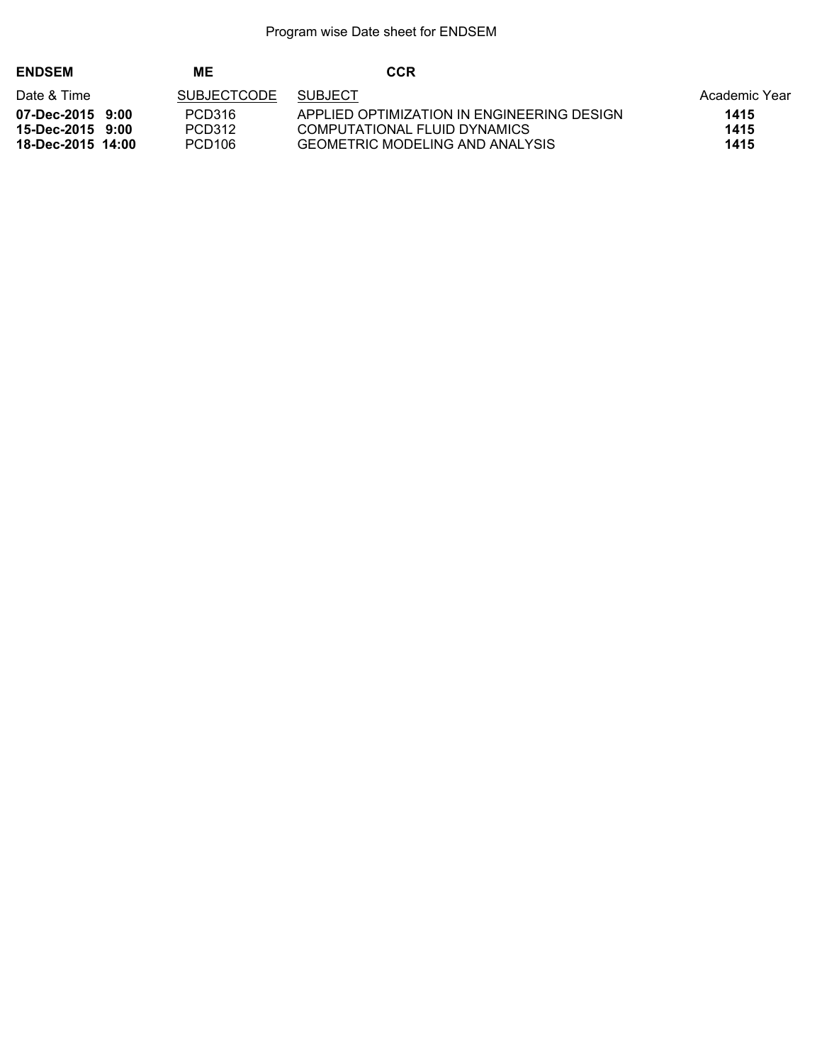Program wise Date sheet for ENDSEM

| **ENDSEM** | **ME** | **CCR** | |
|---|---|---|---|
| Date & Time | SUBJECTCODE | SUBJECT | Academic Year |
| **07-Dec-2015 9:00** | PCD316 | APPLIED OPTIMIZATION IN ENGINEERING DESIGN | **1415** |
| **15-Dec-2015 9:00** | PCD312 | COMPUTATIONAL FLUID DYNAMICS | **1415** |
| **18-Dec-2015 14:00** | PCD106 | GEOMETRIC MODELING AND ANALYSIS | **1415** |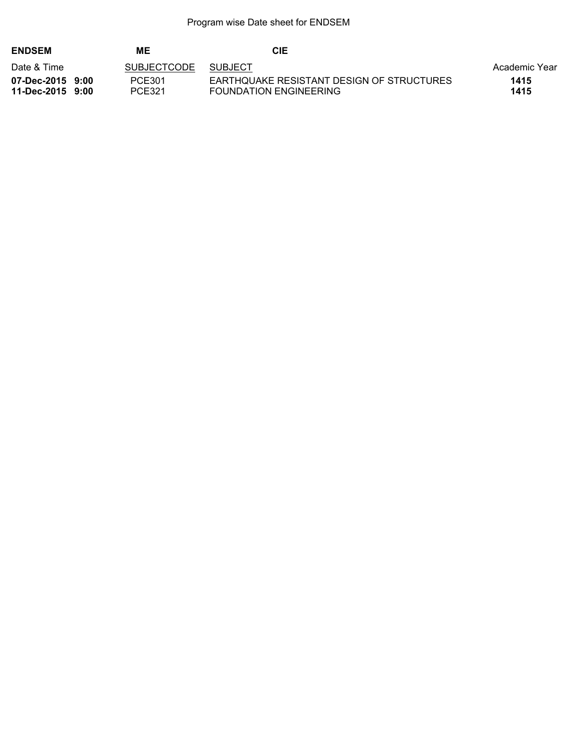Program wise Date sheet for ENDSEM

**ENDSEM** **ME** **CIE**

| Date & Time | SUBJECTCODE | SUBJECT | Academic Year |
|---|---|---|---|
| **07-Dec-2015 9:00** | PCE301 | EARTHQUAKE RESISTANT DESIGN OF STRUCTURES | **1415** |
| **11-Dec-2015 9:00** | PCE321 | FOUNDATION ENGINEERING | **1415** |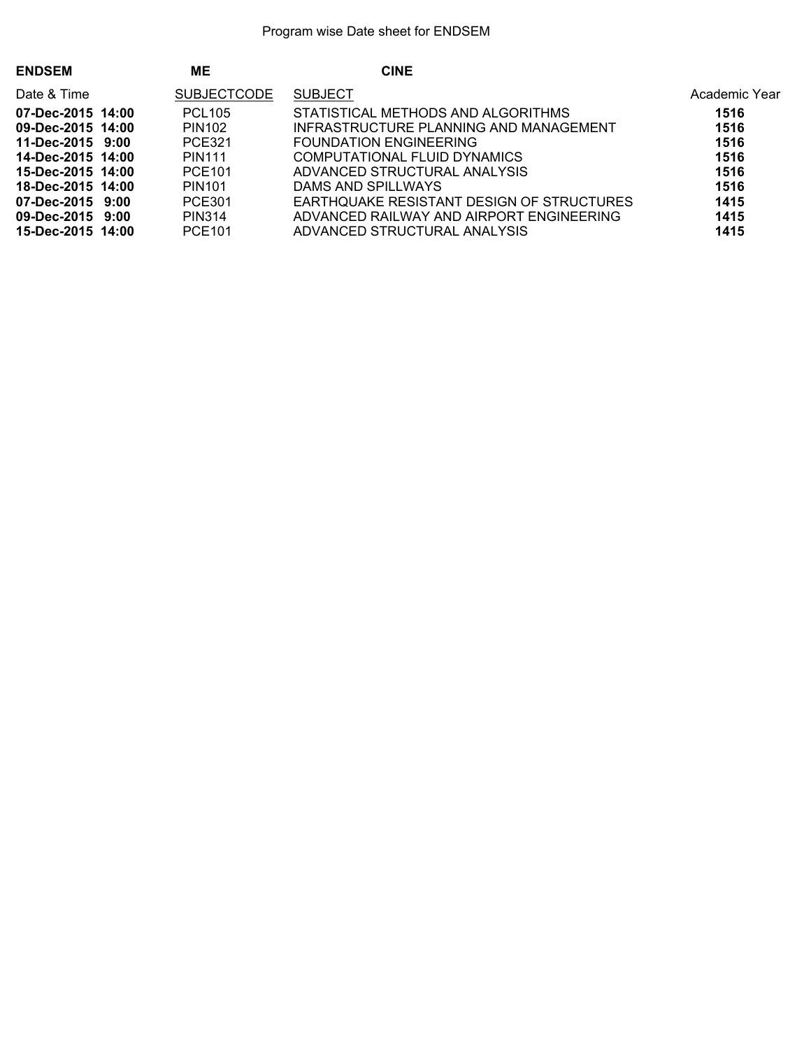Program wise Date sheet for ENDSEM

**ENDSEM** **ME** **CINE**

| Date & Time | SUBJECTCODE | SUBJECT | Academic Year |
| --- | --- | --- | --- |
| **07-Dec-2015 14:00** | PCL105 | STATISTICAL METHODS AND ALGORITHMS | **1516** |
| **09-Dec-2015 14:00** | PIN102 | INFRASTRUCTURE PLANNING AND MANAGEMENT | **1516** |
| **11-Dec-2015 9:00** | PCE321 | FOUNDATION ENGINEERING | **1516** |
| **14-Dec-2015 14:00** | PIN111 | COMPUTATIONAL FLUID DYNAMICS | **1516** |
| **15-Dec-2015 14:00** | PCE101 | ADVANCED STRUCTURAL ANALYSIS | **1516** |
| **18-Dec-2015 14:00** | PIN101 | DAMS AND SPILLWAYS | **1516** |
| **07-Dec-2015 9:00** | PCE301 | EARTHQUAKE RESISTANT DESIGN OF STRUCTURES | **1415** |
| **09-Dec-2015 9:00** | PIN314 | ADVANCED RAILWAY AND AIRPORT ENGINEERING | **1415** |
| **15-Dec-2015 14:00** | PCE101 | ADVANCED STRUCTURAL ANALYSIS | **1415** |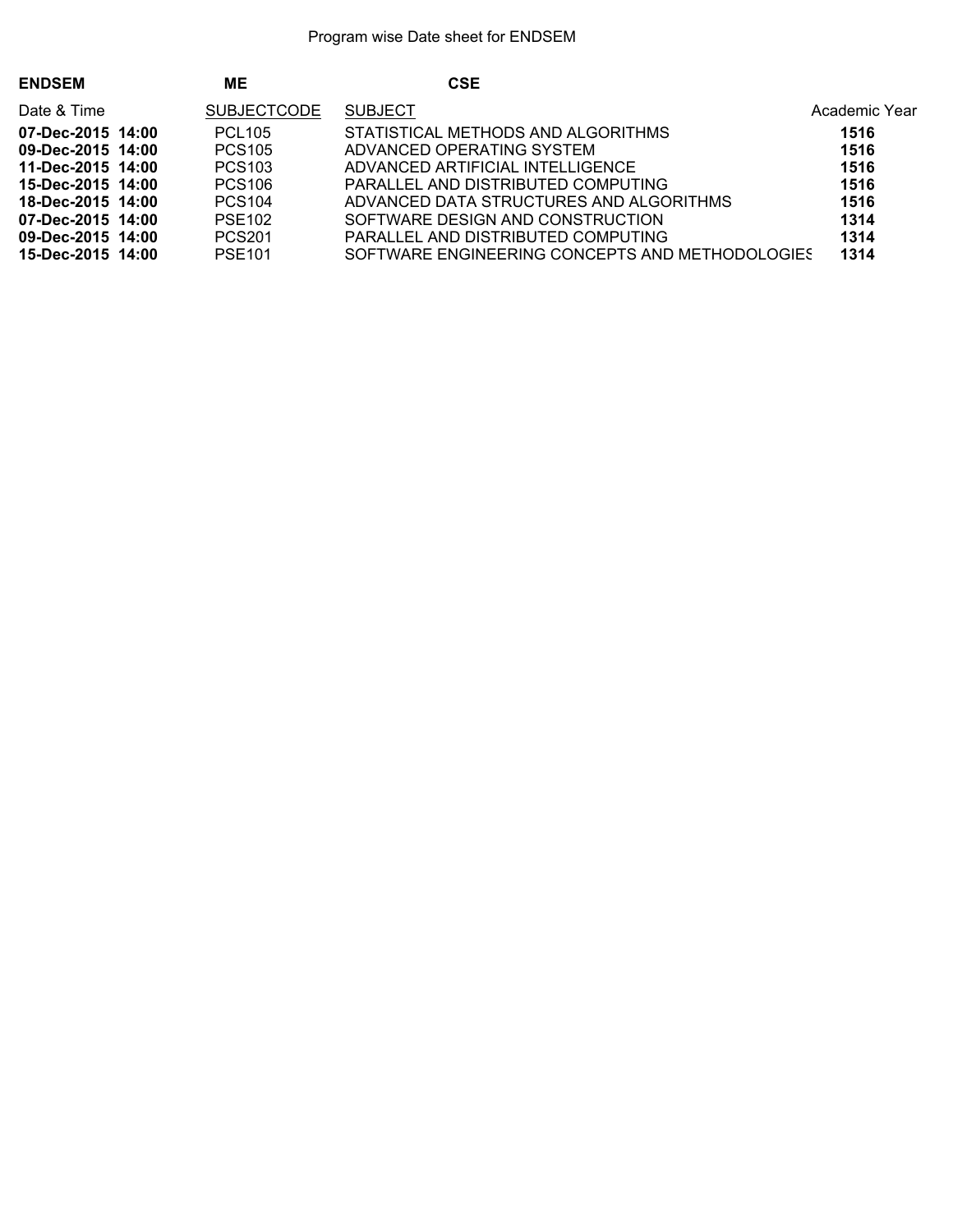Program wise Date sheet for ENDSEM

**ENDSEM** **ME** **CSE**

| Date & Time | SUBJECTCODE | SUBJECT | Academic Year |
| --- | --- | --- | --- |
| **07-Dec-2015 14:00** | PCL105 | STATISTICAL METHODS AND ALGORITHMS | **1516** |
| **09-Dec-2015 14:00** | PCS105 | ADVANCED OPERATING SYSTEM | **1516** |
| **11-Dec-2015 14:00** | PCS103 | ADVANCED ARTIFICIAL INTELLIGENCE | **1516** |
| **15-Dec-2015 14:00** | PCS106 | PARALLEL AND DISTRIBUTED COMPUTING | **1516** |
| **18-Dec-2015 14:00** | PCS104 | ADVANCED DATA STRUCTURES AND ALGORITHMS | **1516** |
| **07-Dec-2015 14:00** | PSE102 | SOFTWARE DESIGN AND CONSTRUCTION | **1314** |
| **09-Dec-2015 14:00** | PCS201 | PARALLEL AND DISTRIBUTED COMPUTING | **1314** |
| **15-Dec-2015 14:00** | PSE101 | SOFTWARE ENGINEERING CONCEPTS AND METHODOLOGIES | **1314** |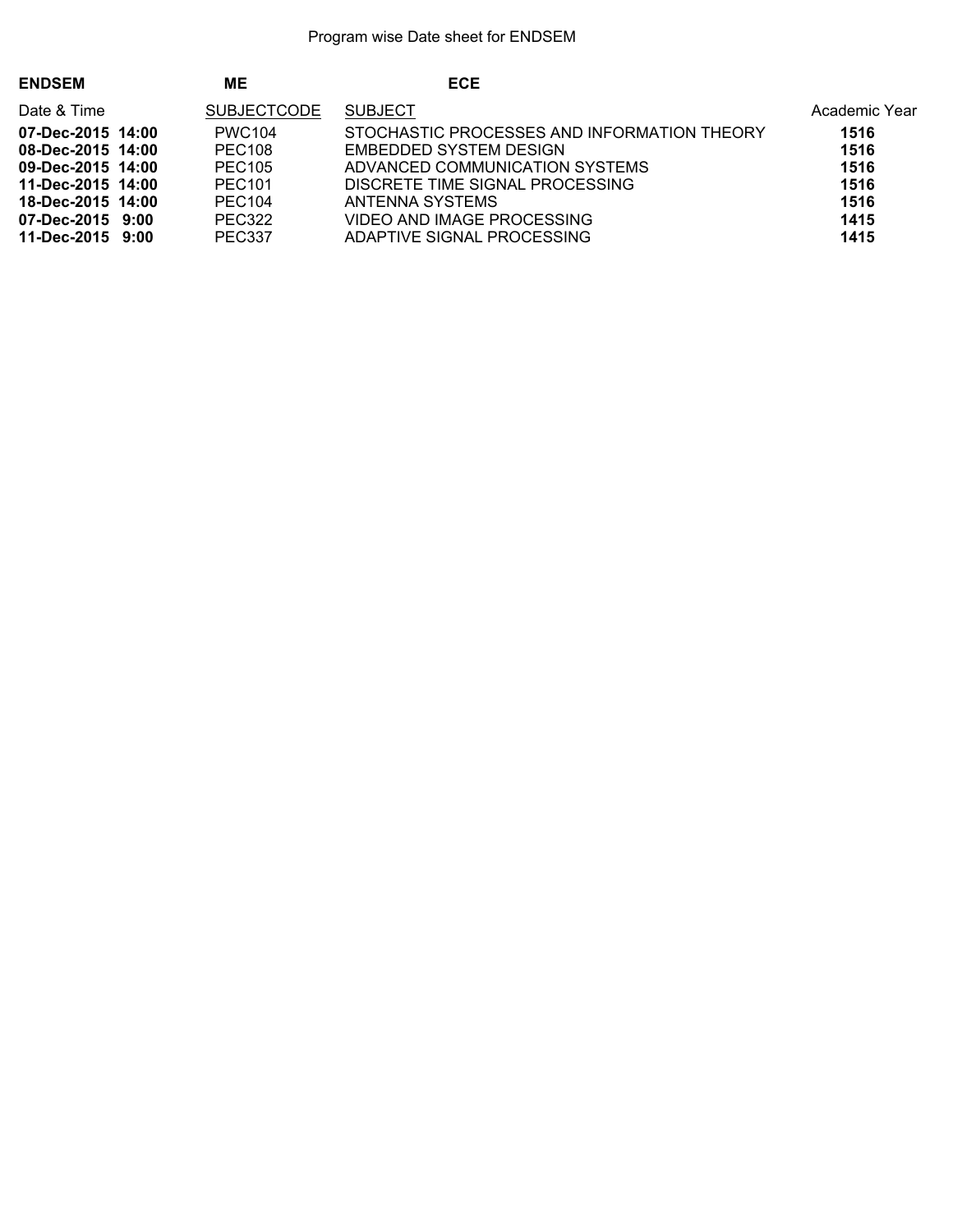Program wise Date sheet for ENDSEM

**ENDSEM** **ME** **ECE**

| Date & Time | SUBJECTCODE | SUBJECT | Academic Year |
|---|---|---|---|
| **07-Dec-2015 14:00** | PWC104 | STOCHASTIC PROCESSES AND INFORMATION THEORY | **1516** |
| **08-Dec-2015 14:00** | PEC108 | EMBEDDED SYSTEM DESIGN | **1516** |
| **09-Dec-2015 14:00** | PEC105 | ADVANCED COMMUNICATION SYSTEMS | **1516** |
| **11-Dec-2015 14:00** | PEC101 | DISCRETE TIME SIGNAL PROCESSING | **1516** |
| **18-Dec-2015 14:00** | PEC104 | ANTENNA SYSTEMS | **1516** |
| **07-Dec-2015 9:00** | PEC322 | VIDEO AND IMAGE PROCESSING | **1415** |
| **11-Dec-2015 9:00** | PEC337 | ADAPTIVE SIGNAL PROCESSING | **1415** |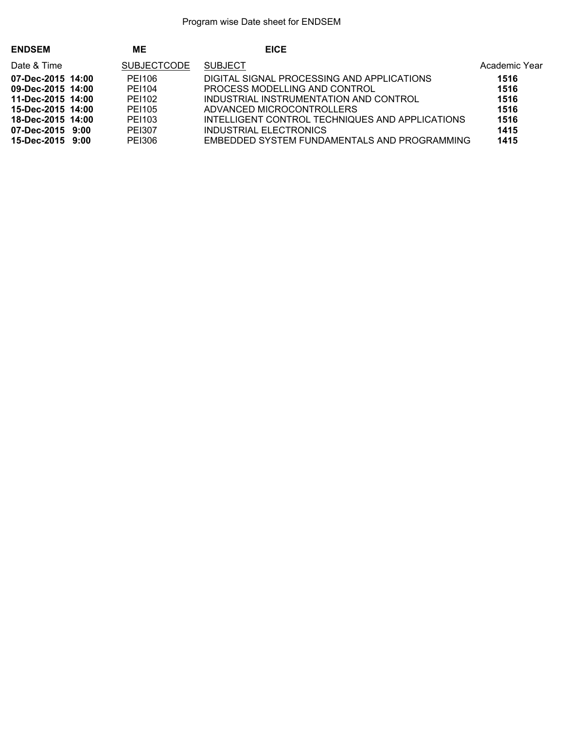Program wise Date sheet for ENDSEM

**ENDSEM** **ME** **EICE**

| Date & Time | SUBJECTCODE | SUBJECT | Academic Year |
|---|---|---|---|
| **07-Dec-2015 14:00** | PEI106 | DIGITAL SIGNAL PROCESSING AND APPLICATIONS | **1516** |
| **09-Dec-2015 14:00** | PEI104 | PROCESS MODELLING AND CONTROL | **1516** |
| **11-Dec-2015 14:00** | PEI102 | INDUSTRIAL INSTRUMENTATION AND CONTROL | **1516** |
| **15-Dec-2015 14:00** | PEI105 | ADVANCED MICROCONTROLLERS | **1516** |
| **18-Dec-2015 14:00** | PEI103 | INTELLIGENT CONTROL TECHNIQUES AND APPLICATIONS | **1516** |
| **07-Dec-2015 9:00** | PEI307 | INDUSTRIAL ELECTRONICS | **1415** |
| **15-Dec-2015 9:00** | PEI306 | EMBEDDED SYSTEM FUNDAMENTALS AND PROGRAMMING | **1415** |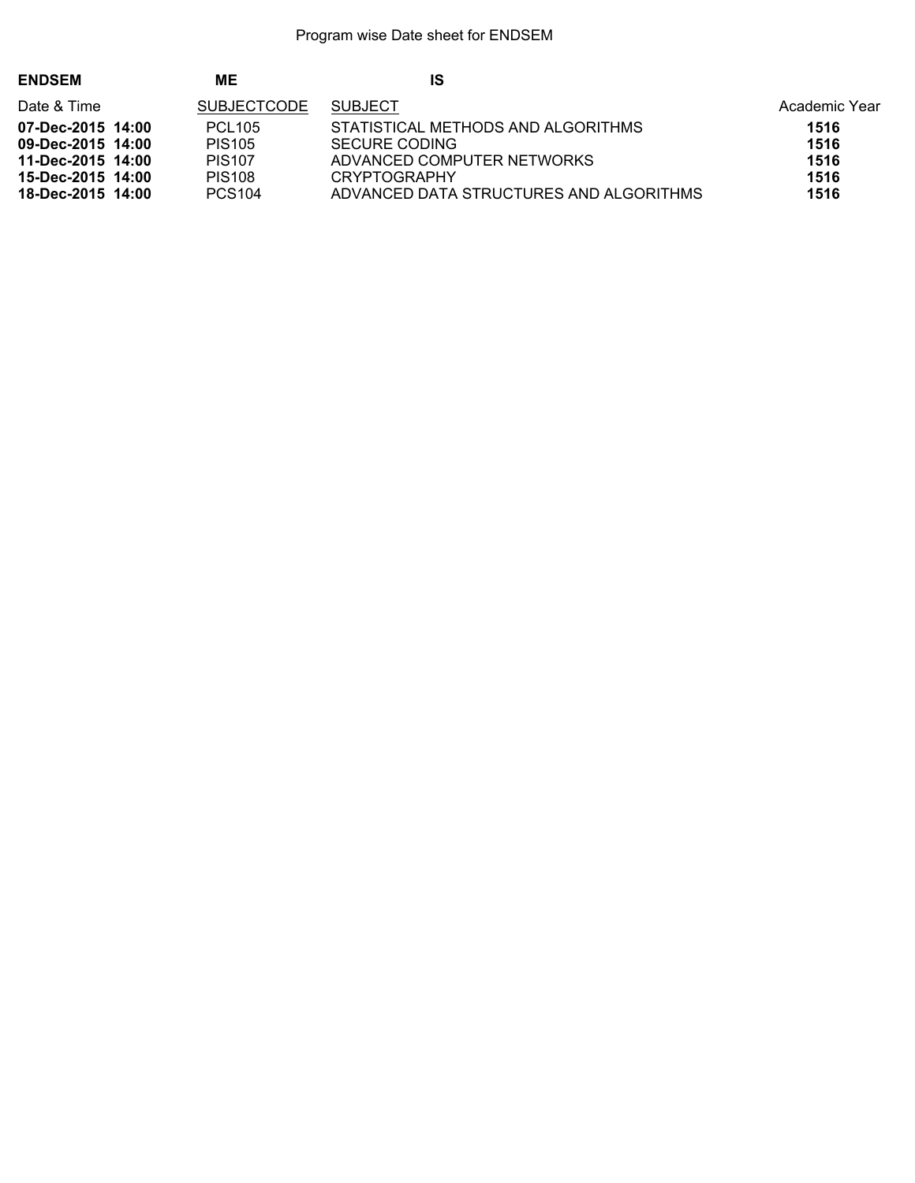Program wise Date sheet for ENDSEM

**ENDSEM** **ME** **IS**

| Date & Time | SUBJECTCODE | SUBJECT | Academic Year |
|---|---|---|---|
| **07-Dec-2015 14:00** | PCL105 | STATISTICAL METHODS AND ALGORITHMS | **1516** |
| **09-Dec-2015 14:00** | PIS105 | SECURE CODING | **1516** |
| **11-Dec-2015 14:00** | PIS107 | ADVANCED COMPUTER NETWORKS | **1516** |
| **15-Dec-2015 14:00** | PIS108 | CRYPTOGRAPHY | **1516** |
| **18-Dec-2015 14:00** | PCS104 | ADVANCED DATA STRUCTURES AND ALGORITHMS | **1516** |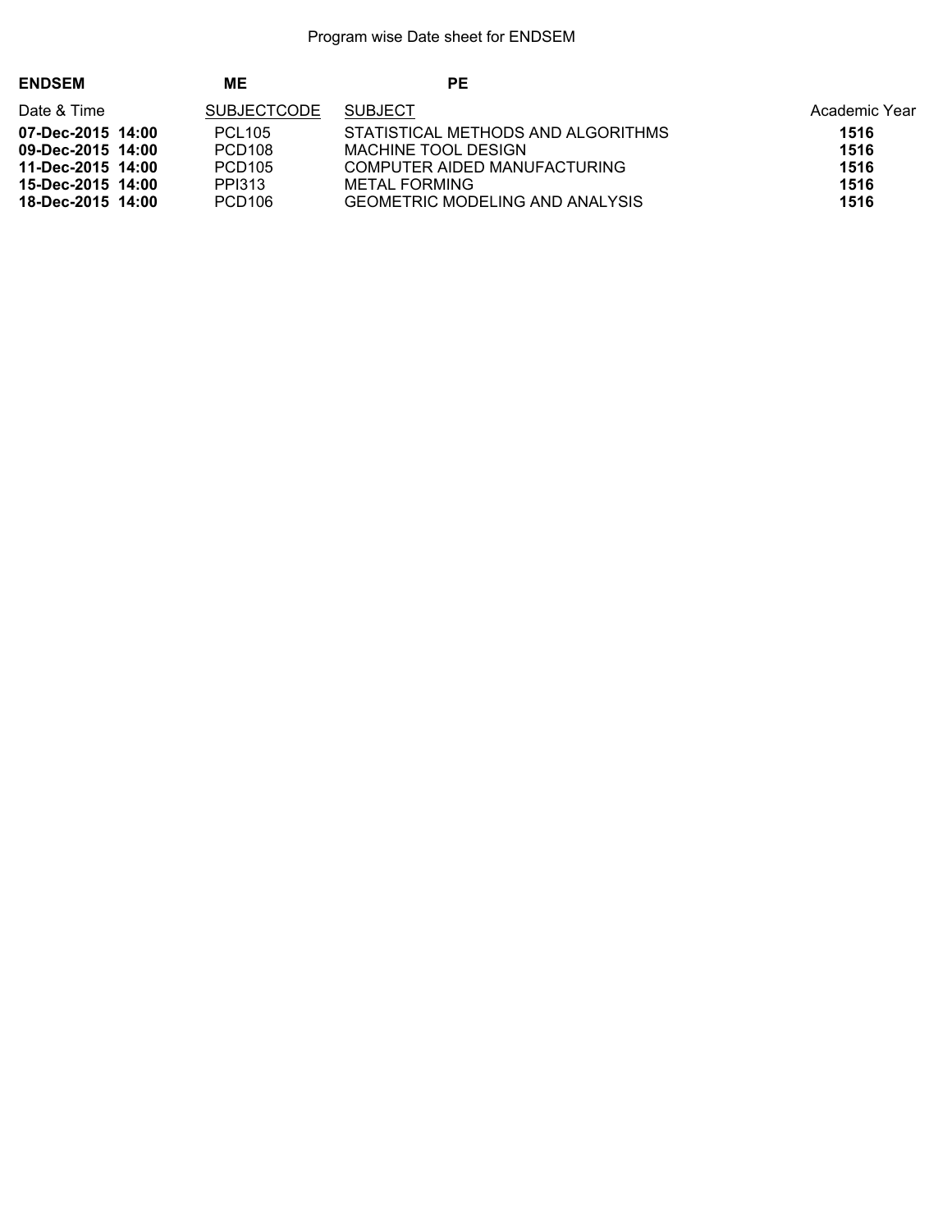Program wise Date sheet for ENDSEM

**ENDSEM** **ME** **PE**

| Date & Time | SUBJECTCODE | SUBJECT | Academic Year |
|---|---|---|---|
| **07-Dec-2015 14:00** | PCL105 | STATISTICAL METHODS AND ALGORITHMS | **1516** |
| **09-Dec-2015 14:00** | PCD108 | MACHINE TOOL DESIGN | **1516** |
| **11-Dec-2015 14:00** | PCD105 | COMPUTER AIDED MANUFACTURING | **1516** |
| **15-Dec-2015 14:00** | PPI313 | METAL FORMING | **1516** |
| **18-Dec-2015 14:00** | PCD106 | GEOMETRIC MODELING AND ANALYSIS | **1516** |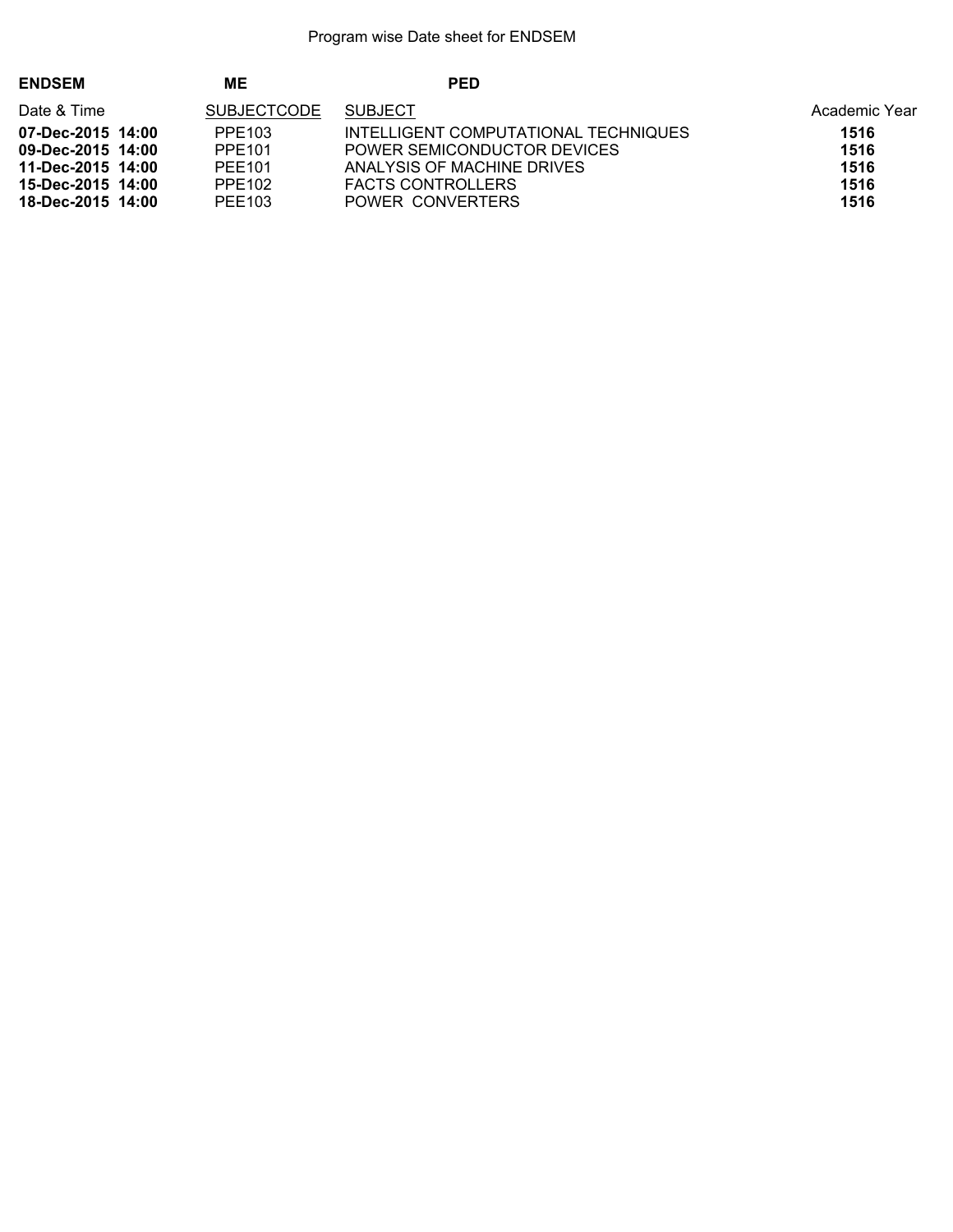Program wise Date sheet for ENDSEM

**ENDSEM** **ME** **PED**

| Date & Time | SUBJECTCODE | SUBJECT | Academic Year |
|---|---|---|---|
| **07-Dec-2015 14:00** | PPE103 | INTELLIGENT COMPUTATIONAL TECHNIQUES | **1516** |
| **09-Dec-2015 14:00** | PPE101 | POWER SEMICONDUCTOR DEVICES | **1516** |
| **11-Dec-2015 14:00** | PEE101 | ANALYSIS OF MACHINE DRIVES | **1516** |
| **15-Dec-2015 14:00** | PPE102 | FACTS CONTROLLERS | **1516** |
| **18-Dec-2015 14:00** | PEE103 | POWER CONVERTERS | **1516** |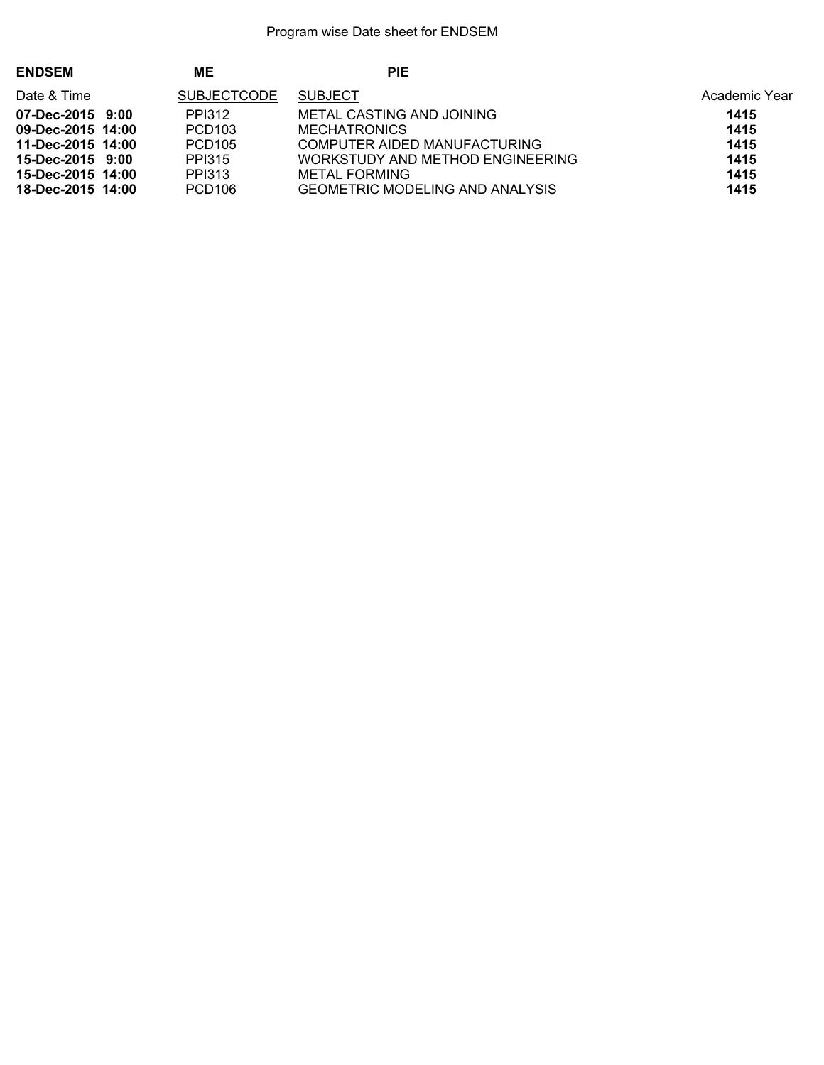Program wise Date sheet for ENDSEM

**ENDSEM** **ME** **PIE**

| Date & Time | SUBJECTCODE | SUBJECT | Academic Year |
|---|---|---|---|
| **07-Dec-2015 9:00** | PPI312 | METAL CASTING AND JOINING | **1415** |
| **09-Dec-2015 14:00** | PCD103 | MECHATRONICS | **1415** |
| **11-Dec-2015 14:00** | PCD105 | COMPUTER AIDED MANUFACTURING | **1415** |
| **15-Dec-2015 9:00** | PPI315 | WORKSTUDY AND METHOD ENGINEERING | **1415** |
| **15-Dec-2015 14:00** | PPI313 | METAL FORMING | **1415** |
| **18-Dec-2015 14:00** | PCD106 | GEOMETRIC MODELING AND ANALYSIS | **1415** |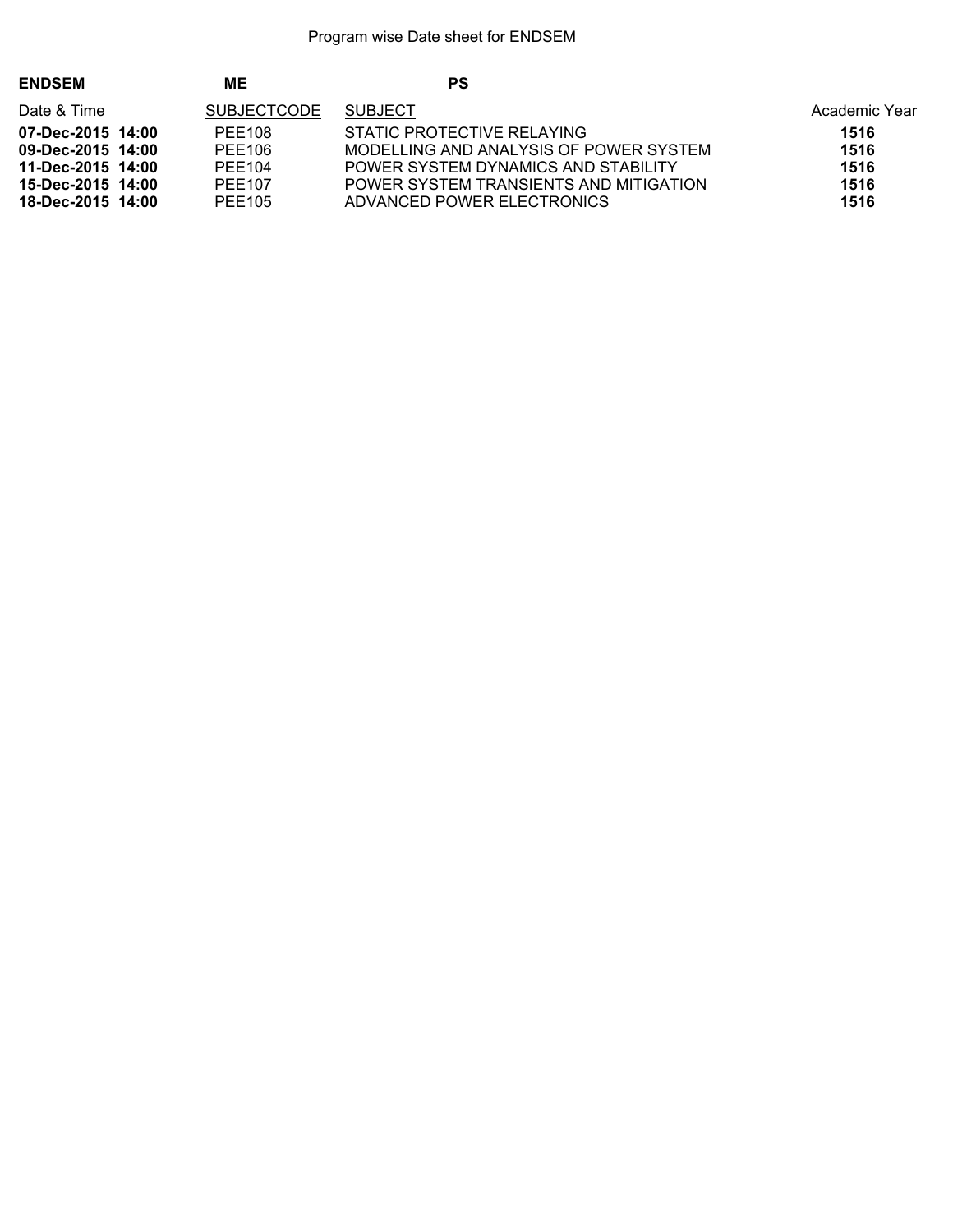Program wise Date sheet for ENDSEM

**ENDSEM** **ME** **PS**

| Date & Time | SUBJECTCODE | SUBJECT | Academic Year |
|---|---|---|---|
| **07-Dec-2015 14:00** | PEE108 | STATIC PROTECTIVE RELAYING | **1516** |
| **09-Dec-2015 14:00** | PEE106 | MODELLING AND ANALYSIS OF POWER SYSTEM | **1516** |
| **11-Dec-2015 14:00** | PEE104 | POWER SYSTEM DYNAMICS AND STABILITY | **1516** |
| **15-Dec-2015 14:00** | PEE107 | POWER SYSTEM TRANSIENTS AND MITIGATION | **1516** |
| **18-Dec-2015 14:00** | PEE105 | ADVANCED POWER ELECTRONICS | **1516** |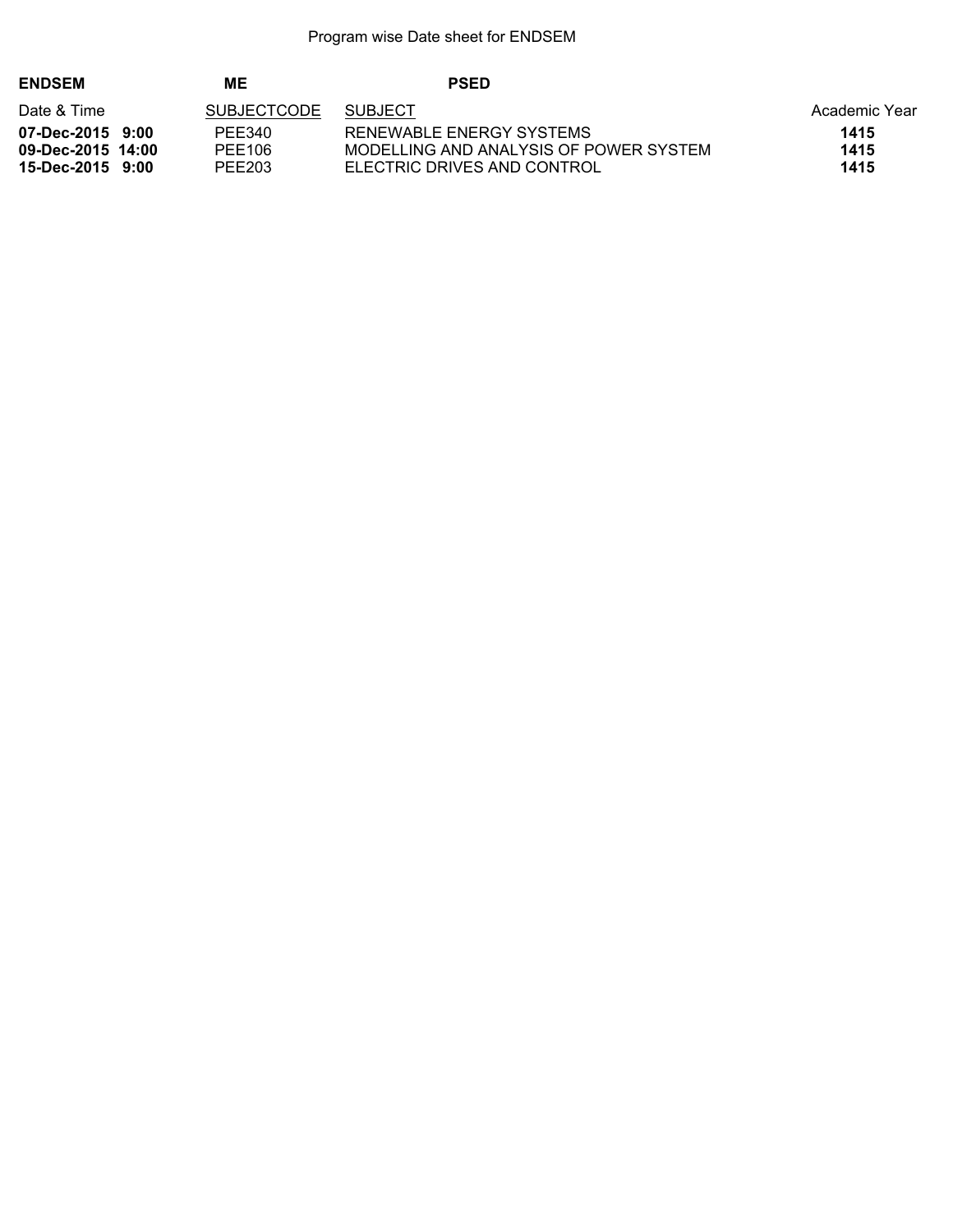Program wise Date sheet for ENDSEM

**ENDSEM** **ME** **PSED**

| Date & Time | SUBJECTCODE | SUBJECT | Academic Year |
|---|---|---|---|
| **07-Dec-2015 9:00** | PEE340 | RENEWABLE ENERGY SYSTEMS | **1415** |
| **09-Dec-2015 14:00** | PEE106 | MODELLING AND ANALYSIS OF POWER SYSTEM | **1415** |
| **15-Dec-2015 9:00** | PEE203 | ELECTRIC DRIVES AND CONTROL | **1415** |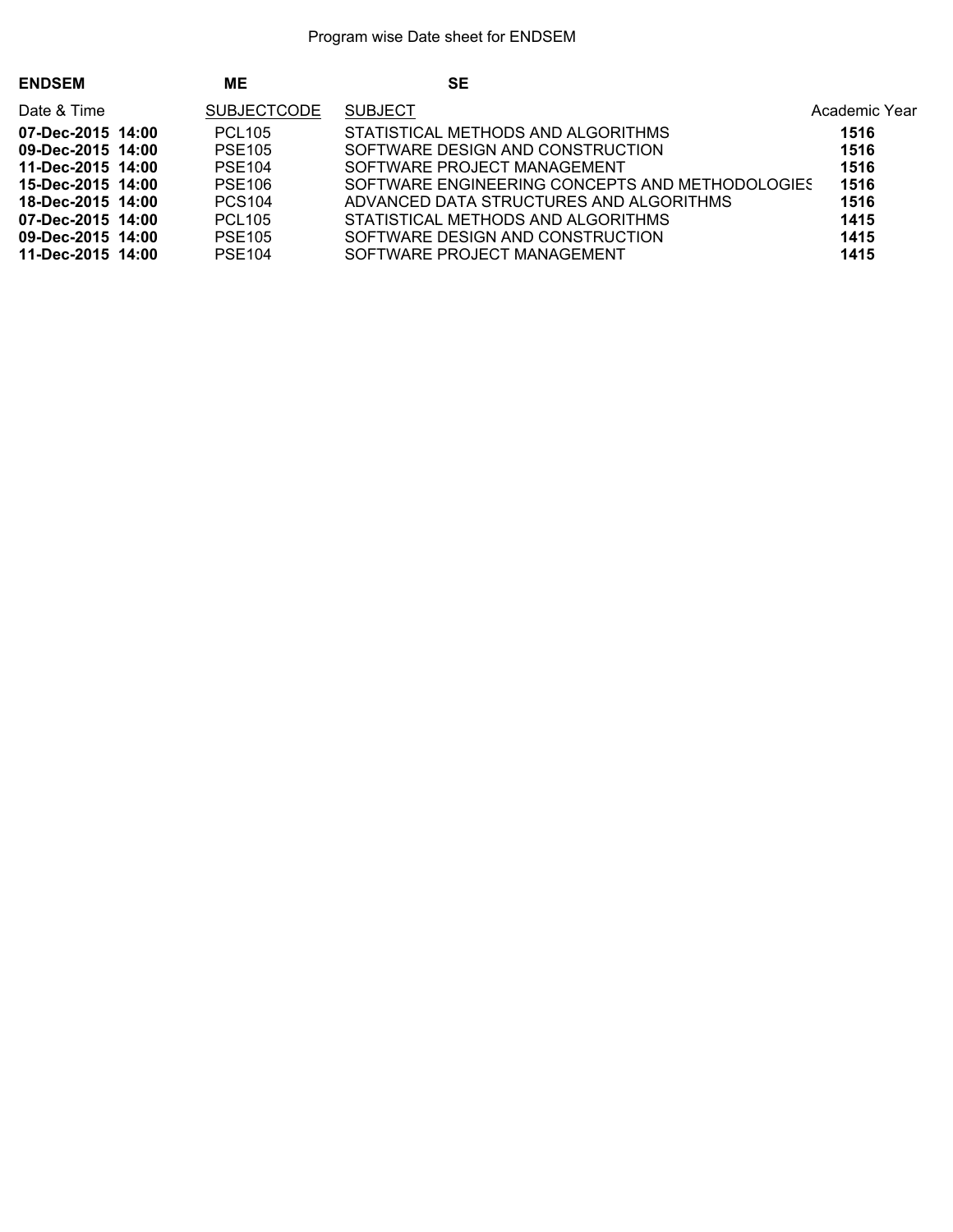Program wise Date sheet for ENDSEM

**ENDSEM** **ME** **SE**

| Date & Time | SUBJECTCODE | SUBJECT | Academic Year |
|---|---|---|---|
| **07-Dec-2015 14:00** | PCL105 | STATISTICAL METHODS AND ALGORITHMS | **1516** |
| **09-Dec-2015 14:00** | PSE105 | SOFTWARE DESIGN AND CONSTRUCTION | **1516** |
| **11-Dec-2015 14:00** | PSE104 | SOFTWARE PROJECT MANAGEMENT | **1516** |
| **15-Dec-2015 14:00** | PSE106 | SOFTWARE ENGINEERING CONCEPTS AND METHODOLOGIES | **1516** |
| **18-Dec-2015 14:00** | PCS104 | ADVANCED DATA STRUCTURES AND ALGORITHMS | **1516** |
| **07-Dec-2015 14:00** | PCL105 | STATISTICAL METHODS AND ALGORITHMS | **1415** |
| **09-Dec-2015 14:00** | PSE105 | SOFTWARE DESIGN AND CONSTRUCTION | **1415** |
| **11-Dec-2015 14:00** | PSE104 | SOFTWARE PROJECT MANAGEMENT | **1415** |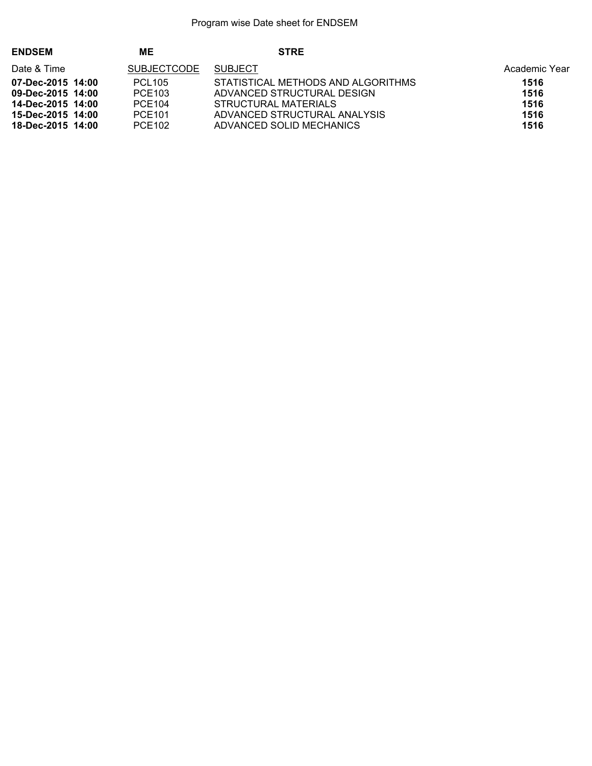Program wise Date sheet for ENDSEM

**ENDSEM** **ME** **STRE**

| Date & Time | SUBJECTCODE | SUBJECT | Academic Year |
| --- | --- | --- | --- |
| **07-Dec-2015 14:00** | PCL105 | STATISTICAL METHODS AND ALGORITHMS | **1516** |
| **09-Dec-2015 14:00** | PCE103 | ADVANCED STRUCTURAL DESIGN | **1516** |
| **14-Dec-2015 14:00** | PCE104 | STRUCTURAL MATERIALS | **1516** |
| **15-Dec-2015 14:00** | PCE101 | ADVANCED STRUCTURAL ANALYSIS | **1516** |
| **18-Dec-2015 14:00** | PCE102 | ADVANCED SOLID MECHANICS | **1516** |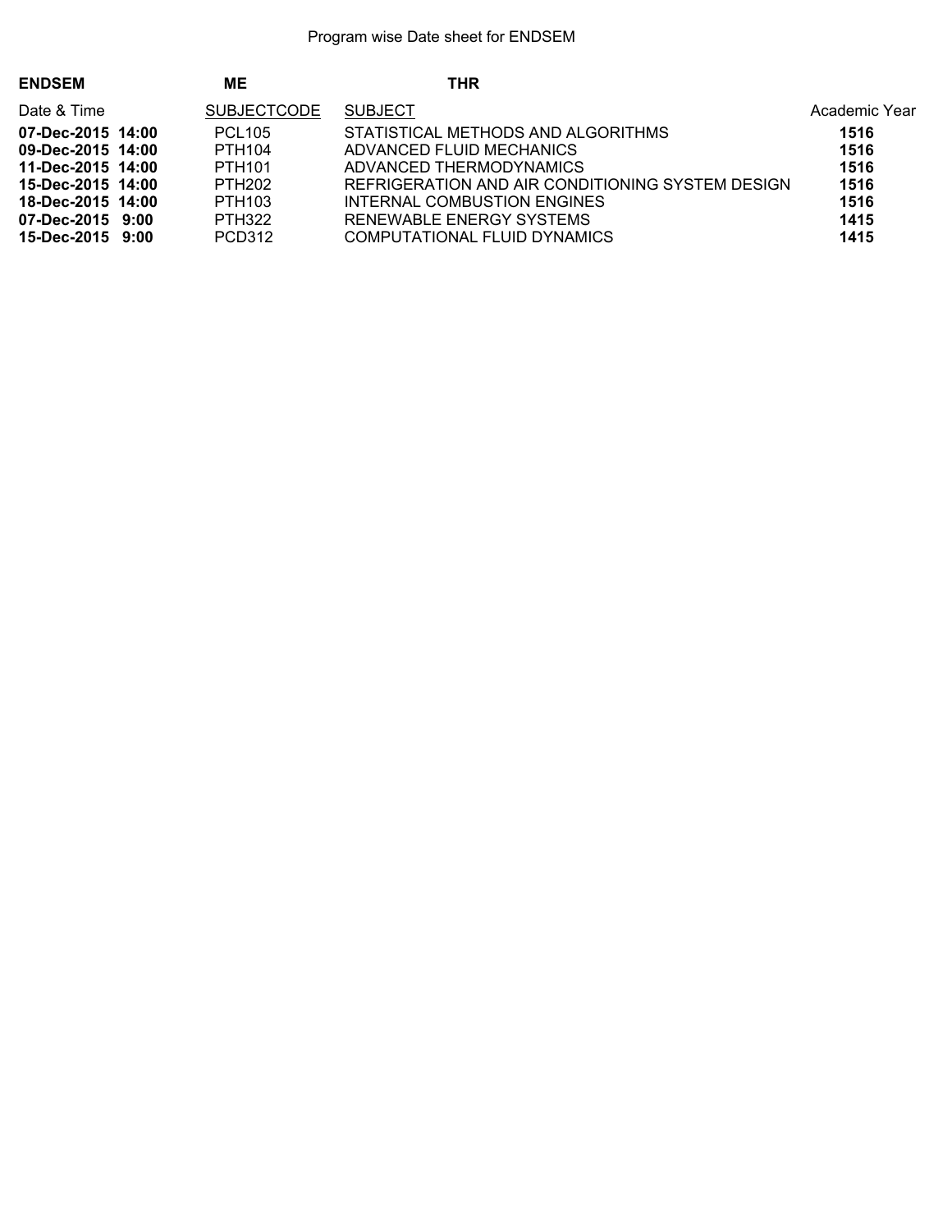Program wise Date sheet for ENDSEM

**ENDSEM** **ME** **THR**

| Date & Time | SUBJECTCODE | SUBJECT | Academic Year |
|---|---|---|---|
| **07-Dec-2015 14:00** | PCL105 | STATISTICAL METHODS AND ALGORITHMS | **1516** |
| **09-Dec-2015 14:00** | PTH104 | ADVANCED FLUID MECHANICS | **1516** |
| **11-Dec-2015 14:00** | PTH101 | ADVANCED THERMODYNAMICS | **1516** |
| **15-Dec-2015 14:00** | PTH202 | REFRIGERATION AND AIR CONDITIONING SYSTEM DESIGN | **1516** |
| **18-Dec-2015 14:00** | PTH103 | INTERNAL COMBUSTION ENGINES | **1516** |
| **07-Dec-2015 9:00** | PTH322 | RENEWABLE ENERGY SYSTEMS | **1415** |
| **15-Dec-2015 9:00** | PCD312 | COMPUTATIONAL FLUID DYNAMICS | **1415** |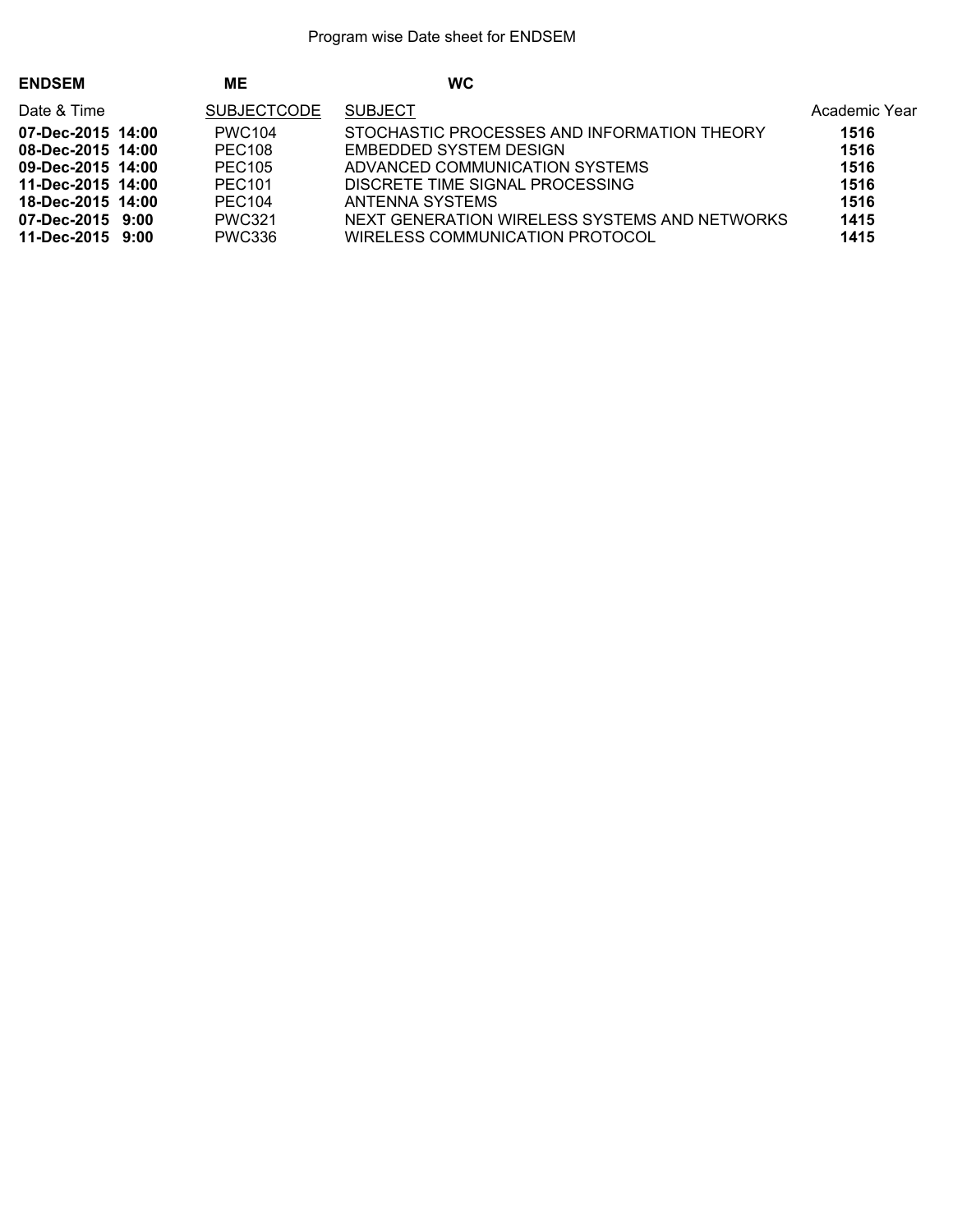Program wise Date sheet for ENDSEM

**ENDSEM** **ME** **WC**

| Date & Time | SUBJECTCODE | SUBJECT | Academic Year |
|---|---|---|---|
| **07-Dec-2015 14:00** | PWC104 | STOCHASTIC PROCESSES AND INFORMATION THEORY | **1516** |
| **08-Dec-2015 14:00** | PEC108 | EMBEDDED SYSTEM DESIGN | **1516** |
| **09-Dec-2015 14:00** | PEC105 | ADVANCED COMMUNICATION SYSTEMS | **1516** |
| **11-Dec-2015 14:00** | PEC101 | DISCRETE TIME SIGNAL PROCESSING | **1516** |
| **18-Dec-2015 14:00** | PEC104 | ANTENNA SYSTEMS | **1516** |
| **07-Dec-2015 9:00** | PWC321 | NEXT GENERATION WIRELESS SYSTEMS AND NETWORKS | **1415** |
| **11-Dec-2015 9:00** | PWC336 | WIRELESS COMMUNICATION PROTOCOL | **1415** |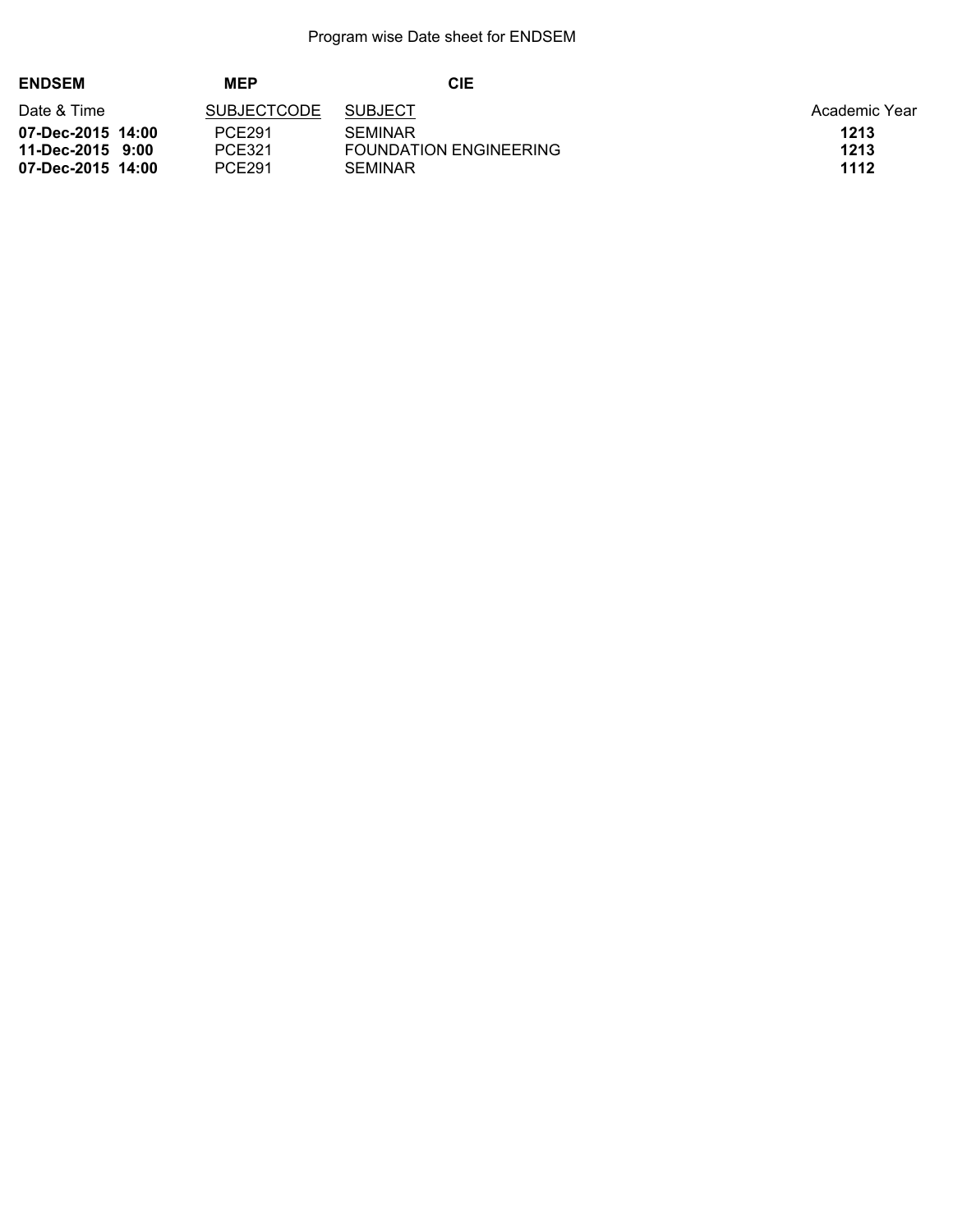Program wise Date sheet for ENDSEM

**ENDSEM** **MEP** **CIE**

| Date & Time | SUBJECTCODE | SUBJECT | Academic Year |
| --- | --- | --- | --- |
| **07-Dec-2015 14:00** | PCE291 | SEMINAR | **1213** |
| **11-Dec-2015 9:00** | PCE321 | FOUNDATION ENGINEERING | **1213** |
| **07-Dec-2015 14:00** | PCE291 | SEMINAR | **1112** |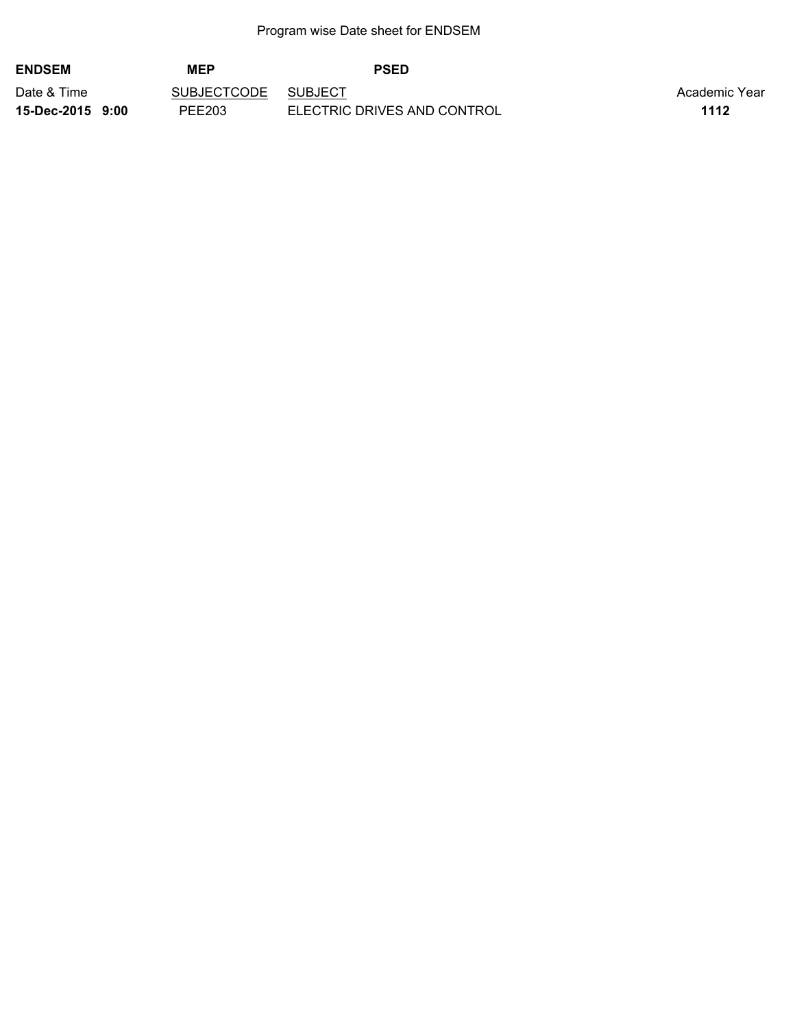Program wise Date sheet for ENDSEM

| **ENDSEM** | **MEP** | **PSED** | |
|---|---|---|---|
| Date & Time | SUBJECTCODE | SUBJECT | Academic Year |
| **15-Dec-2015 9:00** | PEE203 | ELECTRIC DRIVES AND CONTROL | **1112** |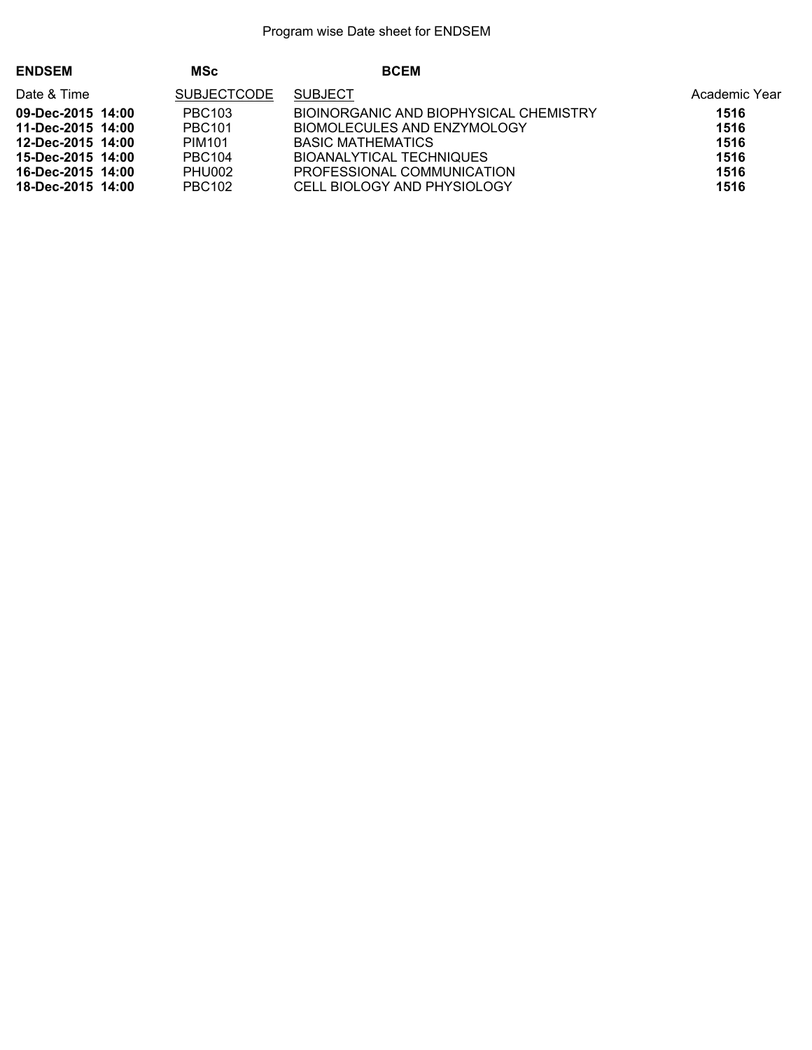Program wise Date sheet for ENDSEM

**ENDSEM** **MSc** **BCEM**

| Date & Time | SUBJECTCODE | SUBJECT | Academic Year |
|---|---|---|---|
| **09-Dec-2015 14:00** | PBC103 | BIOINORGANIC AND BIOPHYSICAL CHEMISTRY | **1516** |
| **11-Dec-2015 14:00** | PBC101 | BIOMOLECULES AND ENZYMOLOGY | **1516** |
| **12-Dec-2015 14:00** | PIM101 | BASIC MATHEMATICS | **1516** |
| **15-Dec-2015 14:00** | PBC104 | BIOANALYTICAL TECHNIQUES | **1516** |
| **16-Dec-2015 14:00** | PHU002 | PROFESSIONAL COMMUNICATION | **1516** |
| **18-Dec-2015 14:00** | PBC102 | CELL BIOLOGY AND PHYSIOLOGY | **1516** |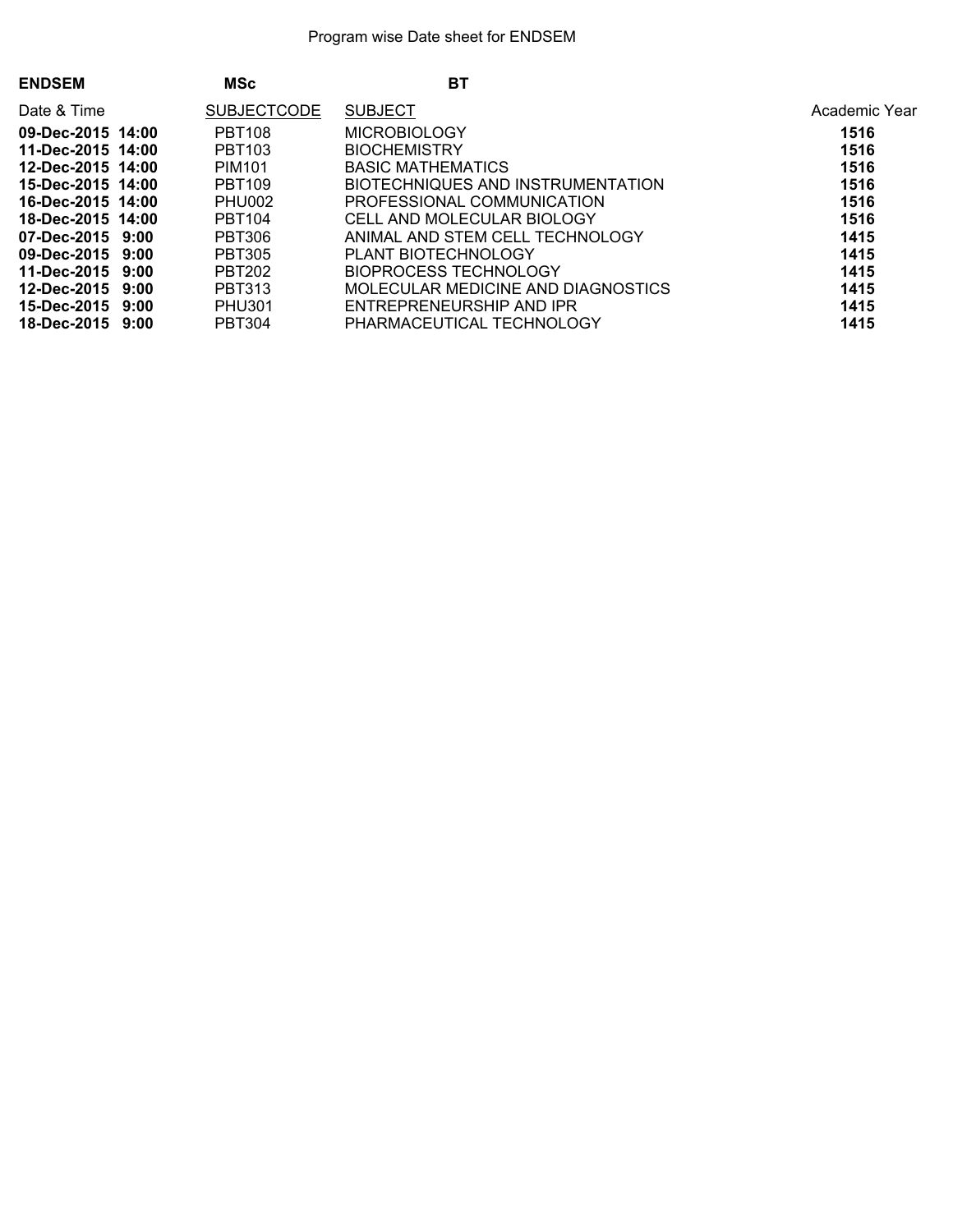Program wise Date sheet for ENDSEM

| **ENDSEM** | **MSc** | **BT** | |
|---|---|---|---|
| Date & Time | SUBJECTCODE | SUBJECT | Academic Year |
| **09-Dec-2015 14:00** | PBT108 | MICROBIOLOGY | **1516** |
| **11-Dec-2015 14:00** | PBT103 | BIOCHEMISTRY | **1516** |
| **12-Dec-2015 14:00** | PIM101 | BASIC MATHEMATICS | **1516** |
| **15-Dec-2015 14:00** | PBT109 | BIOTECHNIQUES AND INSTRUMENTATION | **1516** |
| **16-Dec-2015 14:00** | PHU002 | PROFESSIONAL COMMUNICATION | **1516** |
| **18-Dec-2015 14:00** | PBT104 | CELL AND MOLECULAR BIOLOGY | **1516** |
| **07-Dec-2015 9:00** | PBT306 | ANIMAL AND STEM CELL TECHNOLOGY | **1415** |
| **09-Dec-2015 9:00** | PBT305 | PLANT BIOTECHNOLOGY | **1415** |
| **11-Dec-2015 9:00** | PBT202 | BIOPROCESS TECHNOLOGY | **1415** |
| **12-Dec-2015 9:00** | PBT313 | MOLECULAR MEDICINE AND DIAGNOSTICS | **1415** |
| **15-Dec-2015 9:00** | PHU301 | ENTREPRENEURSHIP AND IPR | **1415** |
| **18-Dec-2015 9:00** | PBT304 | PHARMACEUTICAL TECHNOLOGY | **1415** |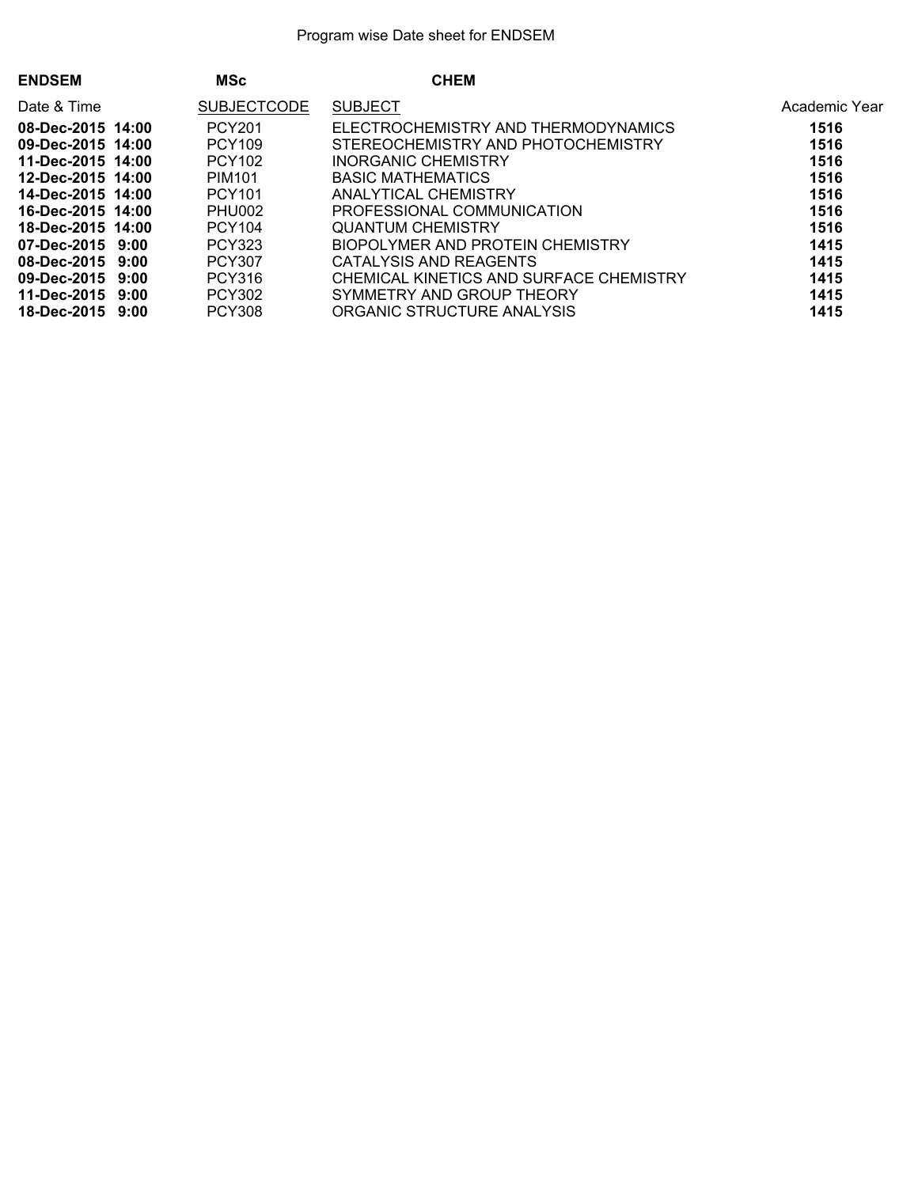Program wise Date sheet for ENDSEM

**ENDSEM** **MSc** **CHEM**

| Date & Time | SUBJECTCODE | SUBJECT | Academic Year |
|---|---|---|---|
| **08-Dec-2015 14:00** | PCY201 | ELECTROCHEMISTRY AND THERMODYNAMICS | **1516** |
| **09-Dec-2015 14:00** | PCY109 | STEREOCHEMISTRY AND PHOTOCHEMISTRY | **1516** |
| **11-Dec-2015 14:00** | PCY102 | INORGANIC CHEMISTRY | **1516** |
| **12-Dec-2015 14:00** | PIM101 | BASIC MATHEMATICS | **1516** |
| **14-Dec-2015 14:00** | PCY101 | ANALYTICAL CHEMISTRY | **1516** |
| **16-Dec-2015 14:00** | PHU002 | PROFESSIONAL COMMUNICATION | **1516** |
| **18-Dec-2015 14:00** | PCY104 | QUANTUM CHEMISTRY | **1516** |
| **07-Dec-2015 9:00** | PCY323 | BIOPOLYMER AND PROTEIN CHEMISTRY | **1415** |
| **08-Dec-2015 9:00** | PCY307 | CATALYSIS AND REAGENTS | **1415** |
| **09-Dec-2015 9:00** | PCY316 | CHEMICAL KINETICS AND SURFACE CHEMISTRY | **1415** |
| **11-Dec-2015 9:00** | PCY302 | SYMMETRY AND GROUP THEORY | **1415** |
| **18-Dec-2015 9:00** | PCY308 | ORGANIC STRUCTURE ANALYSIS | **1415** |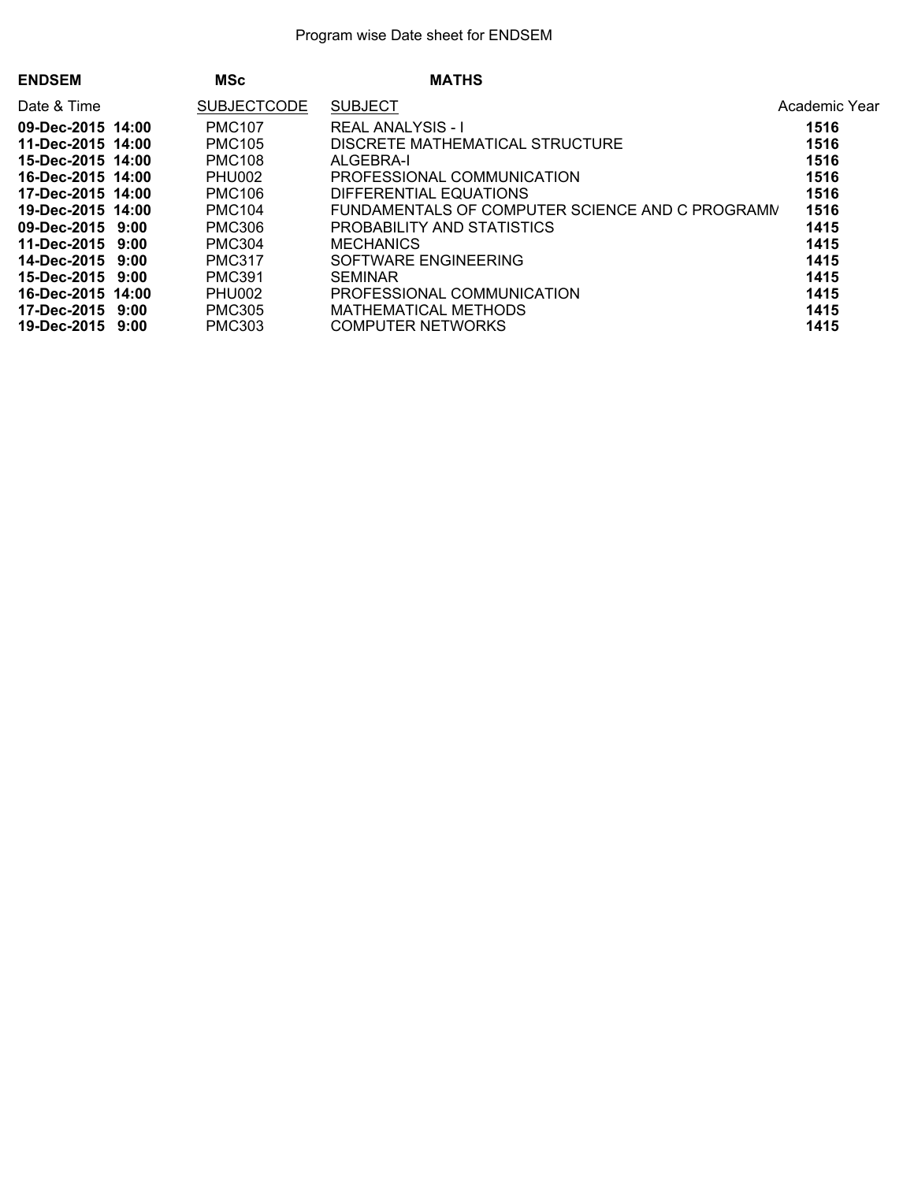Program wise Date sheet for ENDSEM

**ENDSEM** **MSc** **MATHS**

| Date & Time | SUBJECTCODE | SUBJECT | Academic Year |
|---|---|---|---|
| **09-Dec-2015 14:00** | PMC107 | REAL ANALYSIS - I | **1516** |
| **11-Dec-2015 14:00** | PMC105 | DISCRETE MATHEMATICAL STRUCTURE | **1516** |
| **15-Dec-2015 14:00** | PMC108 | ALGEBRA-I | **1516** |
| **16-Dec-2015 14:00** | PHU002 | PROFESSIONAL COMMUNICATION | **1516** |
| **17-Dec-2015 14:00** | PMC106 | DIFFERENTIAL EQUATIONS | **1516** |
| **19-Dec-2015 14:00** | PMC104 | FUNDAMENTALS OF COMPUTER SCIENCE AND C PROGRAMM | **1516** |
| **09-Dec-2015 9:00** | PMC306 | PROBABILITY AND STATISTICS | **1415** |
| **11-Dec-2015 9:00** | PMC304 | MECHANICS | **1415** |
| **14-Dec-2015 9:00** | PMC317 | SOFTWARE ENGINEERING | **1415** |
| **15-Dec-2015 9:00** | PMC391 | SEMINAR | **1415** |
| **16-Dec-2015 14:00** | PHU002 | PROFESSIONAL COMMUNICATION | **1415** |
| **17-Dec-2015 9:00** | PMC305 | MATHEMATICAL METHODS | **1415** |
| **19-Dec-2015 9:00** | PMC303 | COMPUTER NETWORKS | **1415** |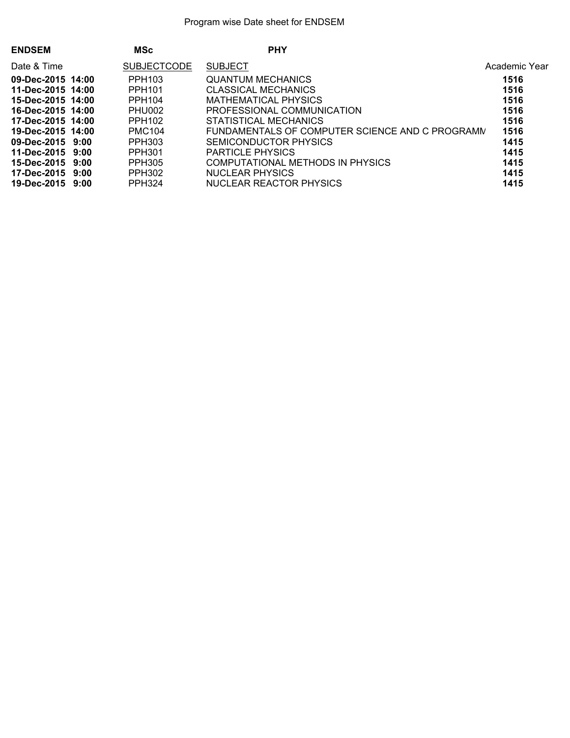Program wise Date sheet for ENDSEM

**ENDSEM** **MSc** **PHY**

| Date & Time | SUBJECTCODE | SUBJECT | Academic Year |
|---|---|---|---|
| **09-Dec-2015 14:00** | PPH103 | QUANTUM MECHANICS | **1516** |
| **11-Dec-2015 14:00** | PPH101 | CLASSICAL MECHANICS | **1516** |
| **15-Dec-2015 14:00** | PPH104 | MATHEMATICAL PHYSICS | **1516** |
| **16-Dec-2015 14:00** | PHU002 | PROFESSIONAL COMMUNICATION | **1516** |
| **17-Dec-2015 14:00** | PPH102 | STATISTICAL MECHANICS | **1516** |
| **19-Dec-2015 14:00** | PMC104 | FUNDAMENTALS OF COMPUTER SCIENCE AND C PROGRAMM | **1516** |
| **09-Dec-2015 9:00** | PPH303 | SEMICONDUCTOR PHYSICS | **1415** |
| **11-Dec-2015 9:00** | PPH301 | PARTICLE PHYSICS | **1415** |
| **15-Dec-2015 9:00** | PPH305 | COMPUTATIONAL METHODS IN PHYSICS | **1415** |
| **17-Dec-2015 9:00** | PPH302 | NUCLEAR PHYSICS | **1415** |
| **19-Dec-2015 9:00** | PPH324 | NUCLEAR REACTOR PHYSICS | **1415** |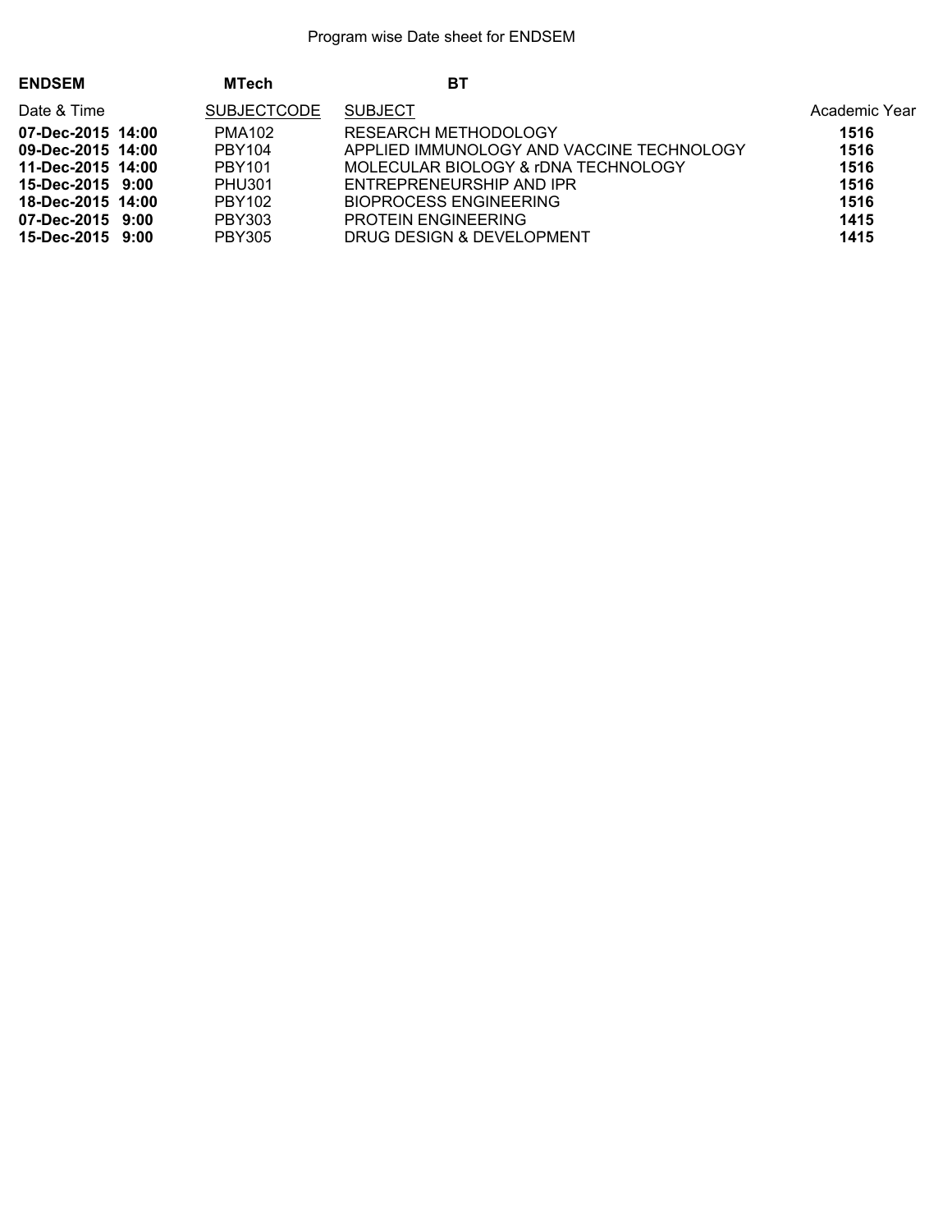Program wise Date sheet for ENDSEM

**ENDSEM** **MTech** **BT**

| Date & Time | SUBJECTCODE | SUBJECT | Academic Year |
|---|---|---|---|
| **07-Dec-2015 14:00** | PMA102 | RESEARCH METHODOLOGY | **1516** |
| **09-Dec-2015 14:00** | PBY104 | APPLIED IMMUNOLOGY AND VACCINE TECHNOLOGY | **1516** |
| **11-Dec-2015 14:00** | PBY101 | MOLECULAR BIOLOGY & rDNA TECHNOLOGY | **1516** |
| **15-Dec-2015 9:00** | PHU301 | ENTREPRENEURSHIP AND IPR | **1516** |
| **18-Dec-2015 14:00** | PBY102 | BIOPROCESS ENGINEERING | **1516** |
| **07-Dec-2015 9:00** | PBY303 | PROTEIN ENGINEERING | **1415** |
| **15-Dec-2015 9:00** | PBY305 | DRUG DESIGN & DEVELOPMENT | **1415** |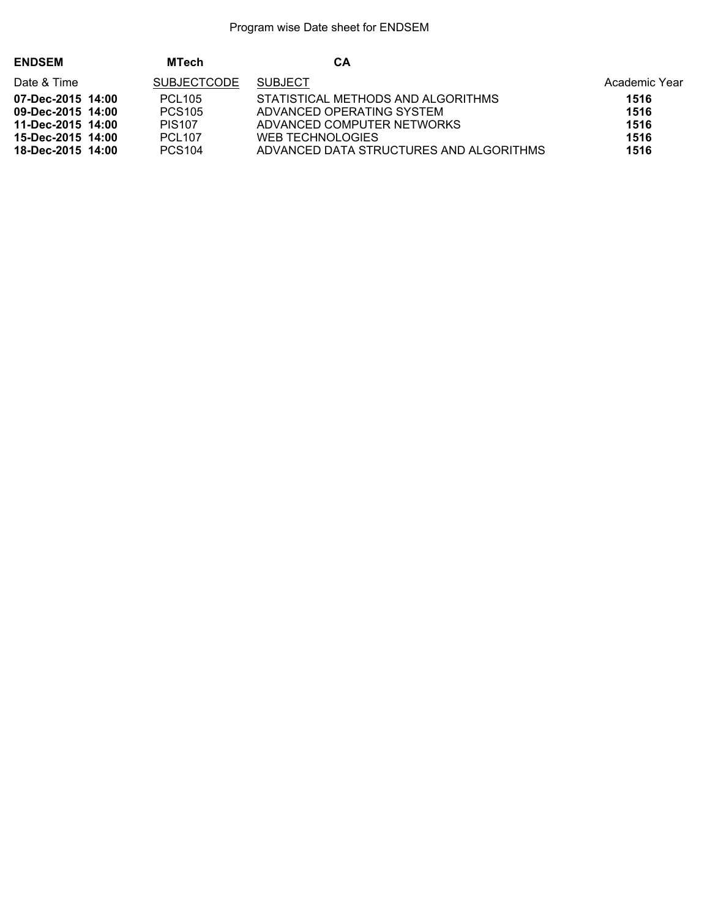Program wise Date sheet for ENDSEM

**ENDSEM** **MTech** **CA**

| Date & Time | SUBJECTCODE | SUBJECT | Academic Year |
|---|---|---|---|
| **07-Dec-2015 14:00** | PCL105 | STATISTICAL METHODS AND ALGORITHMS | **1516** |
| **09-Dec-2015 14:00** | PCS105 | ADVANCED OPERATING SYSTEM | **1516** |
| **11-Dec-2015 14:00** | PIS107 | ADVANCED COMPUTER NETWORKS | **1516** |
| **15-Dec-2015 14:00** | PCL107 | WEB TECHNOLOGIES | **1516** |
| **18-Dec-2015 14:00** | PCS104 | ADVANCED DATA STRUCTURES AND ALGORITHMS | **1516** |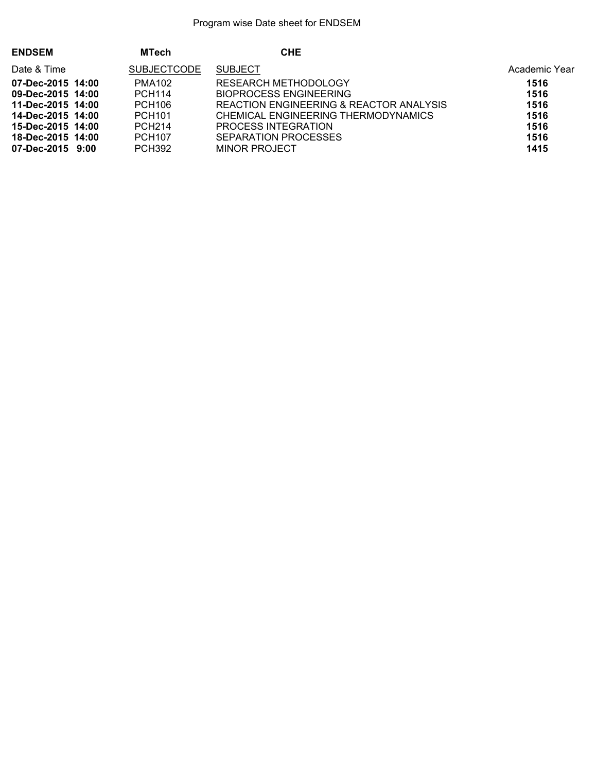Program wise Date sheet for ENDSEM

**ENDSEM** **MTech** **CHE**

| Date & Time | SUBJECTCODE | SUBJECT | Academic Year |
|---|---|---|---|
| **07-Dec-2015 14:00** | PMA102 | RESEARCH METHODOLOGY | **1516** |
| **09-Dec-2015 14:00** | PCH114 | BIOPROCESS ENGINEERING | **1516** |
| **11-Dec-2015 14:00** | PCH106 | REACTION ENGINEERING & REACTOR ANALYSIS | **1516** |
| **14-Dec-2015 14:00** | PCH101 | CHEMICAL ENGINEERING THERMODYNAMICS | **1516** |
| **15-Dec-2015 14:00** | PCH214 | PROCESS INTEGRATION | **1516** |
| **18-Dec-2015 14:00** | PCH107 | SEPARATION PROCESSES | **1516** |
| **07-Dec-2015 9:00** | PCH392 | MINOR PROJECT | **1415** |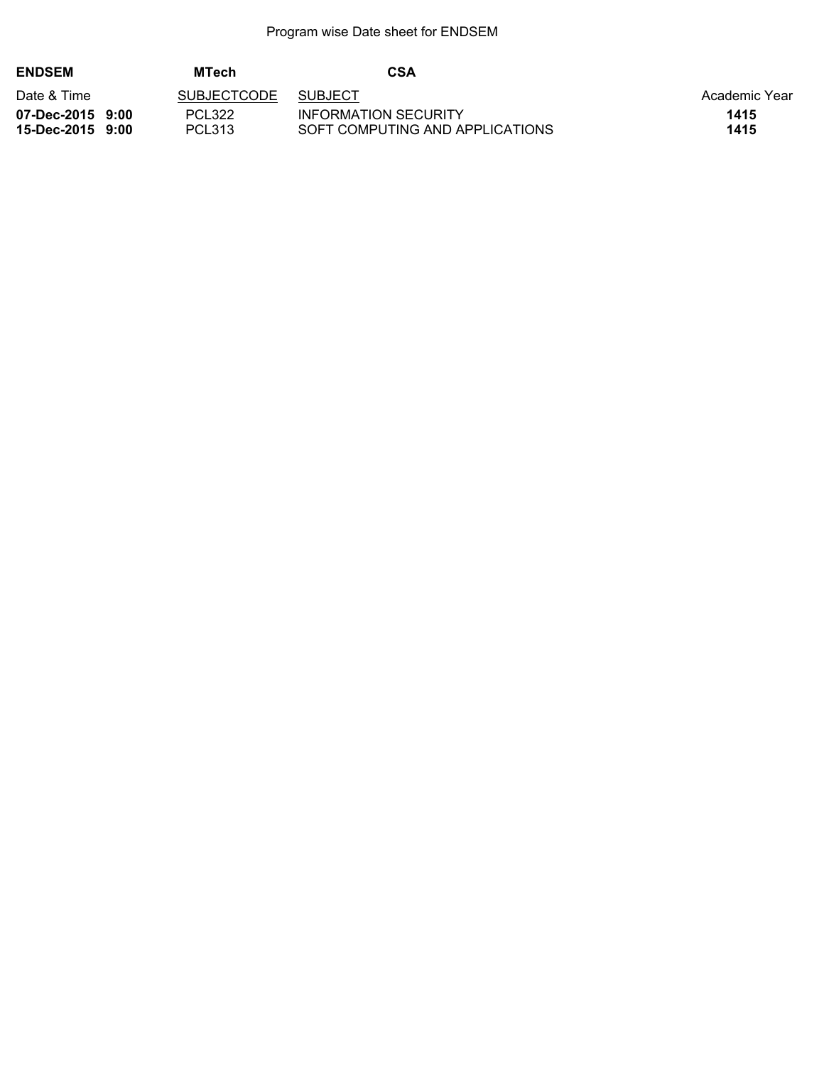Program wise Date sheet for ENDSEM

**ENDSEM** **MTech** **CSA**

| Date & Time | SUBJECTCODE | SUBJECT | Academic Year |
|---|---|---|---|
| **07-Dec-2015 9:00** | PCL322 | INFORMATION SECURITY | **1415** |
| **15-Dec-2015 9:00** | PCL313 | SOFT COMPUTING AND APPLICATIONS | **1415** |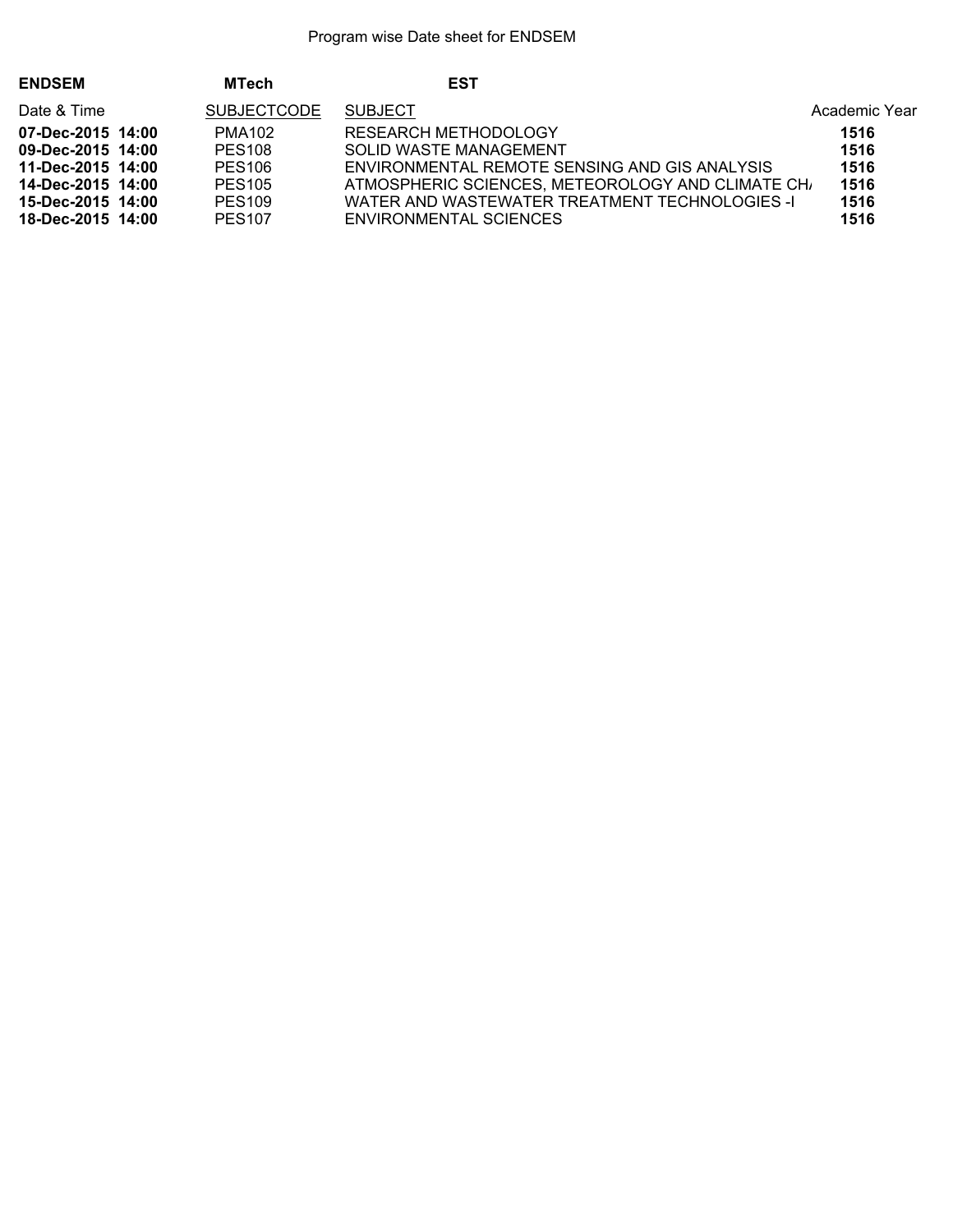Program wise Date sheet for ENDSEM

**ENDSEM** **MTech** **EST**

| Date & Time | SUBJECTCODE | SUBJECT | Academic Year |
| --- | --- | --- | --- |
| **07-Dec-2015 14:00** | PMA102 | RESEARCH METHODOLOGY | **1516** |
| **09-Dec-2015 14:00** | PES108 | SOLID WASTE MANAGEMENT | **1516** |
| **11-Dec-2015 14:00** | PES106 | ENVIRONMENTAL REMOTE SENSING AND GIS ANALYSIS | **1516** |
| **14-Dec-2015 14:00** | PES105 | ATMOSPHERIC SCIENCES, METEOROLOGY AND CLIMATE CH/ | **1516** |
| **15-Dec-2015 14:00** | PES109 | WATER AND WASTEWATER TREATMENT TECHNOLOGIES -I | **1516** |
| **18-Dec-2015 14:00** | PES107 | ENVIRONMENTAL SCIENCES | **1516** |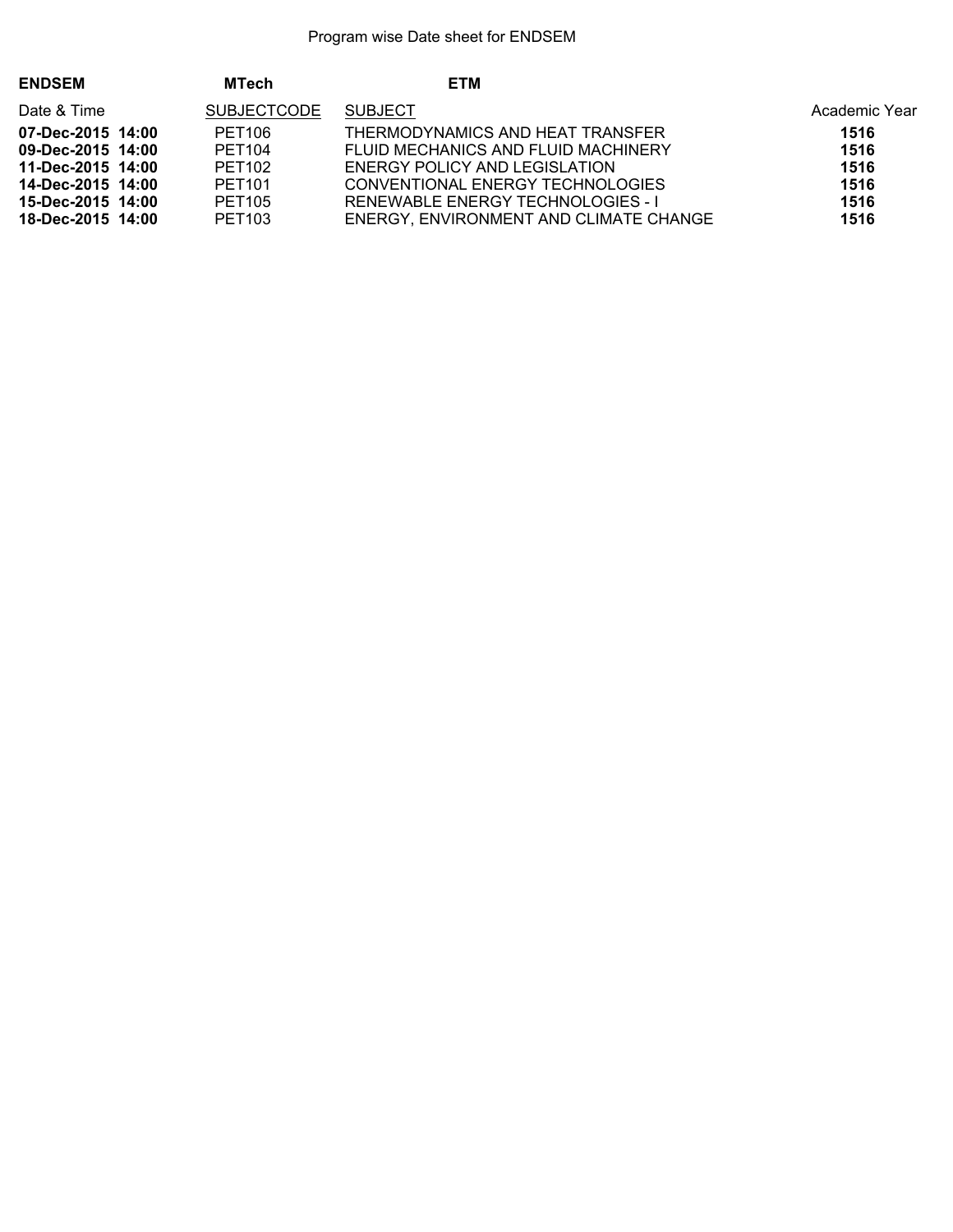Program wise Date sheet for ENDSEM

**ENDSEM** **MTech** **ETM**

| Date & Time | SUBJECTCODE | SUBJECT | Academic Year |
|---|---|---|---|
| **07-Dec-2015 14:00** | PET106 | THERMODYNAMICS AND HEAT TRANSFER | **1516** |
| **09-Dec-2015 14:00** | PET104 | FLUID MECHANICS AND FLUID MACHINERY | **1516** |
| **11-Dec-2015 14:00** | PET102 | ENERGY POLICY AND LEGISLATION | **1516** |
| **14-Dec-2015 14:00** | PET101 | CONVENTIONAL ENERGY TECHNOLOGIES | **1516** |
| **15-Dec-2015 14:00** | PET105 | RENEWABLE ENERGY TECHNOLOGIES - I | **1516** |
| **18-Dec-2015 14:00** | PET103 | ENERGY, ENVIRONMENT AND CLIMATE CHANGE | **1516** |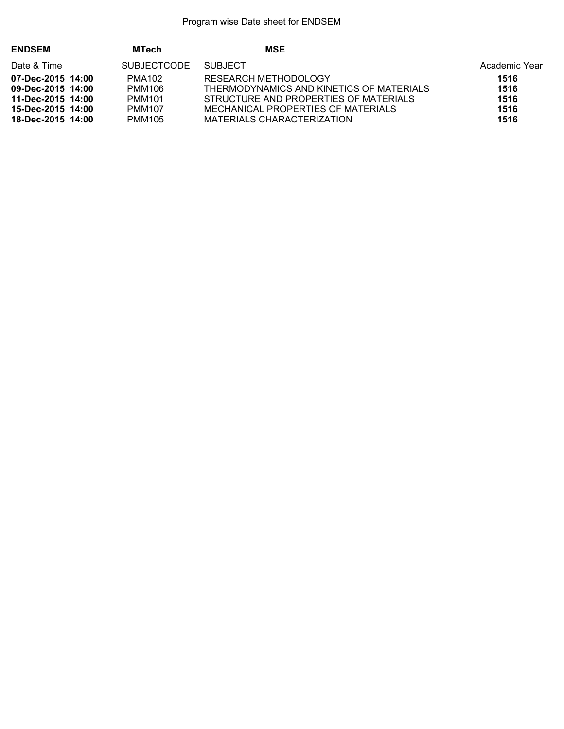Program wise Date sheet for ENDSEM

**ENDSEM** **MTech** **MSE**

| Date & Time | SUBJECTCODE | SUBJECT | Academic Year |
|---|---|---|---|
| **07-Dec-2015 14:00** | PMA102 | RESEARCH METHODOLOGY | **1516** |
| **09-Dec-2015 14:00** | PMM106 | THERMODYNAMICS AND KINETICS OF MATERIALS | **1516** |
| **11-Dec-2015 14:00** | PMM101 | STRUCTURE AND PROPERTIES OF MATERIALS | **1516** |
| **15-Dec-2015 14:00** | PMM107 | MECHANICAL PROPERTIES OF MATERIALS | **1516** |
| **18-Dec-2015 14:00** | PMM105 | MATERIALS CHARACTERIZATION | **1516** |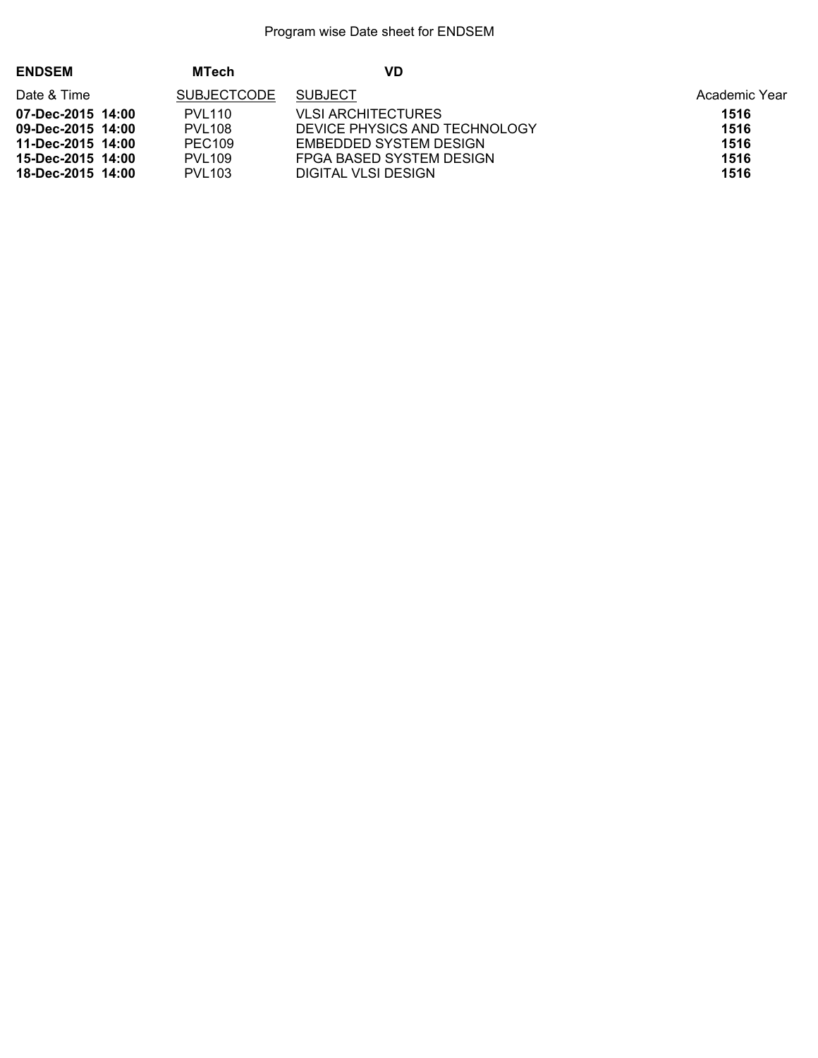Program wise Date sheet for ENDSEM

**ENDSEM** **MTech** **VD**

| Date & Time | SUBJECTCODE | SUBJECT | Academic Year |
|---|---|---|---|
| **07-Dec-2015 14:00** | PVL110 | VLSI ARCHITECTURES | **1516** |
| **09-Dec-2015 14:00** | PVL108 | DEVICE PHYSICS AND TECHNOLOGY | **1516** |
| **11-Dec-2015 14:00** | PEC109 | EMBEDDED SYSTEM DESIGN | **1516** |
| **15-Dec-2015 14:00** | PVL109 | FPGA BASED SYSTEM DESIGN | **1516** |
| **18-Dec-2015 14:00** | PVL103 | DIGITAL VLSI DESIGN | **1516** |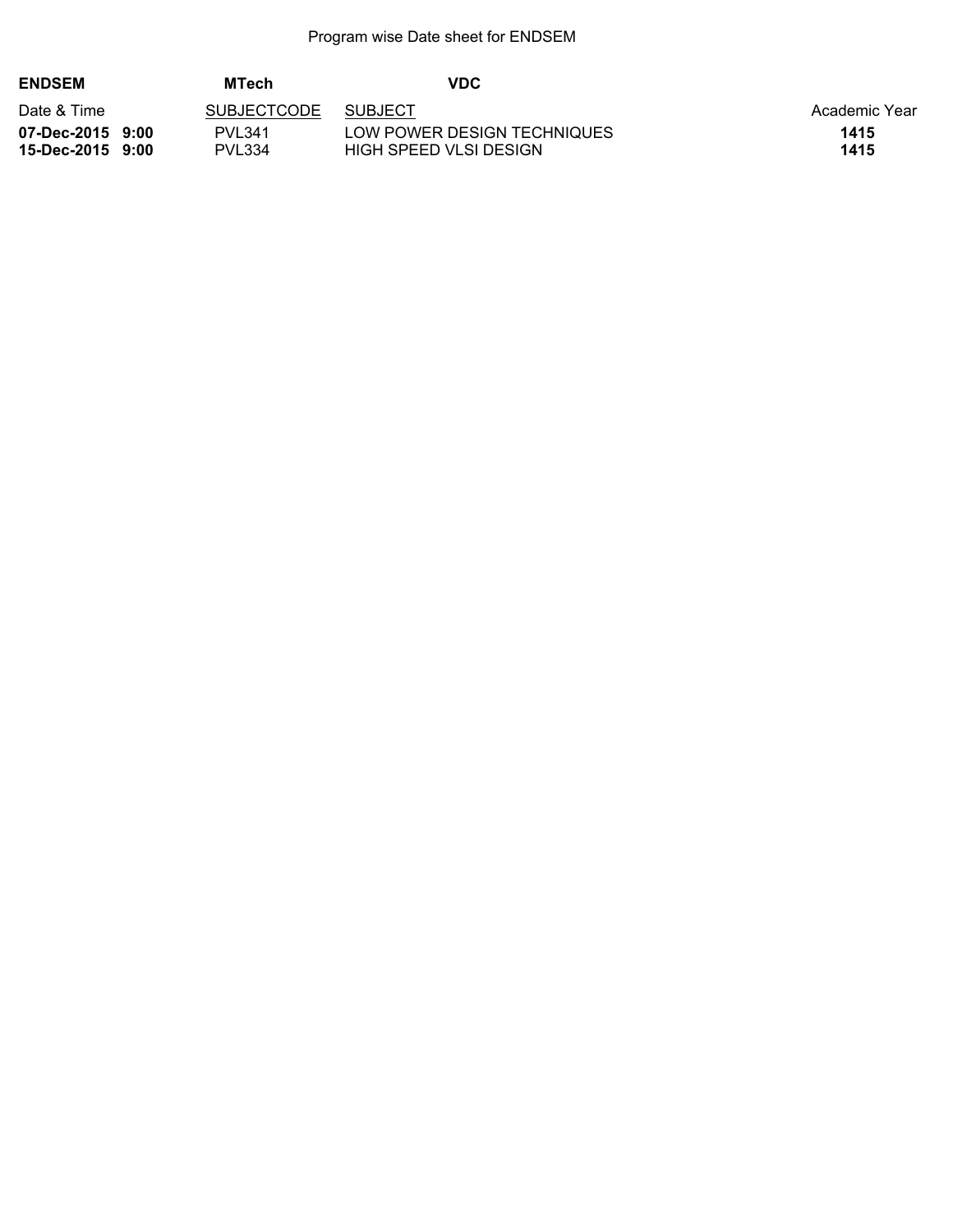Program wise Date sheet for ENDSEM

**ENDSEM** **MTech** **VDC**

| Date & Time | SUBJECTCODE | SUBJECT | Academic Year |
|---|---|---|---|
| **07-Dec-2015 9:00** | PVL341 | LOW POWER DESIGN TECHNIQUES | **1415** |
| **15-Dec-2015 9:00** | PVL334 | HIGH SPEED VLSI DESIGN | **1415** |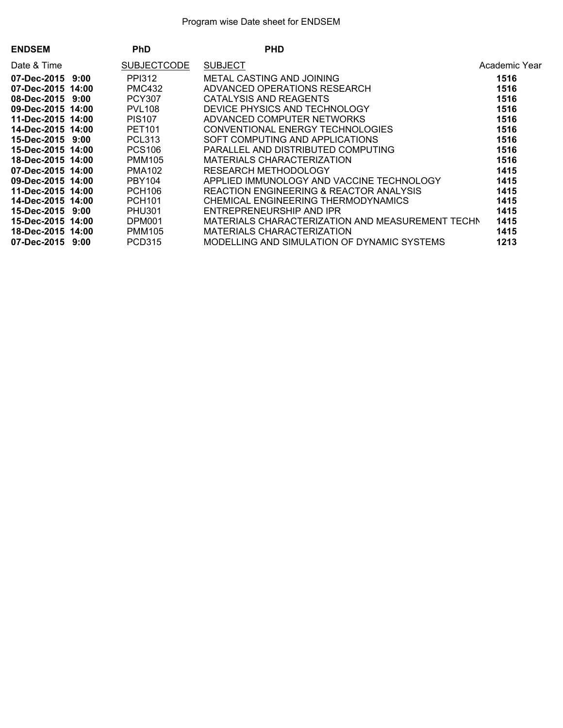Program wise Date sheet for ENDSEM

| ENDSEM | PhD | PHD | |
|---|---|---|---|
| Date & Time | SUBJECTCODE | SUBJECT | Academic Year |
| **07-Dec-2015 9:00** | PPI312 | METAL CASTING AND JOINING | **1516** |
| **07-Dec-2015 14:00** | PMC432 | ADVANCED OPERATIONS RESEARCH | **1516** |
| **08-Dec-2015 9:00** | PCY307 | CATALYSIS AND REAGENTS | **1516** |
| **09-Dec-2015 14:00** | PVL108 | DEVICE PHYSICS AND TECHNOLOGY | **1516** |
| **11-Dec-2015 14:00** | PIS107 | ADVANCED COMPUTER NETWORKS | **1516** |
| **14-Dec-2015 14:00** | PET101 | CONVENTIONAL ENERGY TECHNOLOGIES | **1516** |
| **15-Dec-2015 9:00** | PCL313 | SOFT COMPUTING AND APPLICATIONS | **1516** |
| **15-Dec-2015 14:00** | PCS106 | PARALLEL AND DISTRIBUTED COMPUTING | **1516** |
| **18-Dec-2015 14:00** | PMM105 | MATERIALS CHARACTERIZATION | **1516** |
| **07-Dec-2015 14:00** | PMA102 | RESEARCH METHODOLOGY | **1415** |
| **09-Dec-2015 14:00** | PBY104 | APPLIED IMMUNOLOGY AND VACCINE TECHNOLOGY | **1415** |
| **11-Dec-2015 14:00** | PCH106 | REACTION ENGINEERING & REACTOR ANALYSIS | **1415** |
| **14-Dec-2015 14:00** | PCH101 | CHEMICAL ENGINEERING THERMODYNAMICS | **1415** |
| **15-Dec-2015 9:00** | PHU301 | ENTREPRENEURSHIP AND IPR | **1415** |
| **15-Dec-2015 14:00** | DPM001 | MATERIALS CHARACTERIZATION AND MEASUREMENT TECHN | **1415** |
| **18-Dec-2015 14:00** | PMM105 | MATERIALS CHARACTERIZATION | **1415** |
| **07-Dec-2015 9:00** | PCD315 | MODELLING AND SIMULATION OF DYNAMIC SYSTEMS | **1213** |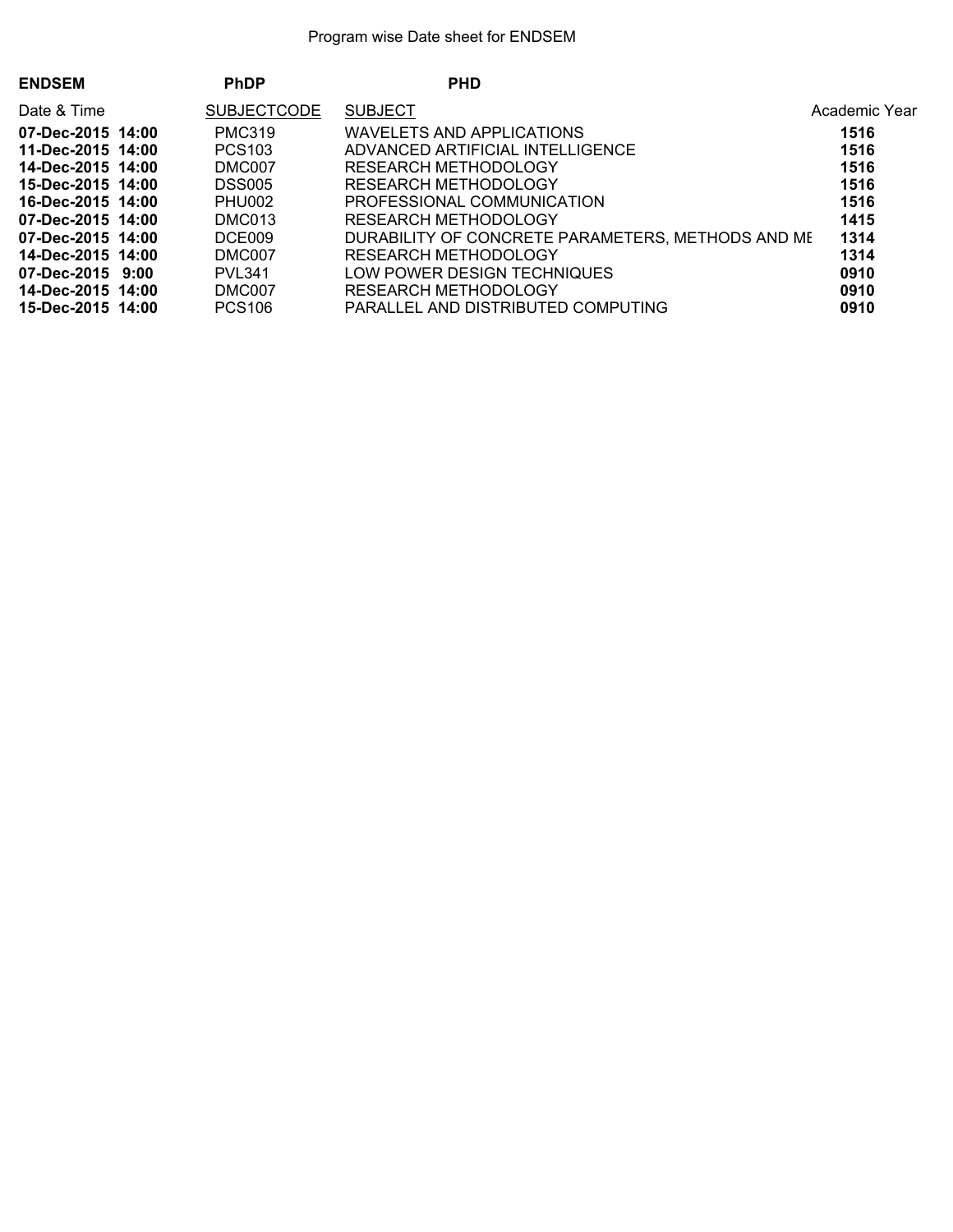Program wise Date sheet for ENDSEM

**ENDSEM** **PhDP** **PHD**

| Date & Time | SUBJECTCODE | SUBJECT | Academic Year |
|---|---|---|---|
| **07-Dec-2015 14:00** | PMC319 | WAVELETS AND APPLICATIONS | **1516** |
| **11-Dec-2015 14:00** | PCS103 | ADVANCED ARTIFICIAL INTELLIGENCE | **1516** |
| **14-Dec-2015 14:00** | DMC007 | RESEARCH METHODOLOGY | **1516** |
| **15-Dec-2015 14:00** | DSS005 | RESEARCH METHODOLOGY | **1516** |
| **16-Dec-2015 14:00** | PHU002 | PROFESSIONAL COMMUNICATION | **1516** |
| **07-Dec-2015 14:00** | DMC013 | RESEARCH METHODOLOGY | **1415** |
| **07-Dec-2015 14:00** | DCE009 | DURABILITY OF CONCRETE PARAMETERS, METHODS AND ME | **1314** |
| **14-Dec-2015 14:00** | DMC007 | RESEARCH METHODOLOGY | **1314** |
| **07-Dec-2015 9:00** | PVL341 | LOW POWER DESIGN TECHNIQUES | **0910** |
| **14-Dec-2015 14:00** | DMC007 | RESEARCH METHODOLOGY | **0910** |
| **15-Dec-2015 14:00** | PCS106 | PARALLEL AND DISTRIBUTED COMPUTING | **0910** |